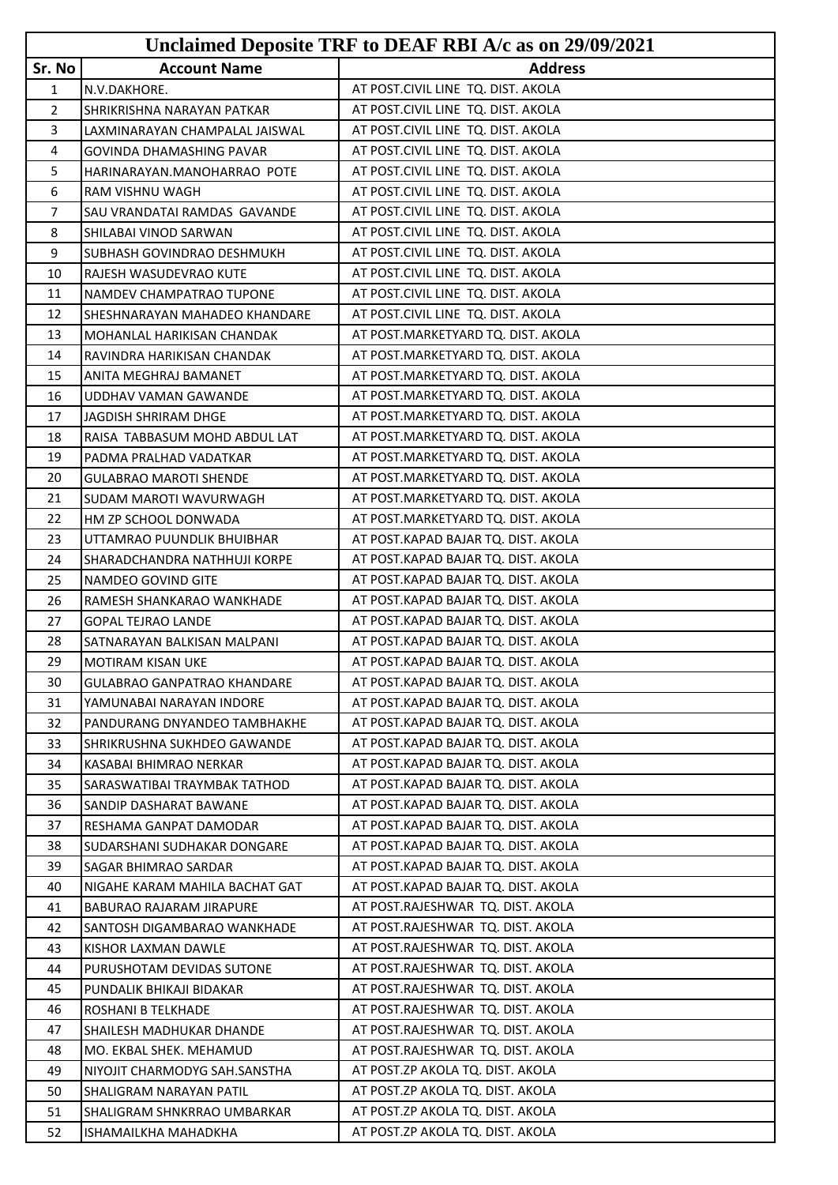| Unclaimed Deposite TRF to DEAF RBI A/c as on 29/09/2021 | | |
|---|---|---|
| **Sr. No** | **Account Name** | **Address** |
| 1 | N.V.DAKHORE. | AT POST.CIVIL LINE TQ. DIST. AKOLA |
| 2 | SHRIKRISHNA NARAYAN PATKAR | AT POST.CIVIL LINE TQ. DIST. AKOLA |
| 3 | LAXMINARAYAN CHAMPALAL JAISWAL | AT POST.CIVIL LINE TQ. DIST. AKOLA |
| 4 | GOVINDA DHAMASHING PAVAR | AT POST.CIVIL LINE TQ. DIST. AKOLA |
| 5 | HARINARAYAN.MANOHARRAO POTE | AT POST.CIVIL LINE TQ. DIST. AKOLA |
| 6 | RAM VISHNU WAGH | AT POST.CIVIL LINE TQ. DIST. AKOLA |
| 7 | SAU VRANDATAI RAMDAS GAVANDE | AT POST.CIVIL LINE TQ. DIST. AKOLA |
| 8 | SHILABAI VINOD SARWAN | AT POST.CIVIL LINE TQ. DIST. AKOLA |
| 9 | SUBHASH GOVINDRAO DESHMUKH | AT POST.CIVIL LINE TQ. DIST. AKOLA |
| 10 | RAJESH WASUDEVRAO KUTE | AT POST.CIVIL LINE TQ. DIST. AKOLA |
| 11 | NAMDEV CHAMPATRAO TUPONE | AT POST.CIVIL LINE TQ. DIST. AKOLA |
| 12 | SHESHNARAYAN MAHADEO KHANDARE | AT POST.CIVIL LINE TQ. DIST. AKOLA |
| 13 | MOHANLAL HARIKISAN CHANDAK | AT POST.MARKETYARD TQ. DIST. AKOLA |
| 14 | RAVINDRA HARIKISAN CHANDAK | AT POST.MARKETYARD TQ. DIST. AKOLA |
| 15 | ANITA MEGHRAJ BAMANET | AT POST.MARKETYARD TQ. DIST. AKOLA |
| 16 | UDDHAV VAMAN GAWANDE | AT POST.MARKETYARD TQ. DIST. AKOLA |
| 17 | JAGDISH SHRIRAM DHGE | AT POST.MARKETYARD TQ. DIST. AKOLA |
| 18 | RAISA TABBASUM MOHD ABDUL LAT | AT POST.MARKETYARD TQ. DIST. AKOLA |
| 19 | PADMA PRALHAD VADATKAR | AT POST.MARKETYARD TQ. DIST. AKOLA |
| 20 | GULABRAO MAROTI SHENDE | AT POST.MARKETYARD TQ. DIST. AKOLA |
| 21 | SUDAM MAROTI WAVURWAGH | AT POST.MARKETYARD TQ. DIST. AKOLA |
| 22 | HM ZP SCHOOL DONWADA | AT POST.MARKETYARD TQ. DIST. AKOLA |
| 23 | UTTAMRAO PUUNDLIK BHUIBHAR | AT POST.KAPAD BAJAR TQ. DIST. AKOLA |
| 24 | SHARADCHANDRA NATHHUJI KORPE | AT POST.KAPAD BAJAR TQ. DIST. AKOLA |
| 25 | NAMDEO GOVIND GITE | AT POST.KAPAD BAJAR TQ. DIST. AKOLA |
| 26 | RAMESH SHANKARAO WANKHADE | AT POST.KAPAD BAJAR TQ. DIST. AKOLA |
| 27 | GOPAL TEJRAO LANDE | AT POST.KAPAD BAJAR TQ. DIST. AKOLA |
| 28 | SATNARAYAN BALKISAN MALPANI | AT POST.KAPAD BAJAR TQ. DIST. AKOLA |
| 29 | MOTIRAM KISAN UKE | AT POST.KAPAD BAJAR TQ. DIST. AKOLA |
| 30 | GULABRAO GANPATRAO KHANDARE | AT POST.KAPAD BAJAR TQ. DIST. AKOLA |
| 31 | YAMUNABAI NARAYAN INDORE | AT POST.KAPAD BAJAR TQ. DIST. AKOLA |
| 32 | PANDURANG DNYANDEO TAMBHAKHE | AT POST.KAPAD BAJAR TQ. DIST. AKOLA |
| 33 | SHRIKRUSHNA SUKHDEO GAWANDE | AT POST.KAPAD BAJAR TQ. DIST. AKOLA |
| 34 | KASABAI BHIMRAO NERKAR | AT POST.KAPAD BAJAR TQ. DIST. AKOLA |
| 35 | SARASWATIBAI TRAYMBAK TATHOD | AT POST.KAPAD BAJAR TQ. DIST. AKOLA |
| 36 | SANDIP DASHARAT BAWANE | AT POST.KAPAD BAJAR TQ. DIST. AKOLA |
| 37 | RESHAMA GANPAT DAMODAR | AT POST.KAPAD BAJAR TQ. DIST. AKOLA |
| 38 | SUDARSHANI SUDHAKAR DONGARE | AT POST.KAPAD BAJAR TQ. DIST. AKOLA |
| 39 | SAGAR BHIMRAO SARDAR | AT POST.KAPAD BAJAR TQ. DIST. AKOLA |
| 40 | NIGAHE KARAM MAHILA BACHAT GAT | AT POST.KAPAD BAJAR TQ. DIST. AKOLA |
| 41 | BABURAO RAJARAM JIRAPURE | AT POST.RAJESHWAR TQ. DIST. AKOLA |
| 42 | SANTOSH DIGAMBARAO WANKHADE | AT POST.RAJESHWAR TQ. DIST. AKOLA |
| 43 | KISHOR LAXMAN DAWLE | AT POST.RAJESHWAR TQ. DIST. AKOLA |
| 44 | PURUSHOTAM DEVIDAS SUTONE | AT POST.RAJESHWAR TQ. DIST. AKOLA |
| 45 | PUNDALIK BHIKAJI BIDAKAR | AT POST.RAJESHWAR TQ. DIST. AKOLA |
| 46 | ROSHANI B TELKHADE | AT POST.RAJESHWAR TQ. DIST. AKOLA |
| 47 | SHAILESH MADHUKAR DHANDE | AT POST.RAJESHWAR TQ. DIST. AKOLA |
| 48 | MO. EKBAL SHEK. MEHAMUD | AT POST.RAJESHWAR TQ. DIST. AKOLA |
| 49 | NIYOJIT CHARMODYG SAH.SANSTHA | AT POST.ZP AKOLA TQ. DIST. AKOLA |
| 50 | SHALIGRAM NARAYAN PATIL | AT POST.ZP AKOLA TQ. DIST. AKOLA |
| 51 | SHALIGRAM SHNKRRAO UMBARKAR | AT POST.ZP AKOLA TQ. DIST. AKOLA |
| 52 | ISHAMAILKHA MAHADKHA | AT POST.ZP AKOLA TQ. DIST. AKOLA |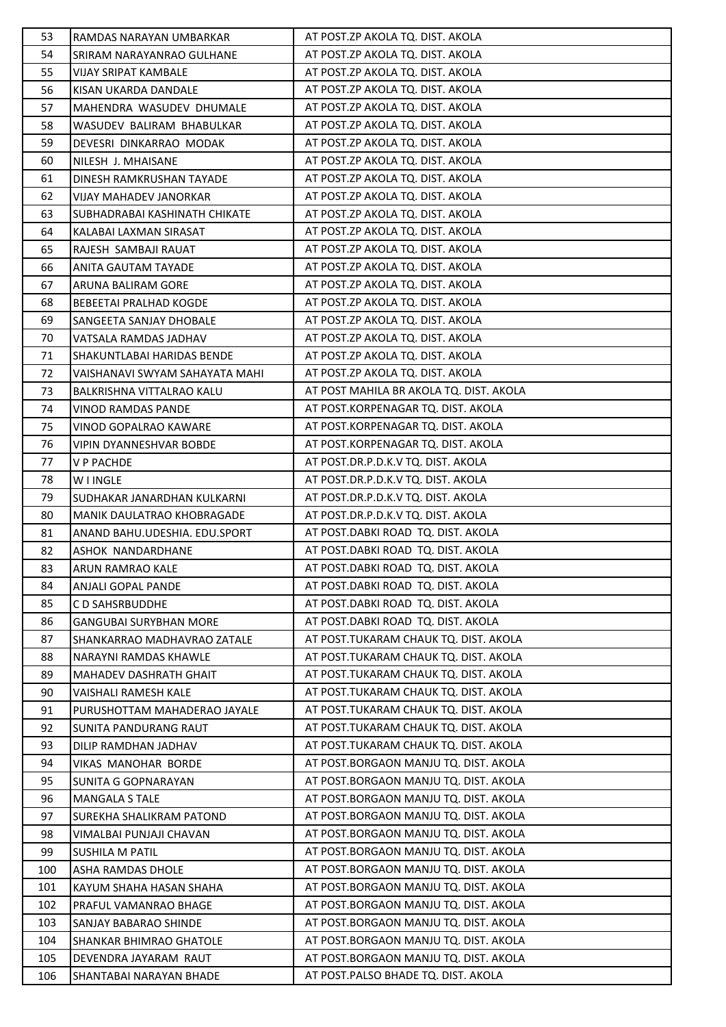| 53 | RAMDAS NARAYAN UMBARKAR | AT POST.ZP AKOLA TQ. DIST. AKOLA |
|---|---|---|
| 54 | SRIRAM NARAYANRAO GULHANE | AT POST.ZP AKOLA TQ. DIST. AKOLA |
| 55 | VIJAY SRIPAT KAMBALE | AT POST.ZP AKOLA TQ. DIST. AKOLA |
| 56 | KISAN UKARDA DANDALE | AT POST.ZP AKOLA TQ. DIST. AKOLA |
| 57 | MAHENDRA WASUDEV DHUMALE | AT POST.ZP AKOLA TQ. DIST. AKOLA |
| 58 | WASUDEV BALIRAM BHABULKAR | AT POST.ZP AKOLA TQ. DIST. AKOLA |
| 59 | DEVESRI DINKARRAO MODAK | AT POST.ZP AKOLA TQ. DIST. AKOLA |
| 60 | NILESH J. MHAISANE | AT POST.ZP AKOLA TQ. DIST. AKOLA |
| 61 | DINESH RAMKRUSHAN TAYADE | AT POST.ZP AKOLA TQ. DIST. AKOLA |
| 62 | VIJAY MAHADEV JANORKAR | AT POST.ZP AKOLA TQ. DIST. AKOLA |
| 63 | SUBHADRABAI KASHINATH CHIKATE | AT POST.ZP AKOLA TQ. DIST. AKOLA |
| 64 | KALABAI LAXMAN SIRASAT | AT POST.ZP AKOLA TQ. DIST. AKOLA |
| 65 | RAJESH SAMBAJI RAUAT | AT POST.ZP AKOLA TQ. DIST. AKOLA |
| 66 | ANITA GAUTAM TAYADE | AT POST.ZP AKOLA TQ. DIST. AKOLA |
| 67 | ARUNA BALIRAM GORE | AT POST.ZP AKOLA TQ. DIST. AKOLA |
| 68 | BEBEETAI PRALHAD KOGDE | AT POST.ZP AKOLA TQ. DIST. AKOLA |
| 69 | SANGEETA SANJAY DHOBALE | AT POST.ZP AKOLA TQ. DIST. AKOLA |
| 70 | VATSALA RAMDAS JADHAV | AT POST.ZP AKOLA TQ. DIST. AKOLA |
| 71 | SHAKUNTLABAI HARIDAS BENDE | AT POST.ZP AKOLA TQ. DIST. AKOLA |
| 72 | VAISHANAVI SWYAM SAHAYATA MAHI | AT POST.ZP AKOLA TQ. DIST. AKOLA |
| 73 | BALKRISHNA VITTALRAO KALU | AT POST MAHILA BR AKOLA TQ. DIST. AKOLA |
| 74 | VINOD RAMDAS PANDE | AT POST.KORPENAGAR TQ. DIST. AKOLA |
| 75 | VINOD GOPALRAO KAWARE | AT POST.KORPENAGAR TQ. DIST. AKOLA |
| 76 | VIPIN DYANNESHVAR BOBDE | AT POST.KORPENAGAR TQ. DIST. AKOLA |
| 77 | V P PACHDE | AT POST.DR.P.D.K.V TQ. DIST. AKOLA |
| 78 | W I INGLE | AT POST.DR.P.D.K.V TQ. DIST. AKOLA |
| 79 | SUDHAKAR JANARDHAN KULKARNI | AT POST.DR.P.D.K.V TQ. DIST. AKOLA |
| 80 | MANIK DAULATRAO KHOBRAGADE | AT POST.DR.P.D.K.V TQ. DIST. AKOLA |
| 81 | ANAND BAHU.UDESHIA. EDU.SPORT | AT POST.DABKI ROAD TQ. DIST. AKOLA |
| 82 | ASHOK NANDARDHANE | AT POST.DABKI ROAD TQ. DIST. AKOLA |
| 83 | ARUN RAMRAO KALE | AT POST.DABKI ROAD TQ. DIST. AKOLA |
| 84 | ANJALI GOPAL PANDE | AT POST.DABKI ROAD TQ. DIST. AKOLA |
| 85 | C D SAHSRBUDDHE | AT POST.DABKI ROAD TQ. DIST. AKOLA |
| 86 | GANGUBAI SURYBHAN MORE | AT POST.DABKI ROAD TQ. DIST. AKOLA |
| 87 | SHANKARRAO MADHAVRAO ZATALE | AT POST.TUKARAM CHAUK TQ. DIST. AKOLA |
| 88 | NARAYNI RAMDAS KHAWLE | AT POST.TUKARAM CHAUK TQ. DIST. AKOLA |
| 89 | MAHADEV DASHRATH GHAIT | AT POST.TUKARAM CHAUK TQ. DIST. AKOLA |
| 90 | VAISHALI RAMESH KALE | AT POST.TUKARAM CHAUK TQ. DIST. AKOLA |
| 91 | PURUSHOTTAM MAHADERAO JAYALE | AT POST.TUKARAM CHAUK TQ. DIST. AKOLA |
| 92 | SUNITA PANDURANG RAUT | AT POST.TUKARAM CHAUK TQ. DIST. AKOLA |
| 93 | DILIP RAMDHAN JADHAV | AT POST.TUKARAM CHAUK TQ. DIST. AKOLA |
| 94 | VIKAS MANOHAR BORDE | AT POST.BORGAON MANJU TQ. DIST. AKOLA |
| 95 | SUNITA G GOPNARAYAN | AT POST.BORGAON MANJU TQ. DIST. AKOLA |
| 96 | MANGALA S TALE | AT POST.BORGAON MANJU TQ. DIST. AKOLA |
| 97 | SUREKHA SHALIKRAM PATOND | AT POST.BORGAON MANJU TQ. DIST. AKOLA |
| 98 | VIMALBAI PUNJAJI CHAVAN | AT POST.BORGAON MANJU TQ. DIST. AKOLA |
| 99 | SUSHILA M PATIL | AT POST.BORGAON MANJU TQ. DIST. AKOLA |
| 100 | ASHA RAMDAS DHOLE | AT POST.BORGAON MANJU TQ. DIST. AKOLA |
| 101 | KAYUM SHAHA HASAN SHAHA | AT POST.BORGAON MANJU TQ. DIST. AKOLA |
| 102 | PRAFUL VAMANRAO BHAGE | AT POST.BORGAON MANJU TQ. DIST. AKOLA |
| 103 | SANJAY BABARAO SHINDE | AT POST.BORGAON MANJU TQ. DIST. AKOLA |
| 104 | SHANKAR BHIMRAO GHATOLE | AT POST.BORGAON MANJU TQ. DIST. AKOLA |
| 105 | DEVENDRA JAYARAM RAUT | AT POST.BORGAON MANJU TQ. DIST. AKOLA |
| 106 | SHANTABAI NARAYAN BHADE | AT POST.PALSO BHADE TQ. DIST. AKOLA |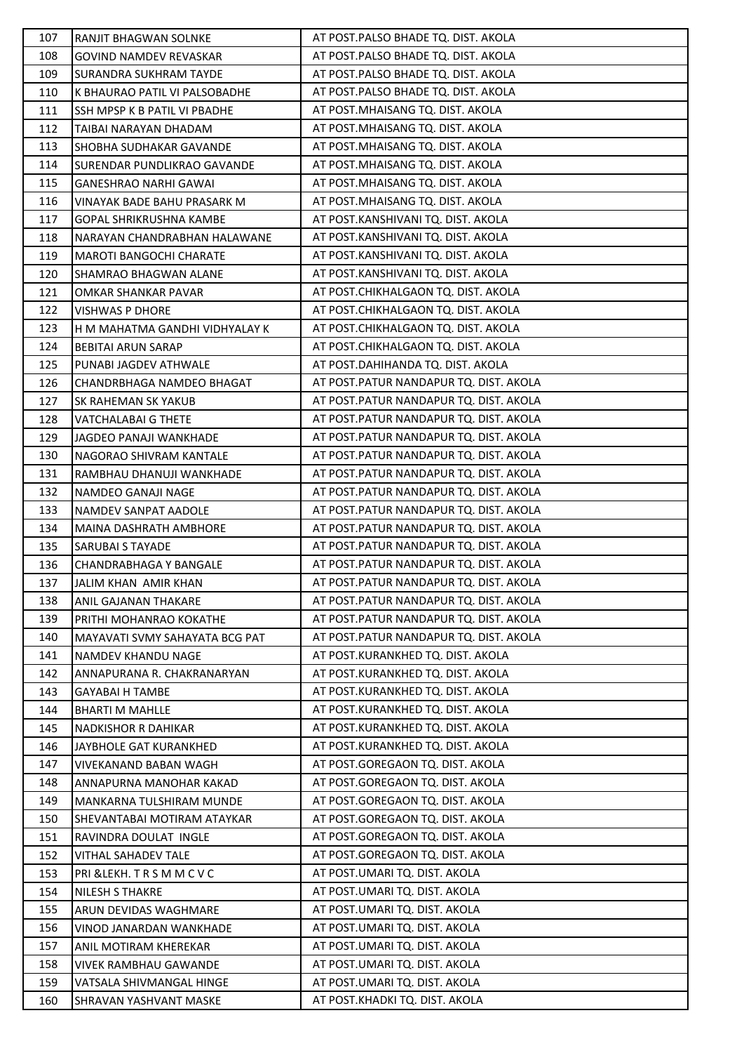| 107 | RANJIT BHAGWAN SOLNKE | AT POST.PALSO BHADE TQ. DIST. AKOLA |
|---|---|---|
| 108 | GOVIND NAMDEV REVASKAR | AT POST.PALSO BHADE TQ. DIST. AKOLA |
| 109 | SURANDRA SUKHRAM TAYDE | AT POST.PALSO BHADE TQ. DIST. AKOLA |
| 110 | K BHAURAO PATIL VI PALSOBADHE | AT POST.PALSO BHADE TQ. DIST. AKOLA |
| 111 | SSH MPSP K B PATIL VI PBADHE | AT POST.MHAISANG TQ. DIST. AKOLA |
| 112 | TAIBAI NARAYAN DHADAM | AT POST.MHAISANG TQ. DIST. AKOLA |
| 113 | SHOBHA SUDHAKAR GAVANDE | AT POST.MHAISANG TQ. DIST. AKOLA |
| 114 | SURENDAR PUNDLIKRAO GAVANDE | AT POST.MHAISANG TQ. DIST. AKOLA |
| 115 | GANESHRAO NARHI GAWAI | AT POST.MHAISANG TQ. DIST. AKOLA |
| 116 | VINAYAK BADE BAHU PRASARK M | AT POST.MHAISANG TQ. DIST. AKOLA |
| 117 | GOPAL SHRIKRUSHNA KAMBE | AT POST.KANSHIVANI TQ. DIST. AKOLA |
| 118 | NARAYAN CHANDRABHAN HALAWANE | AT POST.KANSHIVANI TQ. DIST. AKOLA |
| 119 | MAROTI BANGOCHI CHARATE | AT POST.KANSHIVANI TQ. DIST. AKOLA |
| 120 | SHAMRAO BHAGWAN ALANE | AT POST.KANSHIVANI TQ. DIST. AKOLA |
| 121 | OMKAR SHANKAR PAVAR | AT POST.CHIKHALGAON TQ. DIST. AKOLA |
| 122 | VISHWAS P DHORE | AT POST.CHIKHALGAON TQ. DIST. AKOLA |
| 123 | H M MAHATMA GANDHI VIDHYALAY K | AT POST.CHIKHALGAON TQ. DIST. AKOLA |
| 124 | BEBITAI ARUN SARAP | AT POST.CHIKHALGAON TQ. DIST. AKOLA |
| 125 | PUNABI JAGDEV ATHWALE | AT POST.DAHIHANDA TQ. DIST. AKOLA |
| 126 | CHANDRBHAGA NAMDEO BHAGAT | AT POST.PATUR NANDAPUR TQ. DIST. AKOLA |
| 127 | SK RAHEMAN SK YAKUB | AT POST.PATUR NANDAPUR TQ. DIST. AKOLA |
| 128 | VATCHALABAI G THETE | AT POST.PATUR NANDAPUR TQ. DIST. AKOLA |
| 129 | JAGDEO PANAJI WANKHADE | AT POST.PATUR NANDAPUR TQ. DIST. AKOLA |
| 130 | NAGORAO SHIVRAM KANTALE | AT POST.PATUR NANDAPUR TQ. DIST. AKOLA |
| 131 | RAMBHAU DHANUJI WANKHADE | AT POST.PATUR NANDAPUR TQ. DIST. AKOLA |
| 132 | NAMDEO GANAJI NAGE | AT POST.PATUR NANDAPUR TQ. DIST. AKOLA |
| 133 | NAMDEV SANPAT AADOLE | AT POST.PATUR NANDAPUR TQ. DIST. AKOLA |
| 134 | MAINA DASHRATH AMBHORE | AT POST.PATUR NANDAPUR TQ. DIST. AKOLA |
| 135 | SARUBAI S TAYADE | AT POST.PATUR NANDAPUR TQ. DIST. AKOLA |
| 136 | CHANDRABHAGA Y BANGALE | AT POST.PATUR NANDAPUR TQ. DIST. AKOLA |
| 137 | JALIM KHAN AMIR KHAN | AT POST.PATUR NANDAPUR TQ. DIST. AKOLA |
| 138 | ANIL GAJANAN THAKARE | AT POST.PATUR NANDAPUR TQ. DIST. AKOLA |
| 139 | PRITHI MOHANRAO KOKATHE | AT POST.PATUR NANDAPUR TQ. DIST. AKOLA |
| 140 | MAYAVATI SVMY SAHAYATA BCG PAT | AT POST.PATUR NANDAPUR TQ. DIST. AKOLA |
| 141 | NAMDEV KHANDU NAGE | AT POST.KURANKHED TQ. DIST. AKOLA |
| 142 | ANNAPURANA R. CHAKRANARYAN | AT POST.KURANKHED TQ. DIST. AKOLA |
| 143 | GAYABAI H TAMBE | AT POST.KURANKHED TQ. DIST. AKOLA |
| 144 | BHARTI M MAHLLE | AT POST.KURANKHED TQ. DIST. AKOLA |
| 145 | NADKISHOR R DAHIKAR | AT POST.KURANKHED TQ. DIST. AKOLA |
| 146 | JAYBHOLE GAT KURANKHED | AT POST.KURANKHED TQ. DIST. AKOLA |
| 147 | VIVEKANAND BABAN WAGH | AT POST.GOREGAON TQ. DIST. AKOLA |
| 148 | ANNAPURNA MANOHAR KAKAD | AT POST.GOREGAON TQ. DIST. AKOLA |
| 149 | MANKARNA TULSHIRAM MUNDE | AT POST.GOREGAON TQ. DIST. AKOLA |
| 150 | SHEVANTABAI MOTIRAM ATAYKAR | AT POST.GOREGAON TQ. DIST. AKOLA |
| 151 | RAVINDRA DOULAT INGLE | AT POST.GOREGAON TQ. DIST. AKOLA |
| 152 | VITHAL SAHADEV TALE | AT POST.GOREGAON TQ. DIST. AKOLA |
| 153 | PRI &LEKH. T R S M M C V C | AT POST.UMARI TQ. DIST. AKOLA |
| 154 | NILESH S THAKRE | AT POST.UMARI TQ. DIST. AKOLA |
| 155 | ARUN DEVIDAS WAGHMARE | AT POST.UMARI TQ. DIST. AKOLA |
| 156 | VINOD JANARDAN WANKHADE | AT POST.UMARI TQ. DIST. AKOLA |
| 157 | ANIL MOTIRAM KHEREKAR | AT POST.UMARI TQ. DIST. AKOLA |
| 158 | VIVEK RAMBHAU GAWANDE | AT POST.UMARI TQ. DIST. AKOLA |
| 159 | VATSALA SHIVMANGAL HINGE | AT POST.UMARI TQ. DIST. AKOLA |
| 160 | SHRAVAN YASHVANT MASKE | AT POST.KHADKI TQ. DIST. AKOLA |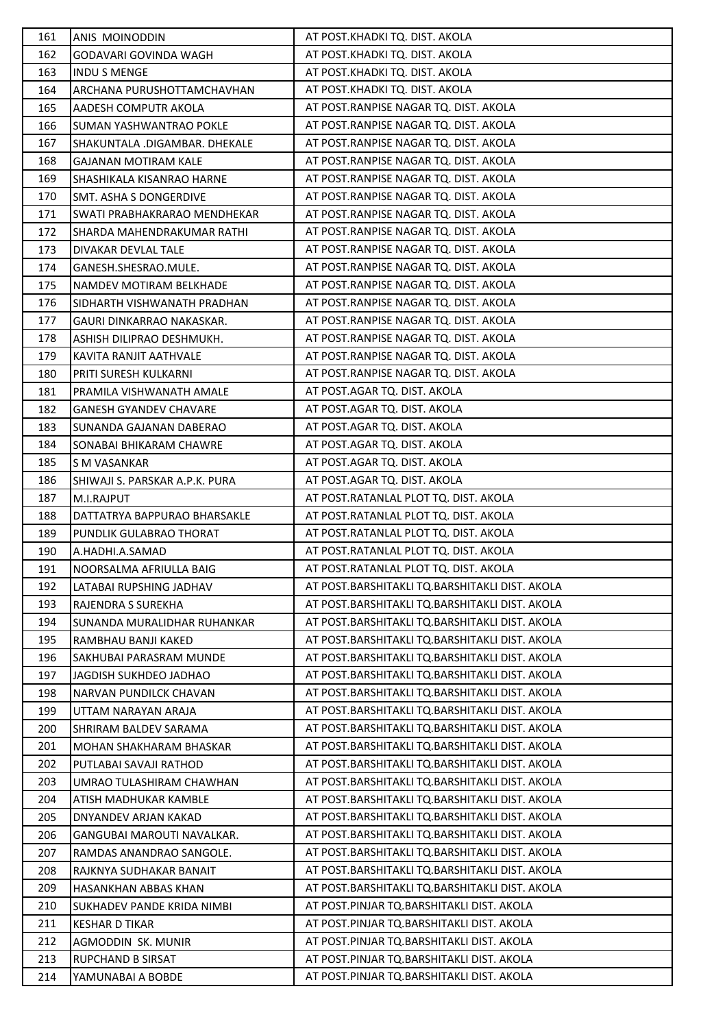| | | |
|---|---|---|
| 161 | ANIS MOINODDIN | AT POST.KHADKI TQ. DIST. AKOLA |
| 162 | GODAVARI GOVINDA WAGH | AT POST.KHADKI TQ. DIST. AKOLA |
| 163 | INDU S MENGE | AT POST.KHADKI TQ. DIST. AKOLA |
| 164 | ARCHANA PURUSHOTTAMCHAVHAN | AT POST.KHADKI TQ. DIST. AKOLA |
| 165 | AADESH COMPUTR AKOLA | AT POST.RANPISE NAGAR TQ. DIST. AKOLA |
| 166 | SUMAN YASHWANTRAO POKLE | AT POST.RANPISE NAGAR TQ. DIST. AKOLA |
| 167 | SHAKUNTALA .DIGAMBAR. DHEKALE | AT POST.RANPISE NAGAR TQ. DIST. AKOLA |
| 168 | GAJANAN MOTIRAM KALE | AT POST.RANPISE NAGAR TQ. DIST. AKOLA |
| 169 | SHASHIKALA KISANRAO HARNE | AT POST.RANPISE NAGAR TQ. DIST. AKOLA |
| 170 | SMT. ASHA S DONGERDIVE | AT POST.RANPISE NAGAR TQ. DIST. AKOLA |
| 171 | SWATI PRABHAKRARAO MENDHEKAR | AT POST.RANPISE NAGAR TQ. DIST. AKOLA |
| 172 | SHARDA MAHENDRAKUMAR RATHI | AT POST.RANPISE NAGAR TQ. DIST. AKOLA |
| 173 | DIVAKAR DEVLAL TALE | AT POST.RANPISE NAGAR TQ. DIST. AKOLA |
| 174 | GANESH.SHESRAO.MULE. | AT POST.RANPISE NAGAR TQ. DIST. AKOLA |
| 175 | NAMDEV MOTIRAM BELKHADE | AT POST.RANPISE NAGAR TQ. DIST. AKOLA |
| 176 | SIDHARTH VISHWANATH PRADHAN | AT POST.RANPISE NAGAR TQ. DIST. AKOLA |
| 177 | GAURI DINKARRAO NAKASKAR. | AT POST.RANPISE NAGAR TQ. DIST. AKOLA |
| 178 | ASHISH DILIPRAO DESHMUKH. | AT POST.RANPISE NAGAR TQ. DIST. AKOLA |
| 179 | KAVITA RANJIT AATHVALE | AT POST.RANPISE NAGAR TQ. DIST. AKOLA |
| 180 | PRITI SURESH KULKARNI | AT POST.RANPISE NAGAR TQ. DIST. AKOLA |
| 181 | PRAMILA VISHWANATH AMALE | AT POST.AGAR TQ. DIST. AKOLA |
| 182 | GANESH GYANDEV CHAVARE | AT POST.AGAR TQ. DIST. AKOLA |
| 183 | SUNANDA GAJANAN DABERAO | AT POST.AGAR TQ. DIST. AKOLA |
| 184 | SONABAI BHIKARAM CHAWRE | AT POST.AGAR TQ. DIST. AKOLA |
| 185 | S M VASANKAR | AT POST.AGAR TQ. DIST. AKOLA |
| 186 | SHIWAJI S. PARSKAR A.P.K. PURA | AT POST.AGAR TQ. DIST. AKOLA |
| 187 | M.I.RAJPUT | AT POST.RATANLAL PLOT TQ. DIST. AKOLA |
| 188 | DATTATRYA BAPPURAO BHARSAKLE | AT POST.RATANLAL PLOT TQ. DIST. AKOLA |
| 189 | PUNDLIK GULABRAO THORAT | AT POST.RATANLAL PLOT TQ. DIST. AKOLA |
| 190 | A.HADHI.A.SAMAD | AT POST.RATANLAL PLOT TQ. DIST. AKOLA |
| 191 | NOORSALMA AFRIULLA BAIG | AT POST.RATANLAL PLOT TQ. DIST. AKOLA |
| 192 | LATABAI RUPSHING JADHAV | AT POST.BARSHITAKLI TQ.BARSHITAKLI DIST. AKOLA |
| 193 | RAJENDRA S SUREKHA | AT POST.BARSHITAKLI TQ.BARSHITAKLI DIST. AKOLA |
| 194 | SUNANDA MURALIDHAR RUHANKAR | AT POST.BARSHITAKLI TQ.BARSHITAKLI DIST. AKOLA |
| 195 | RAMBHAU BANJI KAKED | AT POST.BARSHITAKLI TQ.BARSHITAKLI DIST. AKOLA |
| 196 | SAKHUBAI PARASRAM MUNDE | AT POST.BARSHITAKLI TQ.BARSHITAKLI DIST. AKOLA |
| 197 | JAGDISH SUKHDEO JADHAO | AT POST.BARSHITAKLI TQ.BARSHITAKLI DIST. AKOLA |
| 198 | NARVAN PUNDILCK CHAVAN | AT POST.BARSHITAKLI TQ.BARSHITAKLI DIST. AKOLA |
| 199 | UTTAM NARAYAN ARAJA | AT POST.BARSHITAKLI TQ.BARSHITAKLI DIST. AKOLA |
| 200 | SHRIRAM BALDEV SARAMA | AT POST.BARSHITAKLI TQ.BARSHITAKLI DIST. AKOLA |
| 201 | MOHAN SHAKHARAM BHASKAR | AT POST.BARSHITAKLI TQ.BARSHITAKLI DIST. AKOLA |
| 202 | PUTLABAI SAVAJI RATHOD | AT POST.BARSHITAKLI TQ.BARSHITAKLI DIST. AKOLA |
| 203 | UMRAO TULASHIRAM CHAWHAN | AT POST.BARSHITAKLI TQ.BARSHITAKLI DIST. AKOLA |
| 204 | ATISH MADHUKAR KAMBLE | AT POST.BARSHITAKLI TQ.BARSHITAKLI DIST. AKOLA |
| 205 | DNYANDEV ARJAN KAKAD | AT POST.BARSHITAKLI TQ.BARSHITAKLI DIST. AKOLA |
| 206 | GANGUBAI MAROUTI NAVALKAR. | AT POST.BARSHITAKLI TQ.BARSHITAKLI DIST. AKOLA |
| 207 | RAMDAS ANANDRAO SANGOLE. | AT POST.BARSHITAKLI TQ.BARSHITAKLI DIST. AKOLA |
| 208 | RAJKNYA SUDHAKAR BANAIT | AT POST.BARSHITAKLI TQ.BARSHITAKLI DIST. AKOLA |
| 209 | HASANKHAN ABBAS KHAN | AT POST.BARSHITAKLI TQ.BARSHITAKLI DIST. AKOLA |
| 210 | SUKHADEV PANDE KRIDA NIMBI | AT POST.PINJAR TQ.BARSHITAKLI DIST. AKOLA |
| 211 | KESHAR D TIKAR | AT POST.PINJAR TQ.BARSHITAKLI DIST. AKOLA |
| 212 | AGMODDIN SK. MUNIR | AT POST.PINJAR TQ.BARSHITAKLI DIST. AKOLA |
| 213 | RUPCHAND B SIRSAT | AT POST.PINJAR TQ.BARSHITAKLI DIST. AKOLA |
| 214 | YAMUNABAI A BOBDE | AT POST.PINJAR TQ.BARSHITAKLI DIST. AKOLA |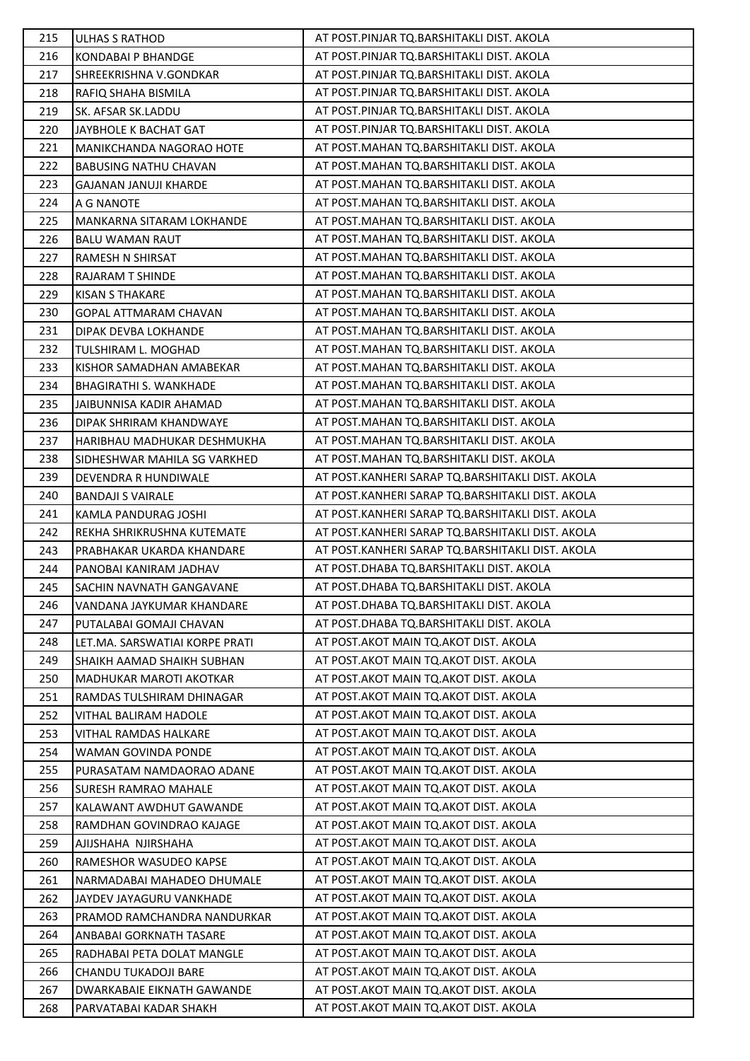| 215 | ULHAS S RATHOD | AT POST.PINJAR TQ.BARSHITAKLI DIST. AKOLA |
|---|---|---|
| 216 | KONDABAI P BHANDGE | AT POST.PINJAR TQ.BARSHITAKLI DIST. AKOLA |
| 217 | SHREEKRISHNA V.GONDKAR | AT POST.PINJAR TQ.BARSHITAKLI DIST. AKOLA |
| 218 | RAFIQ SHAHA BISMILA | AT POST.PINJAR TQ.BARSHITAKLI DIST. AKOLA |
| 219 | SK. AFSAR SK.LADDU | AT POST.PINJAR TQ.BARSHITAKLI DIST. AKOLA |
| 220 | JAYBHOLE K BACHAT GAT | AT POST.PINJAR TQ.BARSHITAKLI DIST. AKOLA |
| 221 | MANIKCHANDA NAGORAO HOTE | AT POST.MAHAN TQ.BARSHITAKLI DIST. AKOLA |
| 222 | BABUSING NATHU CHAVAN | AT POST.MAHAN TQ.BARSHITAKLI DIST. AKOLA |
| 223 | GAJANAN JANUJI KHARDE | AT POST.MAHAN TQ.BARSHITAKLI DIST. AKOLA |
| 224 | A G NANOTE | AT POST.MAHAN TQ.BARSHITAKLI DIST. AKOLA |
| 225 | MANKARNA SITARAM LOKHANDE | AT POST.MAHAN TQ.BARSHITAKLI DIST. AKOLA |
| 226 | BALU WAMAN RAUT | AT POST.MAHAN TQ.BARSHITAKLI DIST. AKOLA |
| 227 | RAMESH N SHIRSAT | AT POST.MAHAN TQ.BARSHITAKLI DIST. AKOLA |
| 228 | RAJARAM T SHINDE | AT POST.MAHAN TQ.BARSHITAKLI DIST. AKOLA |
| 229 | KISAN S THAKARE | AT POST.MAHAN TQ.BARSHITAKLI DIST. AKOLA |
| 230 | GOPAL ATTMARAM CHAVAN | AT POST.MAHAN TQ.BARSHITAKLI DIST. AKOLA |
| 231 | DIPAK DEVBA LOKHANDE | AT POST.MAHAN TQ.BARSHITAKLI DIST. AKOLA |
| 232 | TULSHIRAM L. MOGHAD | AT POST.MAHAN TQ.BARSHITAKLI DIST. AKOLA |
| 233 | KISHOR SAMADHAN AMABEKAR | AT POST.MAHAN TQ.BARSHITAKLI DIST. AKOLA |
| 234 | BHAGIRATHI S. WANKHADE | AT POST.MAHAN TQ.BARSHITAKLI DIST. AKOLA |
| 235 | JAIBUNNISA KADIR AHAMAD | AT POST.MAHAN TQ.BARSHITAKLI DIST. AKOLA |
| 236 | DIPAK SHRIRAM KHANDWAYE | AT POST.MAHAN TQ.BARSHITAKLI DIST. AKOLA |
| 237 | HARIBHAU MADHUKAR DESHMUKHA | AT POST.MAHAN TQ.BARSHITAKLI DIST. AKOLA |
| 238 | SIDHESHWAR MAHILA SG VARKHED | AT POST.MAHAN TQ.BARSHITAKLI DIST. AKOLA |
| 239 | DEVENDRA R HUNDIWALE | AT POST.KANHERI SARAP TQ.BARSHITAKLI DIST. AKOLA |
| 240 | BANDAJI S VAIRALE | AT POST.KANHERI SARAP TQ.BARSHITAKLI DIST. AKOLA |
| 241 | KAMLA PANDURAG JOSHI | AT POST.KANHERI SARAP TQ.BARSHITAKLI DIST. AKOLA |
| 242 | REKHA SHRIKRUSHNA KUTEMATE | AT POST.KANHERI SARAP TQ.BARSHITAKLI DIST. AKOLA |
| 243 | PRABHAKAR UKARDA KHANDARE | AT POST.KANHERI SARAP TQ.BARSHITAKLI DIST. AKOLA |
| 244 | PANOBAI KANIRAM JADHAV | AT POST.DHABA TQ.BARSHITAKLI DIST. AKOLA |
| 245 | SACHIN NAVNATH GANGAVANE | AT POST.DHABA TQ.BARSHITAKLI DIST. AKOLA |
| 246 | VANDANA JAYKUMAR KHANDARE | AT POST.DHABA TQ.BARSHITAKLI DIST. AKOLA |
| 247 | PUTALABAI GOMAJI CHAVAN | AT POST.DHABA TQ.BARSHITAKLI DIST. AKOLA |
| 248 | LET.MA. SARSWATIAI KORPE PRATI | AT POST.AKOT MAIN TQ.AKOT DIST. AKOLA |
| 249 | SHAIKH AAMAD SHAIKH SUBHAN | AT POST.AKOT MAIN TQ.AKOT DIST. AKOLA |
| 250 | MADHUKAR MAROTI AKOTKAR | AT POST.AKOT MAIN TQ.AKOT DIST. AKOLA |
| 251 | RAMDAS TULSHIRAM DHINAGAR | AT POST.AKOT MAIN TQ.AKOT DIST. AKOLA |
| 252 | VITHAL BALIRAM HADOLE | AT POST.AKOT MAIN TQ.AKOT DIST. AKOLA |
| 253 | VITHAL RAMDAS HALKARE | AT POST.AKOT MAIN TQ.AKOT DIST. AKOLA |
| 254 | WAMAN GOVINDA PONDE | AT POST.AKOT MAIN TQ.AKOT DIST. AKOLA |
| 255 | PURASATAM NAMDAORAO ADANE | AT POST.AKOT MAIN TQ.AKOT DIST. AKOLA |
| 256 | SURESH RAMRAO MAHALE | AT POST.AKOT MAIN TQ.AKOT DIST. AKOLA |
| 257 | KALAWANT AWDHUT GAWANDE | AT POST.AKOT MAIN TQ.AKOT DIST. AKOLA |
| 258 | RAMDHAN GOVINDRAO KAJAGE | AT POST.AKOT MAIN TQ.AKOT DIST. AKOLA |
| 259 | AJIJSHAHA NJIRSHAHA | AT POST.AKOT MAIN TQ.AKOT DIST. AKOLA |
| 260 | RAMESHOR WASUDEO KAPSE | AT POST.AKOT MAIN TQ.AKOT DIST. AKOLA |
| 261 | NARMADABAI MAHADEO DHUMALE | AT POST.AKOT MAIN TQ.AKOT DIST. AKOLA |
| 262 | JAYDEV JAYAGURU VANKHADE | AT POST.AKOT MAIN TQ.AKOT DIST. AKOLA |
| 263 | PRAMOD RAMCHANDRA NANDURKAR | AT POST.AKOT MAIN TQ.AKOT DIST. AKOLA |
| 264 | ANBABAI GORKNATH TASARE | AT POST.AKOT MAIN TQ.AKOT DIST. AKOLA |
| 265 | RADHABAI PETA DOLAT MANGLE | AT POST.AKOT MAIN TQ.AKOT DIST. AKOLA |
| 266 | CHANDU TUKADOJI BARE | AT POST.AKOT MAIN TQ.AKOT DIST. AKOLA |
| 267 | DWARKABAIE EIKNATH GAWANDE | AT POST.AKOT MAIN TQ.AKOT DIST. AKOLA |
| 268 | PARVATABAI KADAR SHAKH | AT POST.AKOT MAIN TQ.AKOT DIST. AKOLA |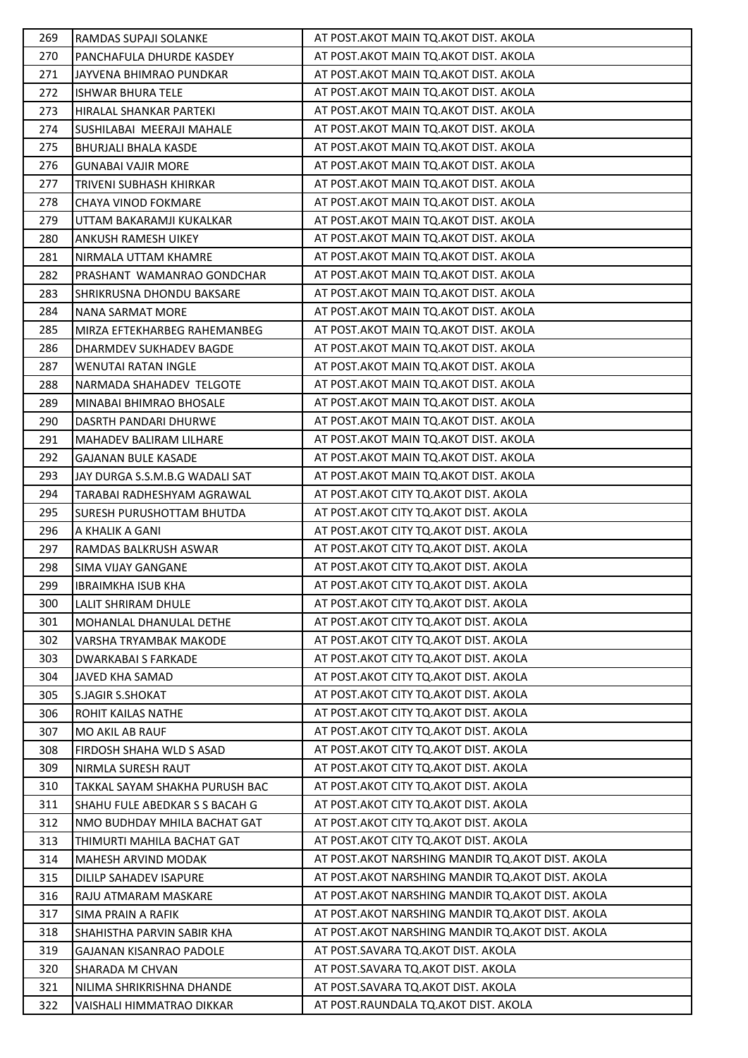| 269 | RAMDAS SUPAJI SOLANKE | AT POST.AKOT MAIN TQ.AKOT DIST. AKOLA |
|---|---|---|
| 270 | PANCHAFULA DHURDE KASDEY | AT POST.AKOT MAIN TQ.AKOT DIST. AKOLA |
| 271 | JAYVENA BHIMRAO PUNDKAR | AT POST.AKOT MAIN TQ.AKOT DIST. AKOLA |
| 272 | ISHWAR BHURA TELE | AT POST.AKOT MAIN TQ.AKOT DIST. AKOLA |
| 273 | HIRALAL SHANKAR PARTEKI | AT POST.AKOT MAIN TQ.AKOT DIST. AKOLA |
| 274 | SUSHILABAI MEERAJI MAHALE | AT POST.AKOT MAIN TQ.AKOT DIST. AKOLA |
| 275 | BHURJALI BHALA KASDE | AT POST.AKOT MAIN TQ.AKOT DIST. AKOLA |
| 276 | GUNABAI VAJIR MORE | AT POST.AKOT MAIN TQ.AKOT DIST. AKOLA |
| 277 | TRIVENI SUBHASH KHIRKAR | AT POST.AKOT MAIN TQ.AKOT DIST. AKOLA |
| 278 | CHAYA VINOD FOKMARE | AT POST.AKOT MAIN TQ.AKOT DIST. AKOLA |
| 279 | UTTAM BAKARAMJI KUKALKAR | AT POST.AKOT MAIN TQ.AKOT DIST. AKOLA |
| 280 | ANKUSH RAMESH UIKEY | AT POST.AKOT MAIN TQ.AKOT DIST. AKOLA |
| 281 | NIRMALA UTTAM KHAMRE | AT POST.AKOT MAIN TQ.AKOT DIST. AKOLA |
| 282 | PRASHANT WAMANRAO GONDCHAR | AT POST.AKOT MAIN TQ.AKOT DIST. AKOLA |
| 283 | SHRIKRUSNA DHONDU BAKSARE | AT POST.AKOT MAIN TQ.AKOT DIST. AKOLA |
| 284 | NANA SARMAT MORE | AT POST.AKOT MAIN TQ.AKOT DIST. AKOLA |
| 285 | MIRZA EFTEKHARBEG RAHEMANBEG | AT POST.AKOT MAIN TQ.AKOT DIST. AKOLA |
| 286 | DHARMDEV SUKHADEV BAGDE | AT POST.AKOT MAIN TQ.AKOT DIST. AKOLA |
| 287 | WENUTAI RATAN INGLE | AT POST.AKOT MAIN TQ.AKOT DIST. AKOLA |
| 288 | NARMADA SHAHADEV TELGOTE | AT POST.AKOT MAIN TQ.AKOT DIST. AKOLA |
| 289 | MINABAI BHIMRAO BHOSALE | AT POST.AKOT MAIN TQ.AKOT DIST. AKOLA |
| 290 | DASRTH PANDARI DHURWE | AT POST.AKOT MAIN TQ.AKOT DIST. AKOLA |
| 291 | MAHADEV BALIRAM LILHARE | AT POST.AKOT MAIN TQ.AKOT DIST. AKOLA |
| 292 | GAJANAN BULE KASADE | AT POST.AKOT MAIN TQ.AKOT DIST. AKOLA |
| 293 | JAY DURGA S.S.M.B.G WADALI SAT | AT POST.AKOT MAIN TQ.AKOT DIST. AKOLA |
| 294 | TARABAI RADHESHYAM AGRAWAL | AT POST.AKOT CITY TQ.AKOT DIST. AKOLA |
| 295 | SURESH PURUSHOTTAM BHUTDA | AT POST.AKOT CITY TQ.AKOT DIST. AKOLA |
| 296 | A KHALIK A GANI | AT POST.AKOT CITY TQ.AKOT DIST. AKOLA |
| 297 | RAMDAS BALKRUSH ASWAR | AT POST.AKOT CITY TQ.AKOT DIST. AKOLA |
| 298 | SIMA VIJAY GANGANE | AT POST.AKOT CITY TQ.AKOT DIST. AKOLA |
| 299 | IBRAIMKHA ISUB KHA | AT POST.AKOT CITY TQ.AKOT DIST. AKOLA |
| 300 | LALIT SHRIRAM DHULE | AT POST.AKOT CITY TQ.AKOT DIST. AKOLA |
| 301 | MOHANLAL DHANULAL DETHE | AT POST.AKOT CITY TQ.AKOT DIST. AKOLA |
| 302 | VARSHA TRYAMBAK MAKODE | AT POST.AKOT CITY TQ.AKOT DIST. AKOLA |
| 303 | DWARKABAI S FARKADE | AT POST.AKOT CITY TQ.AKOT DIST. AKOLA |
| 304 | JAVED KHA SAMAD | AT POST.AKOT CITY TQ.AKOT DIST. AKOLA |
| 305 | S.JAGIR S.SHOKAT | AT POST.AKOT CITY TQ.AKOT DIST. AKOLA |
| 306 | ROHIT KAILAS NATHE | AT POST.AKOT CITY TQ.AKOT DIST. AKOLA |
| 307 | MO AKIL AB RAUF | AT POST.AKOT CITY TQ.AKOT DIST. AKOLA |
| 308 | FIRDOSH SHAHA WLD S ASAD | AT POST.AKOT CITY TQ.AKOT DIST. AKOLA |
| 309 | NIRMLA SURESH RAUT | AT POST.AKOT CITY TQ.AKOT DIST. AKOLA |
| 310 | TAKKAL SAYAM SHAKHA PURUSH BAC | AT POST.AKOT CITY TQ.AKOT DIST. AKOLA |
| 311 | SHAHU FULE ABEDKAR S S BACAH G | AT POST.AKOT CITY TQ.AKOT DIST. AKOLA |
| 312 | NMO BUDHDAY MHILA BACHAT GAT | AT POST.AKOT CITY TQ.AKOT DIST. AKOLA |
| 313 | THIMURTI MAHILA BACHAT GAT | AT POST.AKOT CITY TQ.AKOT DIST. AKOLA |
| 314 | MAHESH ARVIND MODAK | AT POST.AKOT NARSHING MANDIR TQ.AKOT DIST. AKOLA |
| 315 | DILILP SAHADEV ISAPURE | AT POST.AKOT NARSHING MANDIR TQ.AKOT DIST. AKOLA |
| 316 | RAJU ATMARAM MASKARE | AT POST.AKOT NARSHING MANDIR TQ.AKOT DIST. AKOLA |
| 317 | SIMA PRAIN A RAFIK | AT POST.AKOT NARSHING MANDIR TQ.AKOT DIST. AKOLA |
| 318 | SHAHISTHA PARVIN SABIR KHA | AT POST.AKOT NARSHING MANDIR TQ.AKOT DIST. AKOLA |
| 319 | GAJANAN KISANRAO PADOLE | AT POST.SAVARA TQ.AKOT DIST. AKOLA |
| 320 | SHARADA M CHVAN | AT POST.SAVARA TQ.AKOT DIST. AKOLA |
| 321 | NILIMA SHRIKRISHNA DHANDE | AT POST.SAVARA TQ.AKOT DIST. AKOLA |
| 322 | VAISHALI HIMMATRAO DIKKAR | AT POST.RAUNDALA TQ.AKOT DIST. AKOLA |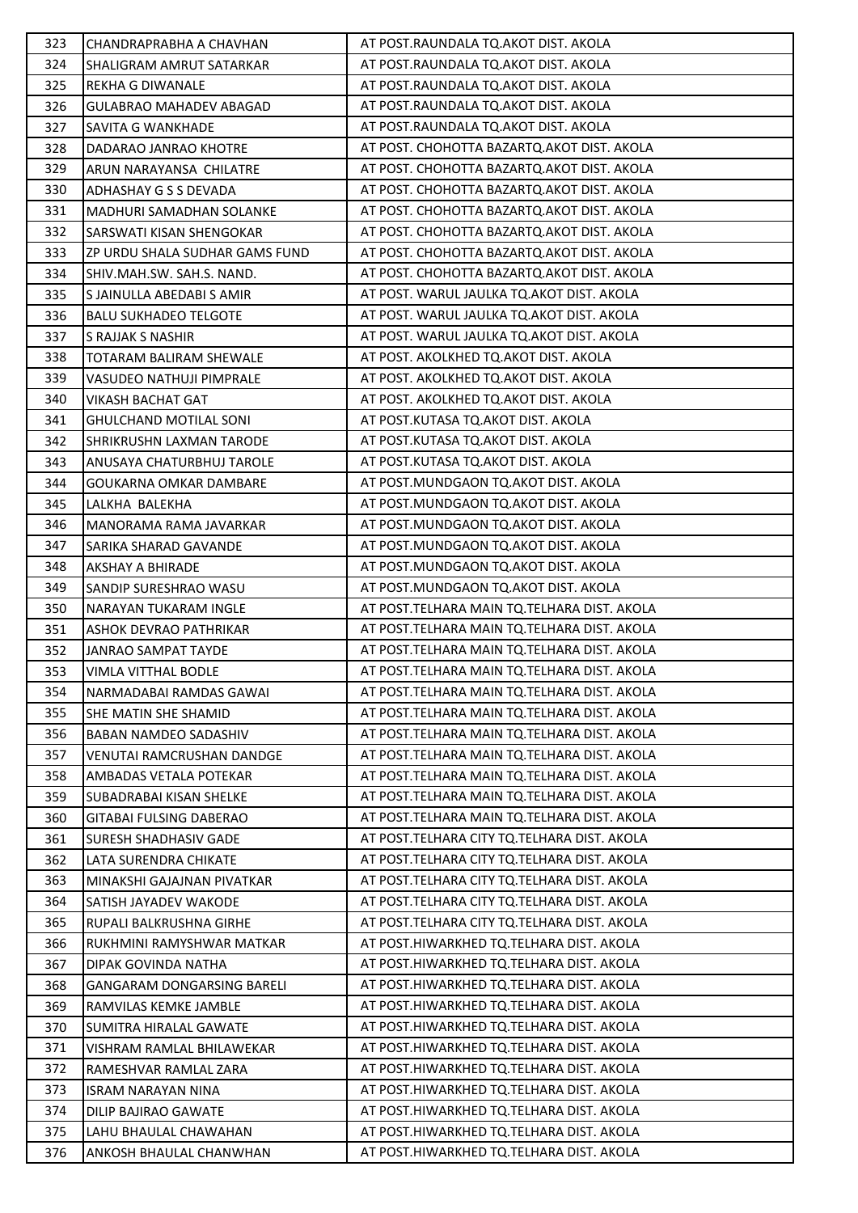| 323 | CHANDRAPRABHA A CHAVHAN | AT POST.RAUNDALA TQ.AKOT DIST. AKOLA |
|---|---|---|
| 324 | SHALIGRAM AMRUT SATARKAR | AT POST.RAUNDALA TQ.AKOT DIST. AKOLA |
| 325 | REKHA G DIWANALE | AT POST.RAUNDALA TQ.AKOT DIST. AKOLA |
| 326 | GULABRAO MAHADEV ABAGAD | AT POST.RAUNDALA TQ.AKOT DIST. AKOLA |
| 327 | SAVITA G WANKHADE | AT POST.RAUNDALA TQ.AKOT DIST. AKOLA |
| 328 | DADARAO JANRAO KHOTRE | AT POST. CHOHOTTA BAZARTQ.AKOT DIST. AKOLA |
| 329 | ARUN NARAYANSA CHILATRE | AT POST. CHOHOTTA BAZARTQ.AKOT DIST. AKOLA |
| 330 | ADHASHAY G S S DEVADA | AT POST. CHOHOTTA BAZARTQ.AKOT DIST. AKOLA |
| 331 | MADHURI SAMADHAN SOLANKE | AT POST. CHOHOTTA BAZARTQ.AKOT DIST. AKOLA |
| 332 | SARSWATI KISAN SHENGOKAR | AT POST. CHOHOTTA BAZARTQ.AKOT DIST. AKOLA |
| 333 | ZP URDU SHALA SUDHAR GAMS FUND | AT POST. CHOHOTTA BAZARTQ.AKOT DIST. AKOLA |
| 334 | SHIV.MAH.SW. SAH.S. NAND. | AT POST. CHOHOTTA BAZARTQ.AKOT DIST. AKOLA |
| 335 | S JAINULLA ABEDABI S AMIR | AT POST. WARUL JAULKA TQ.AKOT DIST. AKOLA |
| 336 | BALU SUKHADEO TELGOTE | AT POST. WARUL JAULKA TQ.AKOT DIST. AKOLA |
| 337 | S RAJJAK S NASHIR | AT POST. WARUL JAULKA TQ.AKOT DIST. AKOLA |
| 338 | TOTARAM BALIRAM SHEWALE | AT POST. AKOLKHED TQ.AKOT DIST. AKOLA |
| 339 | VASUDEO NATHUJI PIMPRALE | AT POST. AKOLKHED TQ.AKOT DIST. AKOLA |
| 340 | VIKASH BACHAT GAT | AT POST. AKOLKHED TQ.AKOT DIST. AKOLA |
| 341 | GHULCHAND MOTILAL SONI | AT POST.KUTASA TQ.AKOT DIST. AKOLA |
| 342 | SHRIKRUSHN LAXMAN TARODE | AT POST.KUTASA TQ.AKOT DIST. AKOLA |
| 343 | ANUSAYA CHATURBHUJ TAROLE | AT POST.KUTASA TQ.AKOT DIST. AKOLA |
| 344 | GOUKARNA OMKAR DAMBARE | AT POST.MUNDGAON TQ.AKOT DIST. AKOLA |
| 345 | LALKHA BALEKHA | AT POST.MUNDGAON TQ.AKOT DIST. AKOLA |
| 346 | MANORAMA RAMA JAVARKAR | AT POST.MUNDGAON TQ.AKOT DIST. AKOLA |
| 347 | SARIKA SHARAD GAVANDE | AT POST.MUNDGAON TQ.AKOT DIST. AKOLA |
| 348 | AKSHAY A BHIRADE | AT POST.MUNDGAON TQ.AKOT DIST. AKOLA |
| 349 | SANDIP SURESHRAO WASU | AT POST.MUNDGAON TQ.AKOT DIST. AKOLA |
| 350 | NARAYAN TUKARAM INGLE | AT POST.TELHARA MAIN TQ.TELHARA DIST. AKOLA |
| 351 | ASHOK DEVRAO PATHRIKAR | AT POST.TELHARA MAIN TQ.TELHARA DIST. AKOLA |
| 352 | JANRAO SAMPAT TAYDE | AT POST.TELHARA MAIN TQ.TELHARA DIST. AKOLA |
| 353 | VIMLA VITTHAL BODLE | AT POST.TELHARA MAIN TQ.TELHARA DIST. AKOLA |
| 354 | NARMADABAI RAMDAS GAWAI | AT POST.TELHARA MAIN TQ.TELHARA DIST. AKOLA |
| 355 | SHE MATIN SHE SHAMID | AT POST.TELHARA MAIN TQ.TELHARA DIST. AKOLA |
| 356 | BABAN NAMDEO SADASHIV | AT POST.TELHARA MAIN TQ.TELHARA DIST. AKOLA |
| 357 | VENUTAI RAMCRUSHAN DANDGE | AT POST.TELHARA MAIN TQ.TELHARA DIST. AKOLA |
| 358 | AMBADAS VETALA POTEKAR | AT POST.TELHARA MAIN TQ.TELHARA DIST. AKOLA |
| 359 | SUBADRABAI KISAN SHELKE | AT POST.TELHARA MAIN TQ.TELHARA DIST. AKOLA |
| 360 | GITABAI FULSING DABERAO | AT POST.TELHARA MAIN TQ.TELHARA DIST. AKOLA |
| 361 | SURESH SHADHASIV GADE | AT POST.TELHARA CITY TQ.TELHARA DIST. AKOLA |
| 362 | LATA SURENDRA CHIKATE | AT POST.TELHARA CITY TQ.TELHARA DIST. AKOLA |
| 363 | MINAKSHI GAJAJNAN PIVATKAR | AT POST.TELHARA CITY TQ.TELHARA DIST. AKOLA |
| 364 | SATISH JAYADEV WAKODE | AT POST.TELHARA CITY TQ.TELHARA DIST. AKOLA |
| 365 | RUPALI BALKRUSHNA GIRHE | AT POST.TELHARA CITY TQ.TELHARA DIST. AKOLA |
| 366 | RUKHMINI RAMYSHWAR MATKAR | AT POST.HIWARKHED TQ.TELHARA DIST. AKOLA |
| 367 | DIPAK GOVINDA NATHA | AT POST.HIWARKHED TQ.TELHARA DIST. AKOLA |
| 368 | GANGARAM DONGARSING BARELI | AT POST.HIWARKHED TQ.TELHARA DIST. AKOLA |
| 369 | RAMVILAS KEMKE JAMBLE | AT POST.HIWARKHED TQ.TELHARA DIST. AKOLA |
| 370 | SUMITRA HIRALAL GAWATE | AT POST.HIWARKHED TQ.TELHARA DIST. AKOLA |
| 371 | VISHRAM RAMLAL BHILAWEKAR | AT POST.HIWARKHED TQ.TELHARA DIST. AKOLA |
| 372 | RAMESHVAR RAMLAL ZARA | AT POST.HIWARKHED TQ.TELHARA DIST. AKOLA |
| 373 | ISRAM NARAYAN NINA | AT POST.HIWARKHED TQ.TELHARA DIST. AKOLA |
| 374 | DILIP BAJIRAO GAWATE | AT POST.HIWARKHED TQ.TELHARA DIST. AKOLA |
| 375 | LAHU BHAULAL CHAWAHAN | AT POST.HIWARKHED TQ.TELHARA DIST. AKOLA |
| 376 | ANKOSH BHAULAL CHANWHAN | AT POST.HIWARKHED TQ.TELHARA DIST. AKOLA |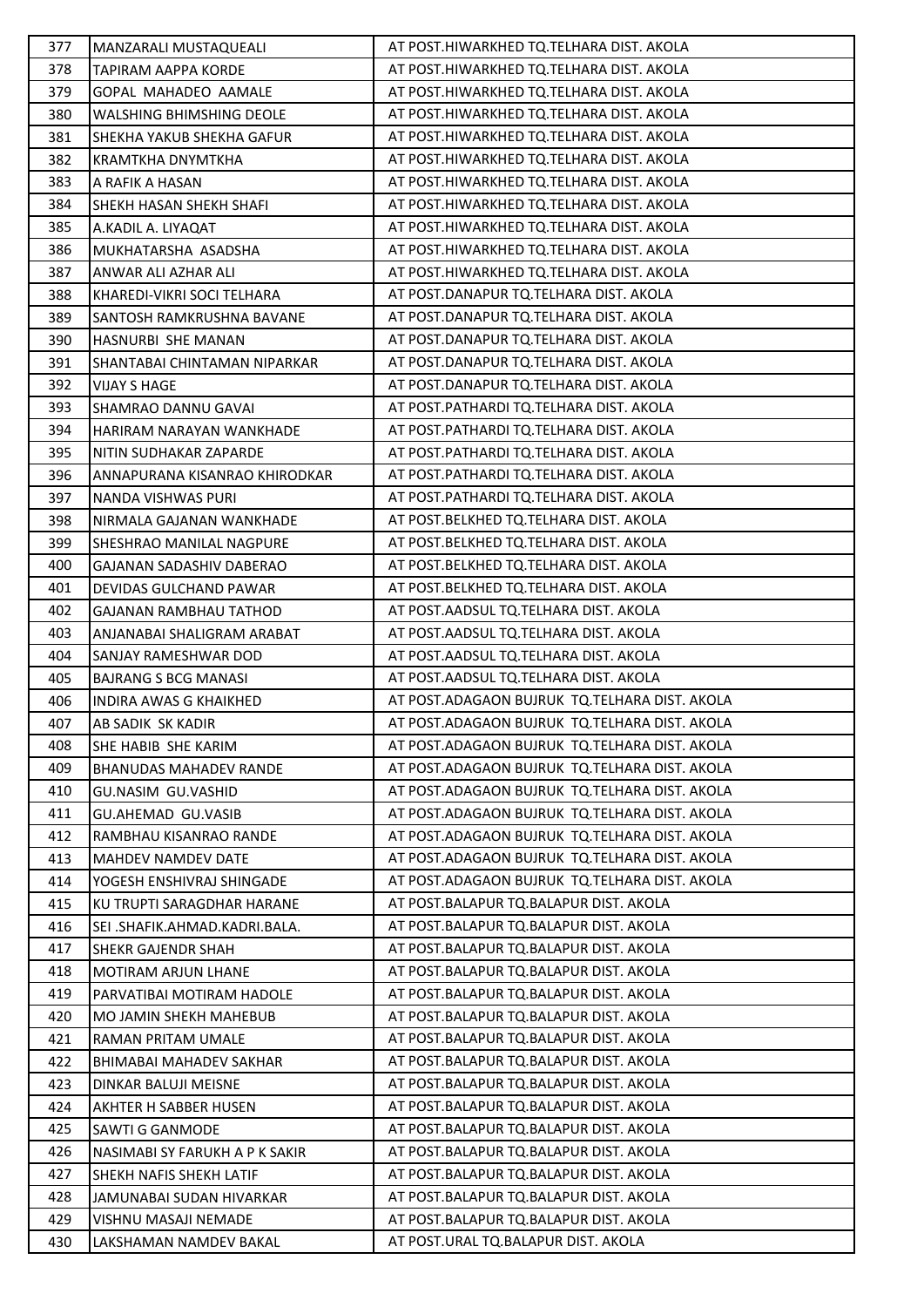| 377 | MANZARALI MUSTAQUEALI | AT POST.HIWARKHED TQ.TELHARA DIST. AKOLA |
|---|---|---|
| 378 | TAPIRAM AAPPA KORDE | AT POST.HIWARKHED TQ.TELHARA DIST. AKOLA |
| 379 | GOPAL MAHADEO AAMALE | AT POST.HIWARKHED TQ.TELHARA DIST. AKOLA |
| 380 | WALSHING BHIMSHING DEOLE | AT POST.HIWARKHED TQ.TELHARA DIST. AKOLA |
| 381 | SHEKHA YAKUB SHEKHA GAFUR | AT POST.HIWARKHED TQ.TELHARA DIST. AKOLA |
| 382 | KRAMTKHA DNYMTKHA | AT POST.HIWARKHED TQ.TELHARA DIST. AKOLA |
| 383 | A RAFIK A HASAN | AT POST.HIWARKHED TQ.TELHARA DIST. AKOLA |
| 384 | SHEKH HASAN SHEKH SHAFI | AT POST.HIWARKHED TQ.TELHARA DIST. AKOLA |
| 385 | A.KADIL A. LIYAQAT | AT POST.HIWARKHED TQ.TELHARA DIST. AKOLA |
| 386 | MUKHATARSHA ASADSHA | AT POST.HIWARKHED TQ.TELHARA DIST. AKOLA |
| 387 | ANWAR ALI AZHAR ALI | AT POST.HIWARKHED TQ.TELHARA DIST. AKOLA |
| 388 | KHAREDI-VIKRI SOCI TELHARA | AT POST.DANAPUR TQ.TELHARA DIST. AKOLA |
| 389 | SANTOSH RAMKRUSHNA BAVANE | AT POST.DANAPUR TQ.TELHARA DIST. AKOLA |
| 390 | HASNURBI SHE MANAN | AT POST.DANAPUR TQ.TELHARA DIST. AKOLA |
| 391 | SHANTABAI CHINTAMAN NIPARKAR | AT POST.DANAPUR TQ.TELHARA DIST. AKOLA |
| 392 | VIJAY S HAGE | AT POST.DANAPUR TQ.TELHARA DIST. AKOLA |
| 393 | SHAMRAO DANNU GAVAI | AT POST.PATHARDI TQ.TELHARA DIST. AKOLA |
| 394 | HARIRAM NARAYAN WANKHADE | AT POST.PATHARDI TQ.TELHARA DIST. AKOLA |
| 395 | NITIN SUDHAKAR ZAPARDE | AT POST.PATHARDI TQ.TELHARA DIST. AKOLA |
| 396 | ANNAPURANA KISANRAO KHIRODKAR | AT POST.PATHARDI TQ.TELHARA DIST. AKOLA |
| 397 | NANDA VISHWAS PURI | AT POST.PATHARDI TQ.TELHARA DIST. AKOLA |
| 398 | NIRMALA GAJANAN WANKHADE | AT POST.BELKHED TQ.TELHARA DIST. AKOLA |
| 399 | SHESHRAO MANILAL NAGPURE | AT POST.BELKHED TQ.TELHARA DIST. AKOLA |
| 400 | GAJANAN SADASHIV DABERAO | AT POST.BELKHED TQ.TELHARA DIST. AKOLA |
| 401 | DEVIDAS GULCHAND PAWAR | AT POST.BELKHED TQ.TELHARA DIST. AKOLA |
| 402 | GAJANAN RAMBHAU TATHOD | AT POST.AADSUL TQ.TELHARA DIST. AKOLA |
| 403 | ANJANABAI SHALIGRAM ARABAT | AT POST.AADSUL TQ.TELHARA DIST. AKOLA |
| 404 | SANJAY RAMESHWAR DOD | AT POST.AADSUL TQ.TELHARA DIST. AKOLA |
| 405 | BAJRANG S BCG MANASI | AT POST.AADSUL TQ.TELHARA DIST. AKOLA |
| 406 | INDIRA AWAS G KHAIKHED | AT POST.ADAGAON BUJRUK TQ.TELHARA DIST. AKOLA |
| 407 | AB SADIK SK KADIR | AT POST.ADAGAON BUJRUK TQ.TELHARA DIST. AKOLA |
| 408 | SHE HABIB SHE KARIM | AT POST.ADAGAON BUJRUK TQ.TELHARA DIST. AKOLA |
| 409 | BHANUDAS MAHADEV RANDE | AT POST.ADAGAON BUJRUK TQ.TELHARA DIST. AKOLA |
| 410 | GU.NASIM GU.VASHID | AT POST.ADAGAON BUJRUK TQ.TELHARA DIST. AKOLA |
| 411 | GU.AHEMAD GU.VASIB | AT POST.ADAGAON BUJRUK TQ.TELHARA DIST. AKOLA |
| 412 | RAMBHAU KISANRAO RANDE | AT POST.ADAGAON BUJRUK TQ.TELHARA DIST. AKOLA |
| 413 | MAHDEV NAMDEV DATE | AT POST.ADAGAON BUJRUK TQ.TELHARA DIST. AKOLA |
| 414 | YOGESH ENSHIVRAJ SHINGADE | AT POST.ADAGAON BUJRUK TQ.TELHARA DIST. AKOLA |
| 415 | KU TRUPTI SARAGDHAR HARANE | AT POST.BALAPUR TQ.BALAPUR DIST. AKOLA |
| 416 | SEI .SHAFIK.AHMAD.KADRI.BALA. | AT POST.BALAPUR TQ.BALAPUR DIST. AKOLA |
| 417 | SHEKR GAJENDR SHAH | AT POST.BALAPUR TQ.BALAPUR DIST. AKOLA |
| 418 | MOTIRAM ARJUN LHANE | AT POST.BALAPUR TQ.BALAPUR DIST. AKOLA |
| 419 | PARVATIBAI MOTIRAM HADOLE | AT POST.BALAPUR TQ.BALAPUR DIST. AKOLA |
| 420 | MO JAMIN SHEKH MAHEBUB | AT POST.BALAPUR TQ.BALAPUR DIST. AKOLA |
| 421 | RAMAN PRITAM UMALE | AT POST.BALAPUR TQ.BALAPUR DIST. AKOLA |
| 422 | BHIMABAI MAHADEV SAKHAR | AT POST.BALAPUR TQ.BALAPUR DIST. AKOLA |
| 423 | DINKAR BALUJI MEISNE | AT POST.BALAPUR TQ.BALAPUR DIST. AKOLA |
| 424 | AKHTER H SABBER HUSEN | AT POST.BALAPUR TQ.BALAPUR DIST. AKOLA |
| 425 | SAWTI G GANMODE | AT POST.BALAPUR TQ.BALAPUR DIST. AKOLA |
| 426 | NASIMABI SY FARUKH A P K SAKIR | AT POST.BALAPUR TQ.BALAPUR DIST. AKOLA |
| 427 | SHEKH NAFIS SHEKH LATIF | AT POST.BALAPUR TQ.BALAPUR DIST. AKOLA |
| 428 | JAMUNABAI SUDAN HIVARKAR | AT POST.BALAPUR TQ.BALAPUR DIST. AKOLA |
| 429 | VISHNU MASAJI NEMADE | AT POST.BALAPUR TQ.BALAPUR DIST. AKOLA |
| 430 | LAKSHAMAN NAMDEV BAKAL | AT POST.URAL TQ.BALAPUR DIST. AKOLA |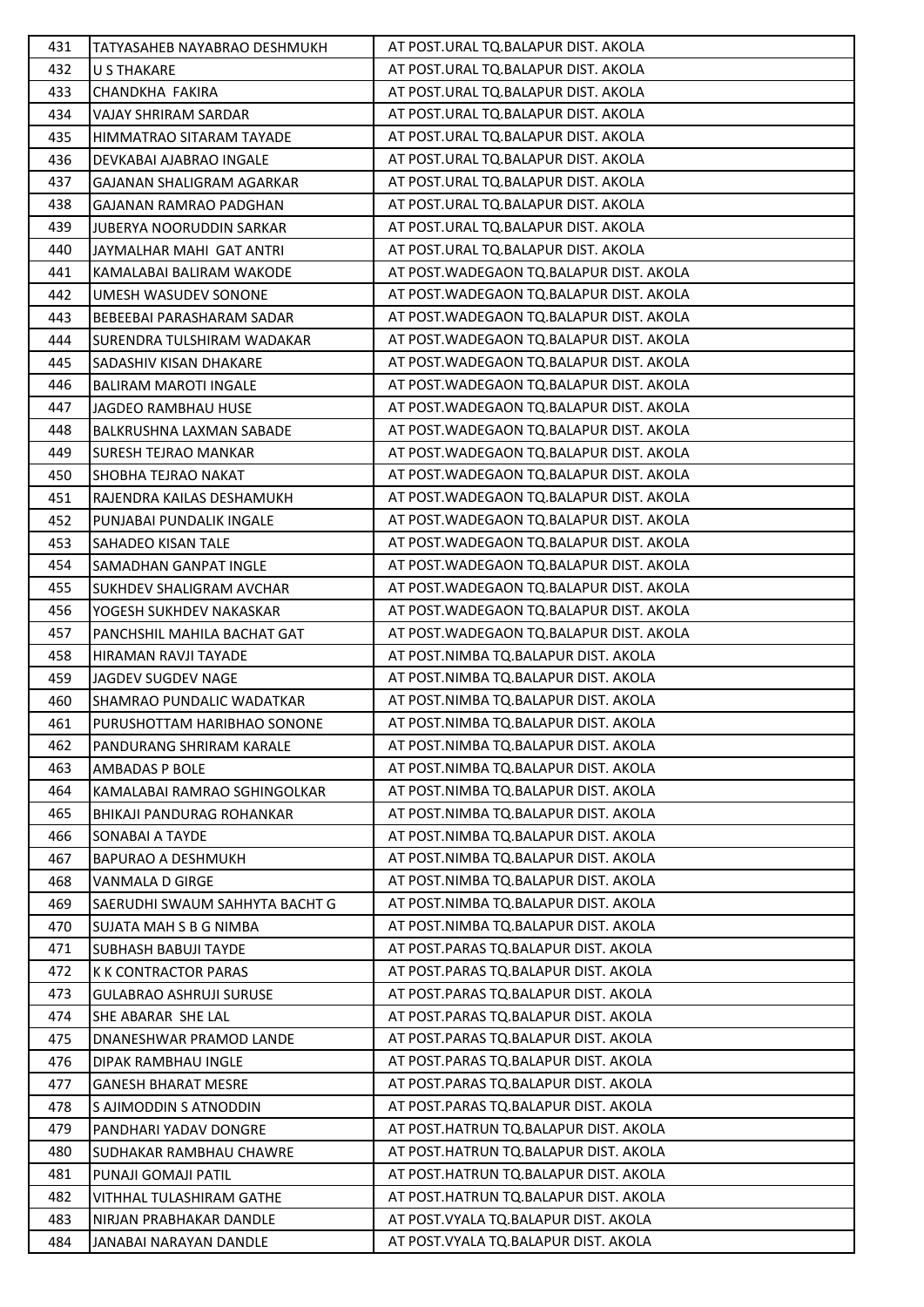| 431 | TATYASAHEB NAYABRAO DESHMUKH | AT POST.URAL TQ.BALAPUR DIST. AKOLA |
|---|---|---|
| 432 | U S THAKARE | AT POST.URAL TQ.BALAPUR DIST. AKOLA |
| 433 | CHANDKHA FAKIRA | AT POST.URAL TQ.BALAPUR DIST. AKOLA |
| 434 | VAJAY SHRIRAM SARDAR | AT POST.URAL TQ.BALAPUR DIST. AKOLA |
| 435 | HIMMATRAO SITARAM TAYADE | AT POST.URAL TQ.BALAPUR DIST. AKOLA |
| 436 | DEVKABAI AJABRAO INGALE | AT POST.URAL TQ.BALAPUR DIST. AKOLA |
| 437 | GAJANAN SHALIGRAM AGARKAR | AT POST.URAL TQ.BALAPUR DIST. AKOLA |
| 438 | GAJANAN RAMRAO PADGHAN | AT POST.URAL TQ.BALAPUR DIST. AKOLA |
| 439 | JUBERYA NOORUDDIN SARKAR | AT POST.URAL TQ.BALAPUR DIST. AKOLA |
| 440 | JAYMALHAR MAHI GAT ANTRI | AT POST.URAL TQ.BALAPUR DIST. AKOLA |
| 441 | KAMALABAI BALIRAM WAKODE | AT POST.WADEGAON TQ.BALAPUR DIST. AKOLA |
| 442 | UMESH WASUDEV SONONE | AT POST.WADEGAON TQ.BALAPUR DIST. AKOLA |
| 443 | BEBEEBAI PARASHARAM SADAR | AT POST.WADEGAON TQ.BALAPUR DIST. AKOLA |
| 444 | SURENDRA TULSHIRAM WADAKAR | AT POST.WADEGAON TQ.BALAPUR DIST. AKOLA |
| 445 | SADASHIV KISAN DHAKARE | AT POST.WADEGAON TQ.BALAPUR DIST. AKOLA |
| 446 | BALIRAM MAROTI INGALE | AT POST.WADEGAON TQ.BALAPUR DIST. AKOLA |
| 447 | JAGDEO RAMBHAU HUSE | AT POST.WADEGAON TQ.BALAPUR DIST. AKOLA |
| 448 | BALKRUSHNA LAXMAN SABADE | AT POST.WADEGAON TQ.BALAPUR DIST. AKOLA |
| 449 | SURESH TEJRAO MANKAR | AT POST.WADEGAON TQ.BALAPUR DIST. AKOLA |
| 450 | SHOBHA TEJRAO NAKAT | AT POST.WADEGAON TQ.BALAPUR DIST. AKOLA |
| 451 | RAJENDRA KAILAS DESHAMUKH | AT POST.WADEGAON TQ.BALAPUR DIST. AKOLA |
| 452 | PUNJABAI PUNDALIK INGALE | AT POST.WADEGAON TQ.BALAPUR DIST. AKOLA |
| 453 | SAHADEO KISAN TALE | AT POST.WADEGAON TQ.BALAPUR DIST. AKOLA |
| 454 | SAMADHAN GANPAT INGLE | AT POST.WADEGAON TQ.BALAPUR DIST. AKOLA |
| 455 | SUKHDEV SHALIGRAM AVCHAR | AT POST.WADEGAON TQ.BALAPUR DIST. AKOLA |
| 456 | YOGESH SUKHDEV NAKASKAR | AT POST.WADEGAON TQ.BALAPUR DIST. AKOLA |
| 457 | PANCHSHIL MAHILA BACHAT GAT | AT POST.WADEGAON TQ.BALAPUR DIST. AKOLA |
| 458 | HIRAMAN RAVJI TAYADE | AT POST.NIMBA TQ.BALAPUR DIST. AKOLA |
| 459 | JAGDEV SUGDEV NAGE | AT POST.NIMBA TQ.BALAPUR DIST. AKOLA |
| 460 | SHAMRAO PUNDALIC WADATKAR | AT POST.NIMBA TQ.BALAPUR DIST. AKOLA |
| 461 | PURUSHOTTAM HARIBHAO SONONE | AT POST.NIMBA TQ.BALAPUR DIST. AKOLA |
| 462 | PANDURANG SHRIRAM KARALE | AT POST.NIMBA TQ.BALAPUR DIST. AKOLA |
| 463 | AMBADAS P BOLE | AT POST.NIMBA TQ.BALAPUR DIST. AKOLA |
| 464 | KAMALABAI RAMRAO SGHINGOLKAR | AT POST.NIMBA TQ.BALAPUR DIST. AKOLA |
| 465 | BHIKAJI PANDURAG ROHANKAR | AT POST.NIMBA TQ.BALAPUR DIST. AKOLA |
| 466 | SONABAI A TAYDE | AT POST.NIMBA TQ.BALAPUR DIST. AKOLA |
| 467 | BAPURAO A DESHMUKH | AT POST.NIMBA TQ.BALAPUR DIST. AKOLA |
| 468 | VANMALA D GIRGE | AT POST.NIMBA TQ.BALAPUR DIST. AKOLA |
| 469 | SAERUDHI SWAUM SAHHYTA BACHT G | AT POST.NIMBA TQ.BALAPUR DIST. AKOLA |
| 470 | SUJATA MAH S B G NIMBA | AT POST.NIMBA TQ.BALAPUR DIST. AKOLA |
| 471 | SUBHASH BABUJI TAYDE | AT POST.PARAS TQ.BALAPUR DIST. AKOLA |
| 472 | K K CONTRACTOR PARAS | AT POST.PARAS TQ.BALAPUR DIST. AKOLA |
| 473 | GULABRAO ASHRUJI SURUSE | AT POST.PARAS TQ.BALAPUR DIST. AKOLA |
| 474 | SHE ABARAR SHE LAL | AT POST.PARAS TQ.BALAPUR DIST. AKOLA |
| 475 | DNANESHWAR PRAMOD LANDE | AT POST.PARAS TQ.BALAPUR DIST. AKOLA |
| 476 | DIPAK RAMBHAU INGLE | AT POST.PARAS TQ.BALAPUR DIST. AKOLA |
| 477 | GANESH BHARAT MESRE | AT POST.PARAS TQ.BALAPUR DIST. AKOLA |
| 478 | S AJIMODDIN S ATNODDIN | AT POST.PARAS TQ.BALAPUR DIST. AKOLA |
| 479 | PANDHARI YADAV DONGRE | AT POST.HATRUN TQ.BALAPUR DIST. AKOLA |
| 480 | SUDHAKAR RAMBHAU CHAWRE | AT POST.HATRUN TQ.BALAPUR DIST. AKOLA |
| 481 | PUNAJI GOMAJI PATIL | AT POST.HATRUN TQ.BALAPUR DIST. AKOLA |
| 482 | VITHHAL TULASHIRAM GATHE | AT POST.HATRUN TQ.BALAPUR DIST. AKOLA |
| 483 | NIRJAN PRABHAKAR DANDLE | AT POST.VYALA TQ.BALAPUR DIST. AKOLA |
| 484 | JANABAI NARAYAN DANDLE | AT POST.VYALA TQ.BALAPUR DIST. AKOLA |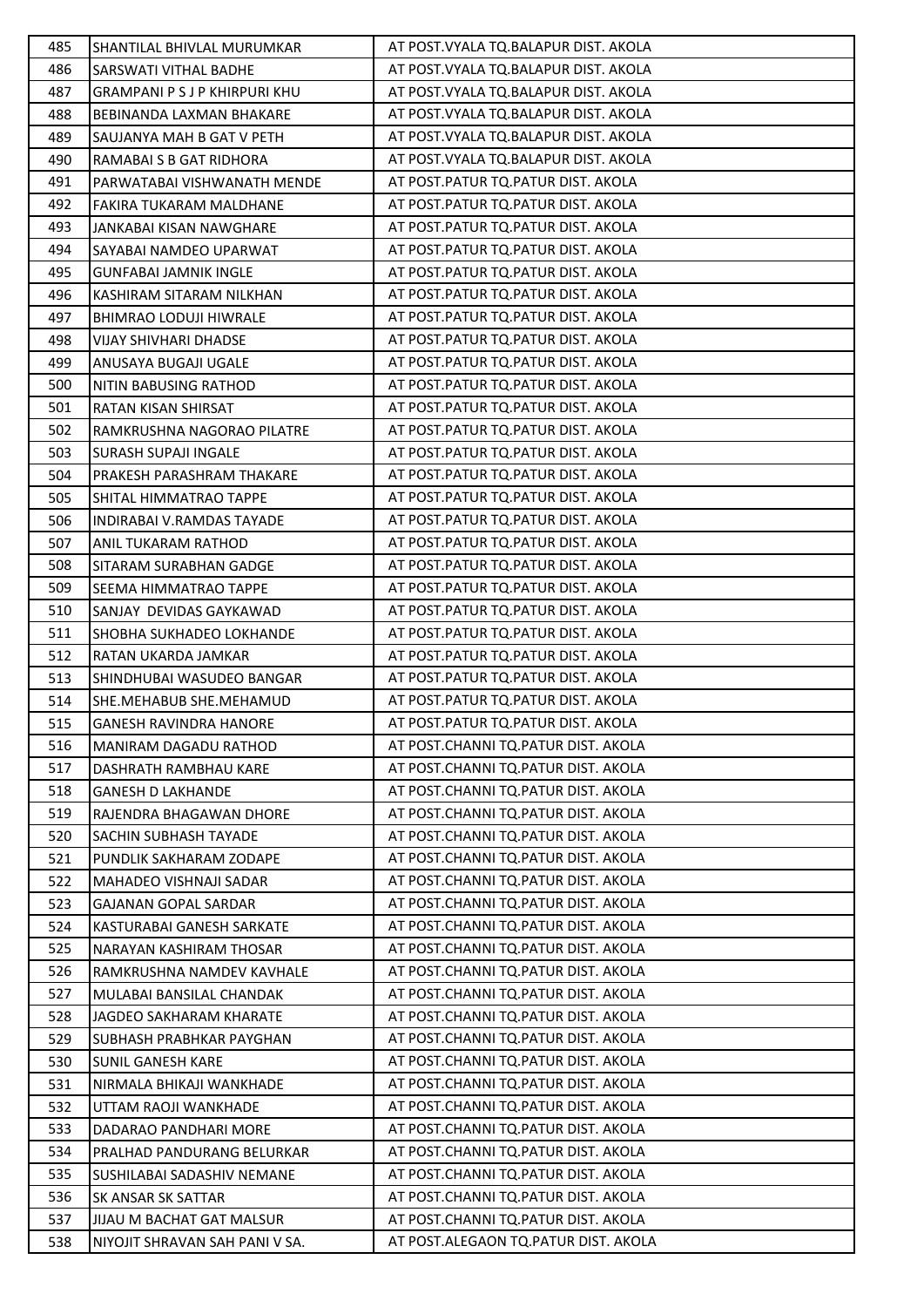| 485 | SHANTILAL BHIVLAL MURUMKAR | AT POST.VYALA TQ.BALAPUR DIST. AKOLA |
|---|---|---|
| 486 | SARSWATI VITHAL BADHE | AT POST.VYALA TQ.BALAPUR DIST. AKOLA |
| 487 | GRAMPANI P S J P KHIRPURI KHU | AT POST.VYALA TQ.BALAPUR DIST. AKOLA |
| 488 | BEBINANDA LAXMAN BHAKARE | AT POST.VYALA TQ.BALAPUR DIST. AKOLA |
| 489 | SAUJANYA MAH B GAT V PETH | AT POST.VYALA TQ.BALAPUR DIST. AKOLA |
| 490 | RAMABAI S B GAT RIDHORA | AT POST.VYALA TQ.BALAPUR DIST. AKOLA |
| 491 | PARWATABAI VISHWANATH MENDE | AT POST.PATUR TQ.PATUR DIST. AKOLA |
| 492 | FAKIRA TUKARAM MALDHANE | AT POST.PATUR TQ.PATUR DIST. AKOLA |
| 493 | JANKABAI KISAN NAWGHARE | AT POST.PATUR TQ.PATUR DIST. AKOLA |
| 494 | SAYABAI NAMDEO UPARWAT | AT POST.PATUR TQ.PATUR DIST. AKOLA |
| 495 | GUNFABAI JAMNIK INGLE | AT POST.PATUR TQ.PATUR DIST. AKOLA |
| 496 | KASHIRAM SITARAM NILKHAN | AT POST.PATUR TQ.PATUR DIST. AKOLA |
| 497 | BHIMRAO LODUJI HIWRALE | AT POST.PATUR TQ.PATUR DIST. AKOLA |
| 498 | VIJAY SHIVHARI DHADSE | AT POST.PATUR TQ.PATUR DIST. AKOLA |
| 499 | ANUSAYA BUGAJI UGALE | AT POST.PATUR TQ.PATUR DIST. AKOLA |
| 500 | NITIN BABUSING RATHOD | AT POST.PATUR TQ.PATUR DIST. AKOLA |
| 501 | RATAN KISAN SHIRSAT | AT POST.PATUR TQ.PATUR DIST. AKOLA |
| 502 | RAMKRUSHNA NAGORAO PILATRE | AT POST.PATUR TQ.PATUR DIST. AKOLA |
| 503 | SURASH SUPAJI INGALE | AT POST.PATUR TQ.PATUR DIST. AKOLA |
| 504 | PRAKESH PARASHRAM THAKARE | AT POST.PATUR TQ.PATUR DIST. AKOLA |
| 505 | SHITAL HIMMATRAO TAPPE | AT POST.PATUR TQ.PATUR DIST. AKOLA |
| 506 | INDIRABAI V.RAMDAS TAYADE | AT POST.PATUR TQ.PATUR DIST. AKOLA |
| 507 | ANIL TUKARAM RATHOD | AT POST.PATUR TQ.PATUR DIST. AKOLA |
| 508 | SITARAM SURABHAN GADGE | AT POST.PATUR TQ.PATUR DIST. AKOLA |
| 509 | SEEMA HIMMATRAO TAPPE | AT POST.PATUR TQ.PATUR DIST. AKOLA |
| 510 | SANJAY DEVIDAS GAYKAWAD | AT POST.PATUR TQ.PATUR DIST. AKOLA |
| 511 | SHOBHA SUKHADEO LOKHANDE | AT POST.PATUR TQ.PATUR DIST. AKOLA |
| 512 | RATAN UKARDA JAMKAR | AT POST.PATUR TQ.PATUR DIST. AKOLA |
| 513 | SHINDHUBAI WASUDEO BANGAR | AT POST.PATUR TQ.PATUR DIST. AKOLA |
| 514 | SHE.MEHABUB SHE.MEHAMUD | AT POST.PATUR TQ.PATUR DIST. AKOLA |
| 515 | GANESH RAVINDRA HANORE | AT POST.PATUR TQ.PATUR DIST. AKOLA |
| 516 | MANIRAM DAGADU RATHOD | AT POST.CHANNI TQ.PATUR DIST. AKOLA |
| 517 | DASHRATH RAMBHAU KARE | AT POST.CHANNI TQ.PATUR DIST. AKOLA |
| 518 | GANESH D LAKHANDE | AT POST.CHANNI TQ.PATUR DIST. AKOLA |
| 519 | RAJENDRA BHAGAWAN DHORE | AT POST.CHANNI TQ.PATUR DIST. AKOLA |
| 520 | SACHIN SUBHASH TAYADE | AT POST.CHANNI TQ.PATUR DIST. AKOLA |
| 521 | PUNDLIK SAKHARAM ZODAPE | AT POST.CHANNI TQ.PATUR DIST. AKOLA |
| 522 | MAHADEO VISHNAJI SADAR | AT POST.CHANNI TQ.PATUR DIST. AKOLA |
| 523 | GAJANAN GOPAL SARDAR | AT POST.CHANNI TQ.PATUR DIST. AKOLA |
| 524 | KASTURABAI GANESH SARKATE | AT POST.CHANNI TQ.PATUR DIST. AKOLA |
| 525 | NARAYAN KASHIRAM THOSAR | AT POST.CHANNI TQ.PATUR DIST. AKOLA |
| 526 | RAMKRUSHNA NAMDEV KAVHALE | AT POST.CHANNI TQ.PATUR DIST. AKOLA |
| 527 | MULABAI BANSILAL CHANDAK | AT POST.CHANNI TQ.PATUR DIST. AKOLA |
| 528 | JAGDEO SAKHARAM KHARATE | AT POST.CHANNI TQ.PATUR DIST. AKOLA |
| 529 | SUBHASH PRABHKAR PAYGHAN | AT POST.CHANNI TQ.PATUR DIST. AKOLA |
| 530 | SUNIL GANESH KARE | AT POST.CHANNI TQ.PATUR DIST. AKOLA |
| 531 | NIRMALA BHIKAJI WANKHADE | AT POST.CHANNI TQ.PATUR DIST. AKOLA |
| 532 | UTTAM RAOJI WANKHADE | AT POST.CHANNI TQ.PATUR DIST. AKOLA |
| 533 | DADARAO PANDHARI MORE | AT POST.CHANNI TQ.PATUR DIST. AKOLA |
| 534 | PRALHAD PANDURANG BELURKAR | AT POST.CHANNI TQ.PATUR DIST. AKOLA |
| 535 | SUSHILABAI SADASHIV NEMANE | AT POST.CHANNI TQ.PATUR DIST. AKOLA |
| 536 | SK ANSAR SK SATTAR | AT POST.CHANNI TQ.PATUR DIST. AKOLA |
| 537 | JIJAU M BACHAT GAT MALSUR | AT POST.CHANNI TQ.PATUR DIST. AKOLA |
| 538 | NIYOJIT SHRAVAN SAH PANI V SA. | AT POST.ALEGAON TQ.PATUR DIST. AKOLA |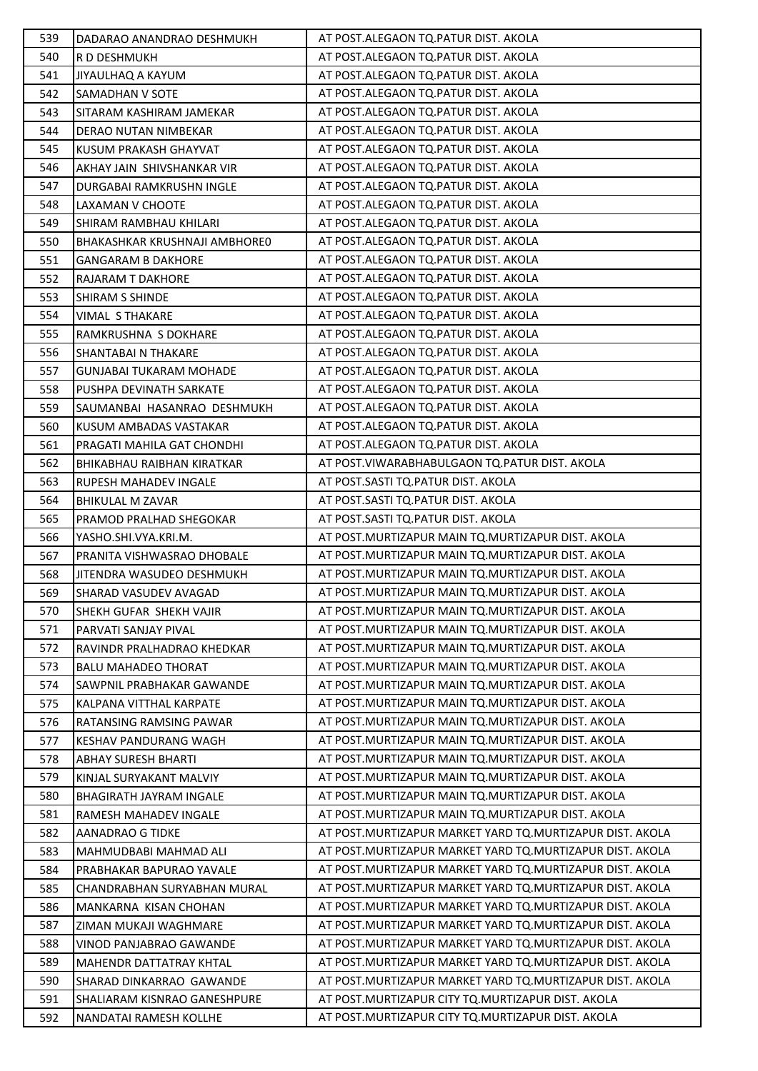| 539 | DADARAO ANANDRAO DESHMUKH | AT POST.ALEGAON TQ.PATUR DIST. AKOLA |
|---|---|---|
| 540 | R D DESHMUKH | AT POST.ALEGAON TQ.PATUR DIST. AKOLA |
| 541 | JIYAULHAQ A KAYUM | AT POST.ALEGAON TQ.PATUR DIST. AKOLA |
| 542 | SAMADHAN V SOTE | AT POST.ALEGAON TQ.PATUR DIST. AKOLA |
| 543 | SITARAM KASHIRAM JAMEKAR | AT POST.ALEGAON TQ.PATUR DIST. AKOLA |
| 544 | DERAO NUTAN NIMBEKAR | AT POST.ALEGAON TQ.PATUR DIST. AKOLA |
| 545 | KUSUM PRAKASH GHAYVAT | AT POST.ALEGAON TQ.PATUR DIST. AKOLA |
| 546 | AKHAY JAIN SHIVSHANKAR VIR | AT POST.ALEGAON TQ.PATUR DIST. AKOLA |
| 547 | DURGABAI RAMKRUSHN INGLE | AT POST.ALEGAON TQ.PATUR DIST. AKOLA |
| 548 | LAXAMAN V CHOOTE | AT POST.ALEGAON TQ.PATUR DIST. AKOLA |
| 549 | SHIRAM RAMBHAU KHILARI | AT POST.ALEGAON TQ.PATUR DIST. AKOLA |
| 550 | BHAKASHKAR KRUSHNAJI AMBHORE0 | AT POST.ALEGAON TQ.PATUR DIST. AKOLA |
| 551 | GANGARAM B DAKHORE | AT POST.ALEGAON TQ.PATUR DIST. AKOLA |
| 552 | RAJARAM T DAKHORE | AT POST.ALEGAON TQ.PATUR DIST. AKOLA |
| 553 | SHIRAM S SHINDE | AT POST.ALEGAON TQ.PATUR DIST. AKOLA |
| 554 | VIMAL S THAKARE | AT POST.ALEGAON TQ.PATUR DIST. AKOLA |
| 555 | RAMKRUSHNA S DOKHARE | AT POST.ALEGAON TQ.PATUR DIST. AKOLA |
| 556 | SHANTABAI N THAKARE | AT POST.ALEGAON TQ.PATUR DIST. AKOLA |
| 557 | GUNJABAI TUKARAM MOHADE | AT POST.ALEGAON TQ.PATUR DIST. AKOLA |
| 558 | PUSHPA DEVINATH SARKATE | AT POST.ALEGAON TQ.PATUR DIST. AKOLA |
| 559 | SAUMANBAI HASANRAO DESHMUKH | AT POST.ALEGAON TQ.PATUR DIST. AKOLA |
| 560 | KUSUM AMBADAS VASTAKAR | AT POST.ALEGAON TQ.PATUR DIST. AKOLA |
| 561 | PRAGATI MAHILA GAT CHONDHI | AT POST.ALEGAON TQ.PATUR DIST. AKOLA |
| 562 | BHIKABHAU RAIBHAN KIRATKAR | AT POST.VIWARABHABULGAON TQ.PATUR DIST. AKOLA |
| 563 | RUPESH MAHADEV INGALE | AT POST.SASTI TQ.PATUR DIST. AKOLA |
| 564 | BHIKULAL M ZAVAR | AT POST.SASTI TQ.PATUR DIST. AKOLA |
| 565 | PRAMOD PRALHAD SHEGOKAR | AT POST.SASTI TQ.PATUR DIST. AKOLA |
| 566 | YASHO.SHI.VYA.KRI.M. | AT POST.MURTIZAPUR MAIN TQ.MURTIZAPUR DIST. AKOLA |
| 567 | PRANITA VISHWASRAO DHOBALE | AT POST.MURTIZAPUR MAIN TQ.MURTIZAPUR DIST. AKOLA |
| 568 | JITENDRA WASUDEO DESHMUKH | AT POST.MURTIZAPUR MAIN TQ.MURTIZAPUR DIST. AKOLA |
| 569 | SHARAD VASUDEV AVAGAD | AT POST.MURTIZAPUR MAIN TQ.MURTIZAPUR DIST. AKOLA |
| 570 | SHEKH GUFAR SHEKH VAJIR | AT POST.MURTIZAPUR MAIN TQ.MURTIZAPUR DIST. AKOLA |
| 571 | PARVATI SANJAY PIVAL | AT POST.MURTIZAPUR MAIN TQ.MURTIZAPUR DIST. AKOLA |
| 572 | RAVINDR PRALHADRAO KHEDKAR | AT POST.MURTIZAPUR MAIN TQ.MURTIZAPUR DIST. AKOLA |
| 573 | BALU MAHADEO THORAT | AT POST.MURTIZAPUR MAIN TQ.MURTIZAPUR DIST. AKOLA |
| 574 | SAWPNIL PRABHAKAR GAWANDE | AT POST.MURTIZAPUR MAIN TQ.MURTIZAPUR DIST. AKOLA |
| 575 | KALPANA VITTHAL KARPATE | AT POST.MURTIZAPUR MAIN TQ.MURTIZAPUR DIST. AKOLA |
| 576 | RATANSING RAMSING PAWAR | AT POST.MURTIZAPUR MAIN TQ.MURTIZAPUR DIST. AKOLA |
| 577 | KESHAV PANDURANG WAGH | AT POST.MURTIZAPUR MAIN TQ.MURTIZAPUR DIST. AKOLA |
| 578 | ABHAY SURESH BHARTI | AT POST.MURTIZAPUR MAIN TQ.MURTIZAPUR DIST. AKOLA |
| 579 | KINJAL SURYAKANT MALVIY | AT POST.MURTIZAPUR MAIN TQ.MURTIZAPUR DIST. AKOLA |
| 580 | BHAGIRATH JAYRAM INGALE | AT POST.MURTIZAPUR MAIN TQ.MURTIZAPUR DIST. AKOLA |
| 581 | RAMESH MAHADEV INGALE | AT POST.MURTIZAPUR MAIN TQ.MURTIZAPUR DIST. AKOLA |
| 582 | AANADRAO G TIDKE | AT POST.MURTIZAPUR MARKET YARD TQ.MURTIZAPUR DIST. AKOLA |
| 583 | MAHMUDBABI MAHMAD ALI | AT POST.MURTIZAPUR MARKET YARD TQ.MURTIZAPUR DIST. AKOLA |
| 584 | PRABHAKAR BAPURAO YAVALE | AT POST.MURTIZAPUR MARKET YARD TQ.MURTIZAPUR DIST. AKOLA |
| 585 | CHANDRABHAN SURYABHAN MURAL | AT POST.MURTIZAPUR MARKET YARD TQ.MURTIZAPUR DIST. AKOLA |
| 586 | MANKARNA KISAN CHOHAN | AT POST.MURTIZAPUR MARKET YARD TQ.MURTIZAPUR DIST. AKOLA |
| 587 | ZIMAN MUKAJI WAGHMARE | AT POST.MURTIZAPUR MARKET YARD TQ.MURTIZAPUR DIST. AKOLA |
| 588 | VINOD PANJABRAO GAWANDE | AT POST.MURTIZAPUR MARKET YARD TQ.MURTIZAPUR DIST. AKOLA |
| 589 | MAHENDR DATTATRAY KHTAL | AT POST.MURTIZAPUR MARKET YARD TQ.MURTIZAPUR DIST. AKOLA |
| 590 | SHARAD DINKARRAO GAWANDE | AT POST.MURTIZAPUR MARKET YARD TQ.MURTIZAPUR DIST. AKOLA |
| 591 | SHALIARAM KISNRAO GANESHPURE | AT POST.MURTIZAPUR CITY TQ.MURTIZAPUR DIST. AKOLA |
| 592 | NANDATAI RAMESH KOLLHE | AT POST.MURTIZAPUR CITY TQ.MURTIZAPUR DIST. AKOLA |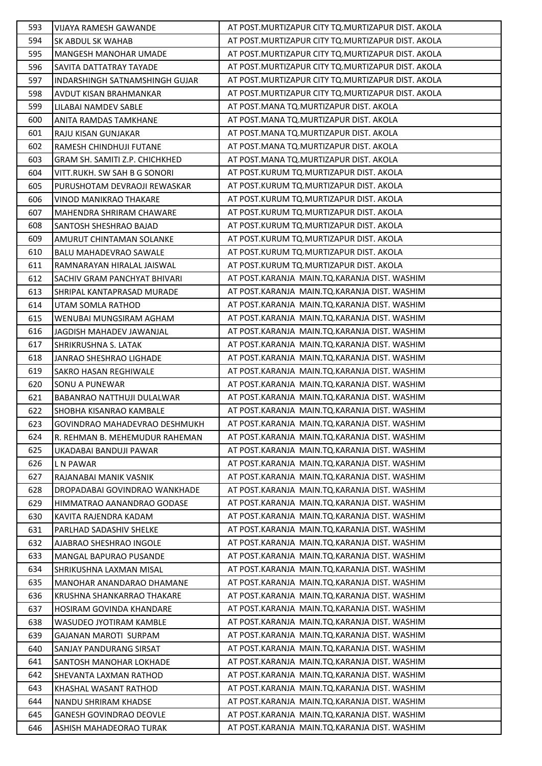| | | |
|---|---|---|
| 593 | VIJAYA RAMESH GAWANDE | AT POST.MURTIZAPUR CITY TQ.MURTIZAPUR DIST. AKOLA |
| 594 | SK ABDUL SK WAHAB | AT POST.MURTIZAPUR CITY TQ.MURTIZAPUR DIST. AKOLA |
| 595 | MANGESH MANOHAR UMADE | AT POST.MURTIZAPUR CITY TQ.MURTIZAPUR DIST. AKOLA |
| 596 | SAVITA DATTATRAY TAYADE | AT POST.MURTIZAPUR CITY TQ.MURTIZAPUR DIST. AKOLA |
| 597 | INDARSHINGH SATNAMSHINGH GUJAR | AT POST.MURTIZAPUR CITY TQ.MURTIZAPUR DIST. AKOLA |
| 598 | AVDUT KISAN BRAHMANKAR | AT POST.MURTIZAPUR CITY TQ.MURTIZAPUR DIST. AKOLA |
| 599 | LILABAI NAMDEV SABLE | AT POST.MANA TQ.MURTIZAPUR DIST. AKOLA |
| 600 | ANITA RAMDAS TAMKHANE | AT POST.MANA TQ.MURTIZAPUR DIST. AKOLA |
| 601 | RAJU KISAN GUNJAKAR | AT POST.MANA TQ.MURTIZAPUR DIST. AKOLA |
| 602 | RAMESH CHINDHUJI FUTANE | AT POST.MANA TQ.MURTIZAPUR DIST. AKOLA |
| 603 | GRAM SH. SAMITI Z.P. CHICHKHED | AT POST.MANA TQ.MURTIZAPUR DIST. AKOLA |
| 604 | VITT.RUKH. SW SAH B G SONORI | AT POST.KURUM TQ.MURTIZAPUR DIST. AKOLA |
| 605 | PURUSHOTAM DEVRAOJI REWASKAR | AT POST.KURUM TQ.MURTIZAPUR DIST. AKOLA |
| 606 | VINOD MANIKRAO THAKARE | AT POST.KURUM TQ.MURTIZAPUR DIST. AKOLA |
| 607 | MAHENDRA SHRIRAM CHAWARE | AT POST.KURUM TQ.MURTIZAPUR DIST. AKOLA |
| 608 | SANTOSH SHESHRAO BAJAD | AT POST.KURUM TQ.MURTIZAPUR DIST. AKOLA |
| 609 | AMURUT CHINTAMAN SOLANKE | AT POST.KURUM TQ.MURTIZAPUR DIST. AKOLA |
| 610 | BALU MAHADEVRAO SAWALE | AT POST.KURUM TQ.MURTIZAPUR DIST. AKOLA |
| 611 | RAMNARAYAN HIRALAL JAISWAL | AT POST.KURUM TQ.MURTIZAPUR DIST. AKOLA |
| 612 | SACHIV GRAM PANCHYAT BHIVARI | AT POST.KARANJA MAIN.TQ.KARANJA DIST. WASHIM |
| 613 | SHRIPAL KANTAPRASAD MURADE | AT POST.KARANJA MAIN.TQ.KARANJA DIST. WASHIM |
| 614 | UTAM SOMLA RATHOD | AT POST.KARANJA MAIN.TQ.KARANJA DIST. WASHIM |
| 615 | WENUBAI MUNGSIRAM AGHAM | AT POST.KARANJA MAIN.TQ.KARANJA DIST. WASHIM |
| 616 | JAGDISH MAHADEV JAWANJAL | AT POST.KARANJA MAIN.TQ.KARANJA DIST. WASHIM |
| 617 | SHRIKRUSHNA S. LATAK | AT POST.KARANJA MAIN.TQ.KARANJA DIST. WASHIM |
| 618 | JANRAO SHESHRAO LIGHADE | AT POST.KARANJA MAIN.TQ.KARANJA DIST. WASHIM |
| 619 | SAKRO HASAN REGHIWALE | AT POST.KARANJA MAIN.TQ.KARANJA DIST. WASHIM |
| 620 | SONU A PUNEWAR | AT POST.KARANJA MAIN.TQ.KARANJA DIST. WASHIM |
| 621 | BABANRAO NATTHUJI DULALWAR | AT POST.KARANJA MAIN.TQ.KARANJA DIST. WASHIM |
| 622 | SHOBHA KISANRAO KAMBALE | AT POST.KARANJA MAIN.TQ.KARANJA DIST. WASHIM |
| 623 | GOVINDRAO MAHADEVRAO DESHMUKH | AT POST.KARANJA MAIN.TQ.KARANJA DIST. WASHIM |
| 624 | R. REHMAN B. MEHEMUDUR RAHEMAN | AT POST.KARANJA MAIN.TQ.KARANJA DIST. WASHIM |
| 625 | UKADABAI BANDUJI PAWAR | AT POST.KARANJA MAIN.TQ.KARANJA DIST. WASHIM |
| 626 | L N PAWAR | AT POST.KARANJA MAIN.TQ.KARANJA DIST. WASHIM |
| 627 | RAJANABAI MANIK VASNIK | AT POST.KARANJA MAIN.TQ.KARANJA DIST. WASHIM |
| 628 | DROPADABAI GOVINDRAO WANKHADE | AT POST.KARANJA MAIN.TQ.KARANJA DIST. WASHIM |
| 629 | HIMMATRAO AANANDRAO GODASE | AT POST.KARANJA MAIN.TQ.KARANJA DIST. WASHIM |
| 630 | KAVITA RAJENDRA KADAM | AT POST.KARANJA MAIN.TQ.KARANJA DIST. WASHIM |
| 631 | PARLHAD SADASHIV SHELKE | AT POST.KARANJA MAIN.TQ.KARANJA DIST. WASHIM |
| 632 | AJABRAO SHESHRAO INGOLE | AT POST.KARANJA MAIN.TQ.KARANJA DIST. WASHIM |
| 633 | MANGAL BAPURAO PUSANDE | AT POST.KARANJA MAIN.TQ.KARANJA DIST. WASHIM |
| 634 | SHRIKUSHNA LAXMAN MISAL | AT POST.KARANJA MAIN.TQ.KARANJA DIST. WASHIM |
| 635 | MANOHAR ANANDARAO DHAMANE | AT POST.KARANJA MAIN.TQ.KARANJA DIST. WASHIM |
| 636 | KRUSHNA SHANKARRAO THAKARE | AT POST.KARANJA MAIN.TQ.KARANJA DIST. WASHIM |
| 637 | HOSIRAM GOVINDA KHANDARE | AT POST.KARANJA MAIN.TQ.KARANJA DIST. WASHIM |
| 638 | WASUDEO JYOTIRAM KAMBLE | AT POST.KARANJA MAIN.TQ.KARANJA DIST. WASHIM |
| 639 | GAJANAN MAROTI SURPAM | AT POST.KARANJA MAIN.TQ.KARANJA DIST. WASHIM |
| 640 | SANJAY PANDURANG SIRSAT | AT POST.KARANJA MAIN.TQ.KARANJA DIST. WASHIM |
| 641 | SANTOSH MANOHAR LOKHADE | AT POST.KARANJA MAIN.TQ.KARANJA DIST. WASHIM |
| 642 | SHEVANTA LAXMAN RATHOD | AT POST.KARANJA MAIN.TQ.KARANJA DIST. WASHIM |
| 643 | KHASHAL WASANT RATHOD | AT POST.KARANJA MAIN.TQ.KARANJA DIST. WASHIM |
| 644 | NANDU SHRIRAM KHADSE | AT POST.KARANJA MAIN.TQ.KARANJA DIST. WASHIM |
| 645 | GANESH GOVINDRAO DEOVLE | AT POST.KARANJA MAIN.TQ.KARANJA DIST. WASHIM |
| 646 | ASHISH MAHADEORAO TURAK | AT POST.KARANJA MAIN.TQ.KARANJA DIST. WASHIM |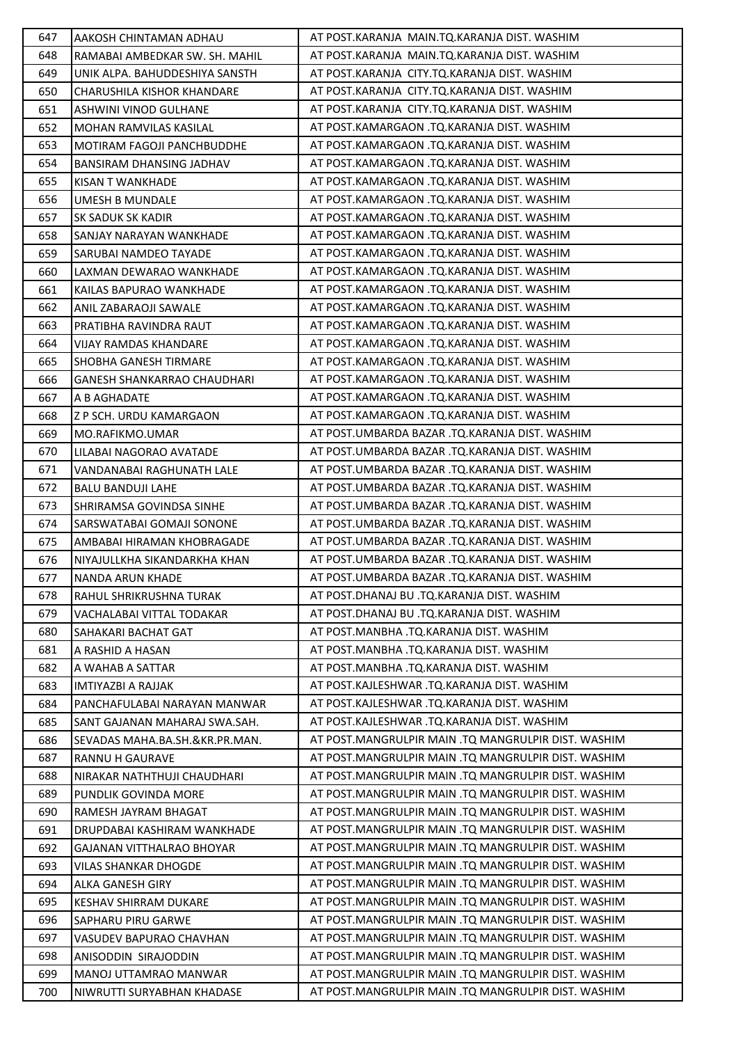| 647 | AAKOSH CHINTAMAN ADHAU | AT POST.KARANJA MAIN.TQ.KARANJA DIST. WASHIM |
|---|---|---|
| 648 | RAMABAI AMBEDKAR SW. SH. MAHIL | AT POST.KARANJA MAIN.TQ.KARANJA DIST. WASHIM |
| 649 | UNIK ALPA. BAHUDDESHIYA SANSTH | AT POST.KARANJA CITY.TQ.KARANJA DIST. WASHIM |
| 650 | CHARUSHILA KISHOR KHANDARE | AT POST.KARANJA CITY.TQ.KARANJA DIST. WASHIM |
| 651 | ASHWINI VINOD GULHANE | AT POST.KARANJA CITY.TQ.KARANJA DIST. WASHIM |
| 652 | MOHAN RAMVILAS KASILAL | AT POST.KAMARGAON .TQ.KARANJA DIST. WASHIM |
| 653 | MOTIRAM FAGOJI PANCHBUDDHE | AT POST.KAMARGAON .TQ.KARANJA DIST. WASHIM |
| 654 | BANSIRAM DHANSING JADHAV | AT POST.KAMARGAON .TQ.KARANJA DIST. WASHIM |
| 655 | KISAN T WANKHADE | AT POST.KAMARGAON .TQ.KARANJA DIST. WASHIM |
| 656 | UMESH B MUNDALE | AT POST.KAMARGAON .TQ.KARANJA DIST. WASHIM |
| 657 | SK SADUK SK KADIR | AT POST.KAMARGAON .TQ.KARANJA DIST. WASHIM |
| 658 | SANJAY NARAYAN WANKHADE | AT POST.KAMARGAON .TQ.KARANJA DIST. WASHIM |
| 659 | SARUBAI NAMDEO TAYADE | AT POST.KAMARGAON .TQ.KARANJA DIST. WASHIM |
| 660 | LAXMAN DEWARAO WANKHADE | AT POST.KAMARGAON .TQ.KARANJA DIST. WASHIM |
| 661 | KAILAS BAPURAO WANKHADE | AT POST.KAMARGAON .TQ.KARANJA DIST. WASHIM |
| 662 | ANIL ZABARAOJI SAWALE | AT POST.KAMARGAON .TQ.KARANJA DIST. WASHIM |
| 663 | PRATIBHA RAVINDRA RAUT | AT POST.KAMARGAON .TQ.KARANJA DIST. WASHIM |
| 664 | VIJAY RAMDAS KHANDARE | AT POST.KAMARGAON .TQ.KARANJA DIST. WASHIM |
| 665 | SHOBHA GANESH TIRMARE | AT POST.KAMARGAON .TQ.KARANJA DIST. WASHIM |
| 666 | GANESH SHANKARRAO CHAUDHARI | AT POST.KAMARGAON .TQ.KARANJA DIST. WASHIM |
| 667 | A B AGHADATE | AT POST.KAMARGAON .TQ.KARANJA DIST. WASHIM |
| 668 | Z P SCH. URDU KAMARGAON | AT POST.KAMARGAON .TQ.KARANJA DIST. WASHIM |
| 669 | MO.RAFIKMO.UMAR | AT POST.UMBARDA BAZAR .TQ.KARANJA DIST. WASHIM |
| 670 | LILABAI NAGORAO AVATADE | AT POST.UMBARDA BAZAR .TQ.KARANJA DIST. WASHIM |
| 671 | VANDANABAI RAGHUNATH LALE | AT POST.UMBARDA BAZAR .TQ.KARANJA DIST. WASHIM |
| 672 | BALU BANDUJI LAHE | AT POST.UMBARDA BAZAR .TQ.KARANJA DIST. WASHIM |
| 673 | SHRIRAMSA GOVINDSA SINHE | AT POST.UMBARDA BAZAR .TQ.KARANJA DIST. WASHIM |
| 674 | SARSWATABAI GOMAJI SONONE | AT POST.UMBARDA BAZAR .TQ.KARANJA DIST. WASHIM |
| 675 | AMBABAI HIRAMAN KHOBRAGADE | AT POST.UMBARDA BAZAR .TQ.KARANJA DIST. WASHIM |
| 676 | NIYAJULLKHA SIKANDARKHA KHAN | AT POST.UMBARDA BAZAR .TQ.KARANJA DIST. WASHIM |
| 677 | NANDA ARUN KHADE | AT POST.UMBARDA BAZAR .TQ.KARANJA DIST. WASHIM |
| 678 | RAHUL SHRIKRUSHNA TURAK | AT POST.DHANAJ BU .TQ.KARANJA DIST. WASHIM |
| 679 | VACHALABAI VITTAL TODAKAR | AT POST.DHANAJ BU .TQ.KARANJA DIST. WASHIM |
| 680 | SAHAKARI BACHAT GAT | AT POST.MANBHA .TQ.KARANJA DIST. WASHIM |
| 681 | A RASHID A HASAN | AT POST.MANBHA .TQ.KARANJA DIST. WASHIM |
| 682 | A WAHAB A SATTAR | AT POST.MANBHA .TQ.KARANJA DIST. WASHIM |
| 683 | IMTIYAZBI A RAJJAK | AT POST.KAJLESHWAR .TQ.KARANJA DIST. WASHIM |
| 684 | PANCHAFULABAI NARAYAN MANWAR | AT POST.KAJLESHWAR .TQ.KARANJA DIST. WASHIM |
| 685 | SANT GAJANAN MAHARAJ SWA.SAH. | AT POST.KAJLESHWAR .TQ.KARANJA DIST. WASHIM |
| 686 | SEVADAS MAHA.BA.SH.&KR.PR.MAN. | AT POST.MANGRULPIR MAIN .TQ MANGRULPIR DIST. WASHIM |
| 687 | RANNU H GAURAVE | AT POST.MANGRULPIR MAIN .TQ MANGRULPIR DIST. WASHIM |
| 688 | NIRAKAR NATHTHUJI CHAUDHARI | AT POST.MANGRULPIR MAIN .TQ MANGRULPIR DIST. WASHIM |
| 689 | PUNDLIK GOVINDA MORE | AT POST.MANGRULPIR MAIN .TQ MANGRULPIR DIST. WASHIM |
| 690 | RAMESH JAYRAM BHAGAT | AT POST.MANGRULPIR MAIN .TQ MANGRULPIR DIST. WASHIM |
| 691 | DRUPDABAI KASHIRAM WANKHADE | AT POST.MANGRULPIR MAIN .TQ MANGRULPIR DIST. WASHIM |
| 692 | GAJANAN VITTHALRAO BHOYAR | AT POST.MANGRULPIR MAIN .TQ MANGRULPIR DIST. WASHIM |
| 693 | VILAS SHANKAR DHOGDE | AT POST.MANGRULPIR MAIN .TQ MANGRULPIR DIST. WASHIM |
| 694 | ALKA GANESH GIRY | AT POST.MANGRULPIR MAIN .TQ MANGRULPIR DIST. WASHIM |
| 695 | KESHAV SHIRRAM DUKARE | AT POST.MANGRULPIR MAIN .TQ MANGRULPIR DIST. WASHIM |
| 696 | SAPHARU PIRU GARWE | AT POST.MANGRULPIR MAIN .TQ MANGRULPIR DIST. WASHIM |
| 697 | VASUDEV BAPURAO CHAVHAN | AT POST.MANGRULPIR MAIN .TQ MANGRULPIR DIST. WASHIM |
| 698 | ANISODDIN SIRAJODDIN | AT POST.MANGRULPIR MAIN .TQ MANGRULPIR DIST. WASHIM |
| 699 | MANOJ UTTAMRAO MANWAR | AT POST.MANGRULPIR MAIN .TQ MANGRULPIR DIST. WASHIM |
| 700 | NIWRUTTI SURYABHAN KHADASE | AT POST.MANGRULPIR MAIN .TQ MANGRULPIR DIST. WASHIM |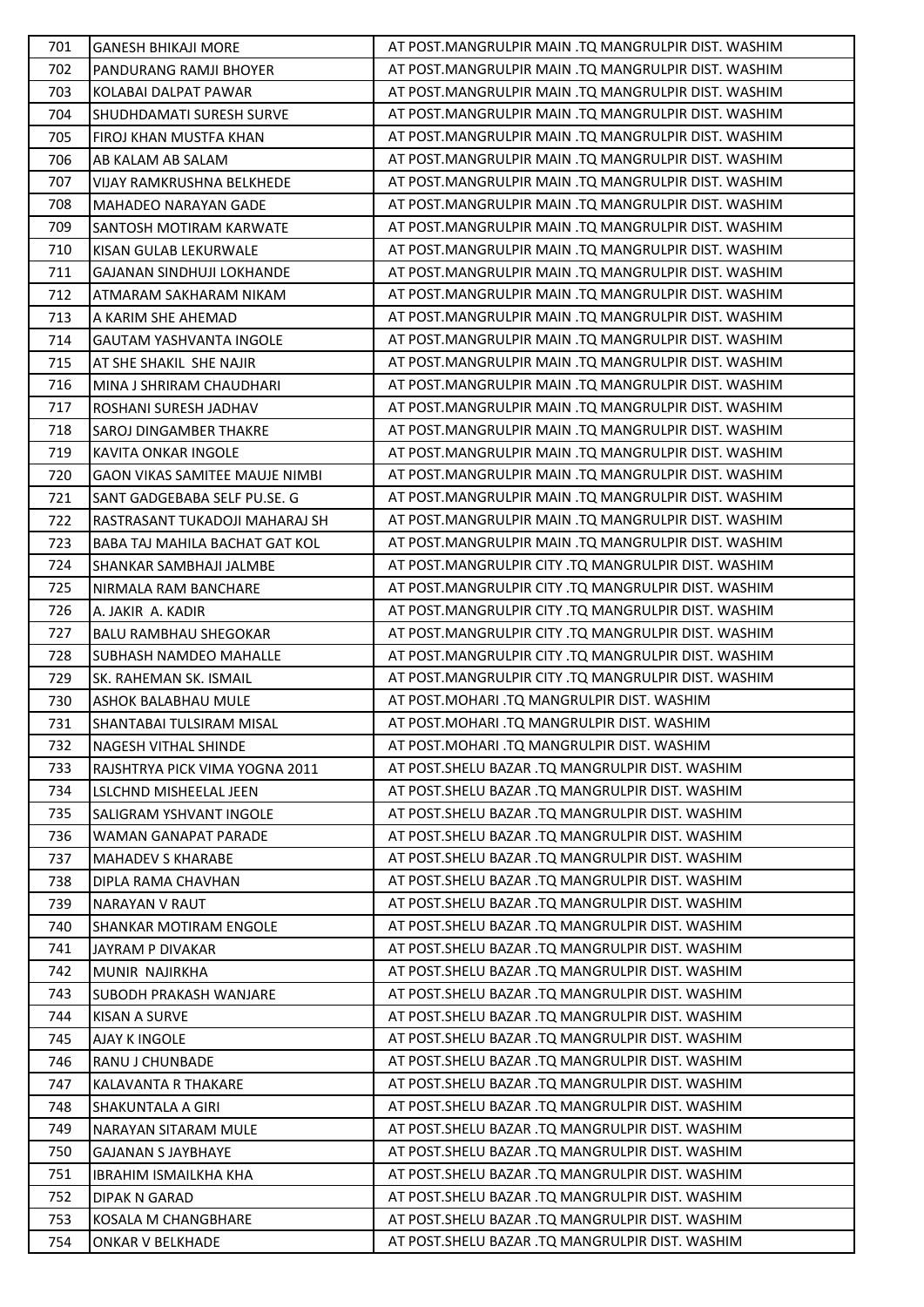| 701 | GANESH BHIKAJI MORE | AT POST.MANGRULPIR MAIN .TQ MANGRULPIR DIST. WASHIM |
|---|---|---|
| 702 | PANDURANG RAMJI BHOYER | AT POST.MANGRULPIR MAIN .TQ MANGRULPIR DIST. WASHIM |
| 703 | KOLABAI DALPAT PAWAR | AT POST.MANGRULPIR MAIN .TQ MANGRULPIR DIST. WASHIM |
| 704 | SHUDHDAMATI SURESH SURVE | AT POST.MANGRULPIR MAIN .TQ MANGRULPIR DIST. WASHIM |
| 705 | FIROJ KHAN MUSTFA KHAN | AT POST.MANGRULPIR MAIN .TQ MANGRULPIR DIST. WASHIM |
| 706 | AB KALAM AB SALAM | AT POST.MANGRULPIR MAIN .TQ MANGRULPIR DIST. WASHIM |
| 707 | VIJAY RAMKRUSHNA BELKHEDE | AT POST.MANGRULPIR MAIN .TQ MANGRULPIR DIST. WASHIM |
| 708 | MAHADEO NARAYAN GADE | AT POST.MANGRULPIR MAIN .TQ MANGRULPIR DIST. WASHIM |
| 709 | SANTOSH MOTIRAM KARWATE | AT POST.MANGRULPIR MAIN .TQ MANGRULPIR DIST. WASHIM |
| 710 | KISAN GULAB LEKURWALE | AT POST.MANGRULPIR MAIN .TQ MANGRULPIR DIST. WASHIM |
| 711 | GAJANAN SINDHUJI LOKHANDE | AT POST.MANGRULPIR MAIN .TQ MANGRULPIR DIST. WASHIM |
| 712 | ATMARAM SAKHARAM NIKAM | AT POST.MANGRULPIR MAIN .TQ MANGRULPIR DIST. WASHIM |
| 713 | A KARIM SHE AHEMAD | AT POST.MANGRULPIR MAIN .TQ MANGRULPIR DIST. WASHIM |
| 714 | GAUTAM YASHVANTA INGOLE | AT POST.MANGRULPIR MAIN .TQ MANGRULPIR DIST. WASHIM |
| 715 | AT SHE SHAKIL SHE NAJIR | AT POST.MANGRULPIR MAIN .TQ MANGRULPIR DIST. WASHIM |
| 716 | MINA J SHRIRAM CHAUDHARI | AT POST.MANGRULPIR MAIN .TQ MANGRULPIR DIST. WASHIM |
| 717 | ROSHANI SURESH JADHAV | AT POST.MANGRULPIR MAIN .TQ MANGRULPIR DIST. WASHIM |
| 718 | SAROJ DINGAMBER THAKRE | AT POST.MANGRULPIR MAIN .TQ MANGRULPIR DIST. WASHIM |
| 719 | KAVITA ONKAR INGOLE | AT POST.MANGRULPIR MAIN .TQ MANGRULPIR DIST. WASHIM |
| 720 | GAON VIKAS SAMITEE MAUJE NIMBI | AT POST.MANGRULPIR MAIN .TQ MANGRULPIR DIST. WASHIM |
| 721 | SANT GADGEBABA SELF PU.SE. G | AT POST.MANGRULPIR MAIN .TQ MANGRULPIR DIST. WASHIM |
| 722 | RASTRASANT TUKADOJI MAHARAJ SH | AT POST.MANGRULPIR MAIN .TQ MANGRULPIR DIST. WASHIM |
| 723 | BABA TAJ MAHILA BACHAT GAT KOL | AT POST.MANGRULPIR MAIN .TQ MANGRULPIR DIST. WASHIM |
| 724 | SHANKAR SAMBHAJI JALMBE | AT POST.MANGRULPIR CITY .TQ MANGRULPIR DIST. WASHIM |
| 725 | NIRMALA RAM BANCHARE | AT POST.MANGRULPIR CITY .TQ MANGRULPIR DIST. WASHIM |
| 726 | A. JAKIR A. KADIR | AT POST.MANGRULPIR CITY .TQ MANGRULPIR DIST. WASHIM |
| 727 | BALU RAMBHAU SHEGOKAR | AT POST.MANGRULPIR CITY .TQ MANGRULPIR DIST. WASHIM |
| 728 | SUBHASH NAMDEO MAHALLE | AT POST.MANGRULPIR CITY .TQ MANGRULPIR DIST. WASHIM |
| 729 | SK. RAHEMAN SK. ISMAIL | AT POST.MANGRULPIR CITY .TQ MANGRULPIR DIST. WASHIM |
| 730 | ASHOK BALABHAU MULE | AT POST.MOHARI .TQ MANGRULPIR DIST. WASHIM |
| 731 | SHANTABAI TULSIRAM MISAL | AT POST.MOHARI .TQ MANGRULPIR DIST. WASHIM |
| 732 | NAGESH VITHAL SHINDE | AT POST.MOHARI .TQ MANGRULPIR DIST. WASHIM |
| 733 | RAJSHTRYA PICK VIMA YOGNA 2011 | AT POST.SHELU BAZAR .TQ MANGRULPIR DIST. WASHIM |
| 734 | LSLCHND MISHEELAL JEEN | AT POST.SHELU BAZAR .TQ MANGRULPIR DIST. WASHIM |
| 735 | SALIGRAM YSHVANT INGOLE | AT POST.SHELU BAZAR .TQ MANGRULPIR DIST. WASHIM |
| 736 | WAMAN GANAPAT PARADE | AT POST.SHELU BAZAR .TQ MANGRULPIR DIST. WASHIM |
| 737 | MAHADEV S KHARABE | AT POST.SHELU BAZAR .TQ MANGRULPIR DIST. WASHIM |
| 738 | DIPLA RAMA CHAVHAN | AT POST.SHELU BAZAR .TQ MANGRULPIR DIST. WASHIM |
| 739 | NARAYAN V RAUT | AT POST.SHELU BAZAR .TQ MANGRULPIR DIST. WASHIM |
| 740 | SHANKAR MOTIRAM ENGOLE | AT POST.SHELU BAZAR .TQ MANGRULPIR DIST. WASHIM |
| 741 | JAYRAM P DIVAKAR | AT POST.SHELU BAZAR .TQ MANGRULPIR DIST. WASHIM |
| 742 | MUNIR NAJIRKHA | AT POST.SHELU BAZAR .TQ MANGRULPIR DIST. WASHIM |
| 743 | SUBODH PRAKASH WANJARE | AT POST.SHELU BAZAR .TQ MANGRULPIR DIST. WASHIM |
| 744 | KISAN A SURVE | AT POST.SHELU BAZAR .TQ MANGRULPIR DIST. WASHIM |
| 745 | AJAY K INGOLE | AT POST.SHELU BAZAR .TQ MANGRULPIR DIST. WASHIM |
| 746 | RANU J CHUNBADE | AT POST.SHELU BAZAR .TQ MANGRULPIR DIST. WASHIM |
| 747 | KALAVANTA R THAKARE | AT POST.SHELU BAZAR .TQ MANGRULPIR DIST. WASHIM |
| 748 | SHAKUNTALA A GIRI | AT POST.SHELU BAZAR .TQ MANGRULPIR DIST. WASHIM |
| 749 | NARAYAN SITARAM MULE | AT POST.SHELU BAZAR .TQ MANGRULPIR DIST. WASHIM |
| 750 | GAJANAN S JAYBHAYE | AT POST.SHELU BAZAR .TQ MANGRULPIR DIST. WASHIM |
| 751 | IBRAHIM ISMAILKHA KHA | AT POST.SHELU BAZAR .TQ MANGRULPIR DIST. WASHIM |
| 752 | DIPAK N GARAD | AT POST.SHELU BAZAR .TQ MANGRULPIR DIST. WASHIM |
| 753 | KOSALA M CHANGBHARE | AT POST.SHELU BAZAR .TQ MANGRULPIR DIST. WASHIM |
| 754 | ONKAR V BELKHADE | AT POST.SHELU BAZAR .TQ MANGRULPIR DIST. WASHIM |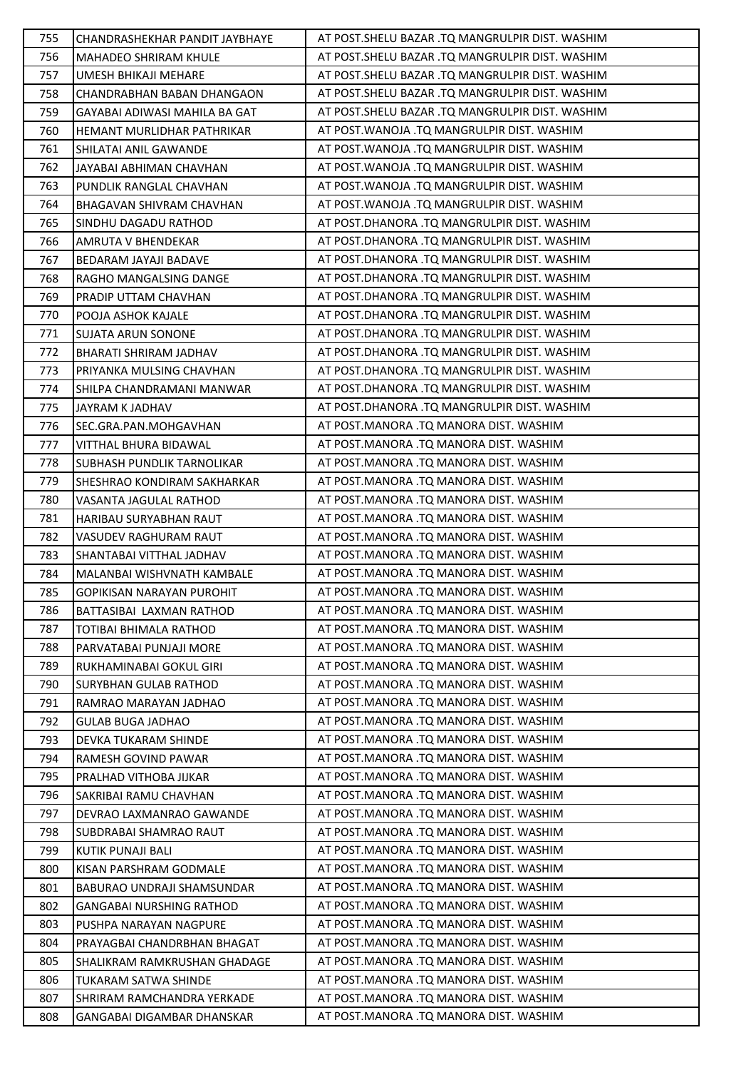| 755 | CHANDRASHEKHAR PANDIT JAYBHAYE | AT POST.SHELU BAZAR .TQ MANGRULPIR DIST. WASHIM |
|---|---|---|
| 756 | MAHADEO SHRIRAM KHULE | AT POST.SHELU BAZAR .TQ MANGRULPIR DIST. WASHIM |
| 757 | UMESH BHIKAJI MEHARE | AT POST.SHELU BAZAR .TQ MANGRULPIR DIST. WASHIM |
| 758 | CHANDRABHAN BABAN DHANGAON | AT POST.SHELU BAZAR .TQ MANGRULPIR DIST. WASHIM |
| 759 | GAYABAI ADIWASI MAHILA BA GAT | AT POST.SHELU BAZAR .TQ MANGRULPIR DIST. WASHIM |
| 760 | HEMANT MURLIDHAR PATHRIKAR | AT POST.WANOJA .TQ MANGRULPIR DIST. WASHIM |
| 761 | SHILATAI ANIL GAWANDE | AT POST.WANOJA .TQ MANGRULPIR DIST. WASHIM |
| 762 | JAYABAI ABHIMAN CHAVHAN | AT POST.WANOJA .TQ MANGRULPIR DIST. WASHIM |
| 763 | PUNDLIK RANGLAL CHAVHAN | AT POST.WANOJA .TQ MANGRULPIR DIST. WASHIM |
| 764 | BHAGAVAN SHIVRAM CHAVHAN | AT POST.WANOJA .TQ MANGRULPIR DIST. WASHIM |
| 765 | SINDHU DAGADU RATHOD | AT POST.DHANORA .TQ MANGRULPIR DIST. WASHIM |
| 766 | AMRUTA V BHENDEKAR | AT POST.DHANORA .TQ MANGRULPIR DIST. WASHIM |
| 767 | BEDARAM JAYAJI BADAVE | AT POST.DHANORA .TQ MANGRULPIR DIST. WASHIM |
| 768 | RAGHO MANGALSING DANGE | AT POST.DHANORA .TQ MANGRULPIR DIST. WASHIM |
| 769 | PRADIP UTTAM CHAVHAN | AT POST.DHANORA .TQ MANGRULPIR DIST. WASHIM |
| 770 | POOJA ASHOK KAJALE | AT POST.DHANORA .TQ MANGRULPIR DIST. WASHIM |
| 771 | SUJATA ARUN SONONE | AT POST.DHANORA .TQ MANGRULPIR DIST. WASHIM |
| 772 | BHARATI SHRIRAM JADHAV | AT POST.DHANORA .TQ MANGRULPIR DIST. WASHIM |
| 773 | PRIYANKA MULSING CHAVHAN | AT POST.DHANORA .TQ MANGRULPIR DIST. WASHIM |
| 774 | SHILPA CHANDRAMANI MANWAR | AT POST.DHANORA .TQ MANGRULPIR DIST. WASHIM |
| 775 | JAYRAM K JADHAV | AT POST.DHANORA .TQ MANGRULPIR DIST. WASHIM |
| 776 | SEC.GRA.PAN.MOHGAVHAN | AT POST.MANORA .TQ MANORA DIST. WASHIM |
| 777 | VITTHAL BHURA BIDAWAL | AT POST.MANORA .TQ MANORA DIST. WASHIM |
| 778 | SUBHASH PUNDLIK TARNOLIKAR | AT POST.MANORA .TQ MANORA DIST. WASHIM |
| 779 | SHESHRAO KONDIRAM SAKHARKAR | AT POST.MANORA .TQ MANORA DIST. WASHIM |
| 780 | VASANTA JAGULAL RATHOD | AT POST.MANORA .TQ MANORA DIST. WASHIM |
| 781 | HARIBAU SURYABHAN RAUT | AT POST.MANORA .TQ MANORA DIST. WASHIM |
| 782 | VASUDEV RAGHURAM RAUT | AT POST.MANORA .TQ MANORA DIST. WASHIM |
| 783 | SHANTABAI VITTHAL JADHAV | AT POST.MANORA .TQ MANORA DIST. WASHIM |
| 784 | MALANBAI WISHVNATH KAMBALE | AT POST.MANORA .TQ MANORA DIST. WASHIM |
| 785 | GOPIKISAN NARAYAN PUROHIT | AT POST.MANORA .TQ MANORA DIST. WASHIM |
| 786 | BATTASIBAI LAXMAN RATHOD | AT POST.MANORA .TQ MANORA DIST. WASHIM |
| 787 | TOTIBAI BHIMALA RATHOD | AT POST.MANORA .TQ MANORA DIST. WASHIM |
| 788 | PARVATABAI PUNJAJI MORE | AT POST.MANORA .TQ MANORA DIST. WASHIM |
| 789 | RUKHAMINABAI GOKUL GIRI | AT POST.MANORA .TQ MANORA DIST. WASHIM |
| 790 | SURYBHAN GULAB RATHOD | AT POST.MANORA .TQ MANORA DIST. WASHIM |
| 791 | RAMRAO MARAYAN JADHAO | AT POST.MANORA .TQ MANORA DIST. WASHIM |
| 792 | GULAB BUGA JADHAO | AT POST.MANORA .TQ MANORA DIST. WASHIM |
| 793 | DEVKA TUKARAM SHINDE | AT POST.MANORA .TQ MANORA DIST. WASHIM |
| 794 | RAMESH GOVIND PAWAR | AT POST.MANORA .TQ MANORA DIST. WASHIM |
| 795 | PRALHAD VITHOBA JIJKAR | AT POST.MANORA .TQ MANORA DIST. WASHIM |
| 796 | SAKRIBAI RAMU CHAVHAN | AT POST.MANORA .TQ MANORA DIST. WASHIM |
| 797 | DEVRAO LAXMANRAO GAWANDE | AT POST.MANORA .TQ MANORA DIST. WASHIM |
| 798 | SUBDRABAI SHAMRAO RAUT | AT POST.MANORA .TQ MANORA DIST. WASHIM |
| 799 | KUTIK PUNAJI BALI | AT POST.MANORA .TQ MANORA DIST. WASHIM |
| 800 | KISAN PARSHRAM GODMALE | AT POST.MANORA .TQ MANORA DIST. WASHIM |
| 801 | BABURAO UNDRAJI SHAMSUNDAR | AT POST.MANORA .TQ MANORA DIST. WASHIM |
| 802 | GANGABAI NURSHING RATHOD | AT POST.MANORA .TQ MANORA DIST. WASHIM |
| 803 | PUSHPA NARAYAN NAGPURE | AT POST.MANORA .TQ MANORA DIST. WASHIM |
| 804 | PRAYAGBAI CHANDRBHAN BHAGAT | AT POST.MANORA .TQ MANORA DIST. WASHIM |
| 805 | SHALIKRAM RAMKRUSHAN GHADAGE | AT POST.MANORA .TQ MANORA DIST. WASHIM |
| 806 | TUKARAM SATWA SHINDE | AT POST.MANORA .TQ MANORA DIST. WASHIM |
| 807 | SHRIRAM RAMCHANDRA YERKADE | AT POST.MANORA .TQ MANORA DIST. WASHIM |
| 808 | GANGABAI DIGAMBAR DHANSKAR | AT POST.MANORA .TQ MANORA DIST. WASHIM |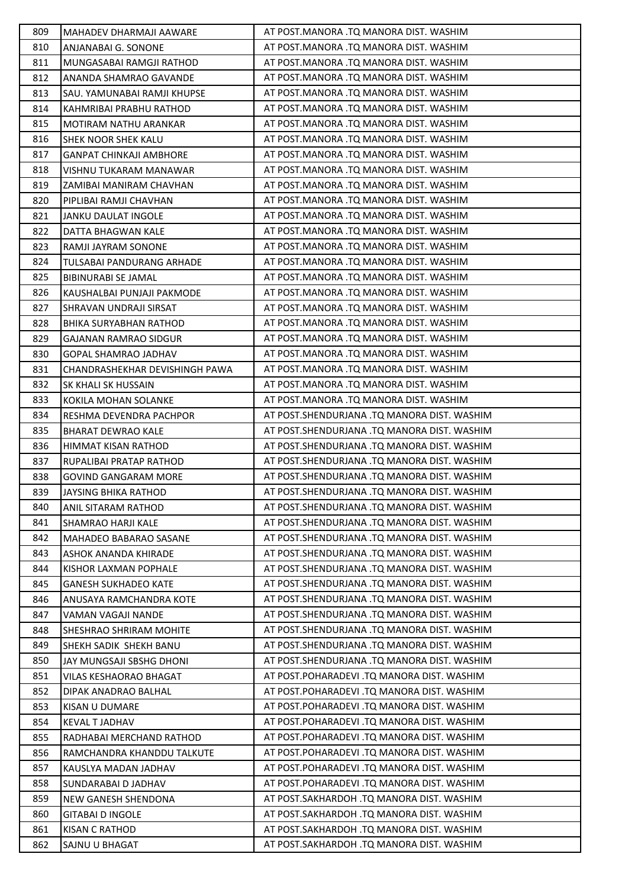| 809 | MAHADEV DHARMAJI AAWARE | AT POST.MANORA .TQ MANORA DIST. WASHIM |
|---|---|---|
| 810 | ANJANABAI G. SONONE | AT POST.MANORA .TQ MANORA DIST. WASHIM |
| 811 | MUNGASABAI RAMGJI RATHOD | AT POST.MANORA .TQ MANORA DIST. WASHIM |
| 812 | ANANDA SHAMRAO GAVANDE | AT POST.MANORA .TQ MANORA DIST. WASHIM |
| 813 | SAU. YAMUNABAI RAMJI KHUPSE | AT POST.MANORA .TQ MANORA DIST. WASHIM |
| 814 | KAHMRIBAI PRABHU RATHOD | AT POST.MANORA .TQ MANORA DIST. WASHIM |
| 815 | MOTIRAM NATHU ARANKAR | AT POST.MANORA .TQ MANORA DIST. WASHIM |
| 816 | SHEK NOOR SHEK KALU | AT POST.MANORA .TQ MANORA DIST. WASHIM |
| 817 | GANPAT CHINKAJI AMBHORE | AT POST.MANORA .TQ MANORA DIST. WASHIM |
| 818 | VISHNU TUKARAM MANAWAR | AT POST.MANORA .TQ MANORA DIST. WASHIM |
| 819 | ZAMIBAI MANIRAM CHAVHAN | AT POST.MANORA .TQ MANORA DIST. WASHIM |
| 820 | PIPLIBAI RAMJI CHAVHAN | AT POST.MANORA .TQ MANORA DIST. WASHIM |
| 821 | JANKU DAULAT INGOLE | AT POST.MANORA .TQ MANORA DIST. WASHIM |
| 822 | DATTA BHAGWAN KALE | AT POST.MANORA .TQ MANORA DIST. WASHIM |
| 823 | RAMJI JAYRAM SONONE | AT POST.MANORA .TQ MANORA DIST. WASHIM |
| 824 | TULSABAI PANDURANG ARHADE | AT POST.MANORA .TQ MANORA DIST. WASHIM |
| 825 | BIBINURABI SE JAMAL | AT POST.MANORA .TQ MANORA DIST. WASHIM |
| 826 | KAUSHALBAI PUNJAJI PAKMODE | AT POST.MANORA .TQ MANORA DIST. WASHIM |
| 827 | SHRAVAN UNDRAJI SIRSAT | AT POST.MANORA .TQ MANORA DIST. WASHIM |
| 828 | BHIKA SURYABHAN RATHOD | AT POST.MANORA .TQ MANORA DIST. WASHIM |
| 829 | GAJANAN RAMRAO SIDGUR | AT POST.MANORA .TQ MANORA DIST. WASHIM |
| 830 | GOPAL SHAMRAO JADHAV | AT POST.MANORA .TQ MANORA DIST. WASHIM |
| 831 | CHANDRASHEKHAR DEVISHINGH PAWA | AT POST.MANORA .TQ MANORA DIST. WASHIM |
| 832 | SK KHALI SK HUSSAIN | AT POST.MANORA .TQ MANORA DIST. WASHIM |
| 833 | KOKILA MOHAN SOLANKE | AT POST.MANORA .TQ MANORA DIST. WASHIM |
| 834 | RESHMA DEVENDRA PACHPOR | AT POST.SHENDURJANA .TQ MANORA DIST. WASHIM |
| 835 | BHARAT DEWRAO KALE | AT POST.SHENDURJANA .TQ MANORA DIST. WASHIM |
| 836 | HIMMAT KISAN RATHOD | AT POST.SHENDURJANA .TQ MANORA DIST. WASHIM |
| 837 | RUPALIBAI PRATAP RATHOD | AT POST.SHENDURJANA .TQ MANORA DIST. WASHIM |
| 838 | GOVIND GANGARAM MORE | AT POST.SHENDURJANA .TQ MANORA DIST. WASHIM |
| 839 | JAYSING BHIKA RATHOD | AT POST.SHENDURJANA .TQ MANORA DIST. WASHIM |
| 840 | ANIL SITARAM RATHOD | AT POST.SHENDURJANA .TQ MANORA DIST. WASHIM |
| 841 | SHAMRAO HARJI KALE | AT POST.SHENDURJANA .TQ MANORA DIST. WASHIM |
| 842 | MAHADEO BABARAO SASANE | AT POST.SHENDURJANA .TQ MANORA DIST. WASHIM |
| 843 | ASHOK ANANDA KHIRADE | AT POST.SHENDURJANA .TQ MANORA DIST. WASHIM |
| 844 | KISHOR LAXMAN POPHALE | AT POST.SHENDURJANA .TQ MANORA DIST. WASHIM |
| 845 | GANESH SUKHADEO KATE | AT POST.SHENDURJANA .TQ MANORA DIST. WASHIM |
| 846 | ANUSAYA RAMCHANDRA KOTE | AT POST.SHENDURJANA .TQ MANORA DIST. WASHIM |
| 847 | VAMAN VAGAJI NANDE | AT POST.SHENDURJANA .TQ MANORA DIST. WASHIM |
| 848 | SHESHRAO SHRIRAM MOHITE | AT POST.SHENDURJANA .TQ MANORA DIST. WASHIM |
| 849 | SHEKH SADIK SHEKH BANU | AT POST.SHENDURJANA .TQ MANORA DIST. WASHIM |
| 850 | JAY MUNGSAJI SBSHG DHONI | AT POST.SHENDURJANA .TQ MANORA DIST. WASHIM |
| 851 | VILAS KESHAORAO BHAGAT | AT POST.POHARADEVI .TQ MANORA DIST. WASHIM |
| 852 | DIPAK ANADRAO BALHAL | AT POST.POHARADEVI .TQ MANORA DIST. WASHIM |
| 853 | KISAN U DUMARE | AT POST.POHARADEVI .TQ MANORA DIST. WASHIM |
| 854 | KEVAL T JADHAV | AT POST.POHARADEVI .TQ MANORA DIST. WASHIM |
| 855 | RADHABAI MERCHAND RATHOD | AT POST.POHARADEVI .TQ MANORA DIST. WASHIM |
| 856 | RAMCHANDRA KHANDDU TALKUTE | AT POST.POHARADEVI .TQ MANORA DIST. WASHIM |
| 857 | KAUSLYA MADAN JADHAV | AT POST.POHARADEVI .TQ MANORA DIST. WASHIM |
| 858 | SUNDARABAI D JADHAV | AT POST.POHARADEVI .TQ MANORA DIST. WASHIM |
| 859 | NEW GANESH SHENDONA | AT POST.SAKHARDOH .TQ MANORA DIST. WASHIM |
| 860 | GITABAI D INGOLE | AT POST.SAKHARDOH .TQ MANORA DIST. WASHIM |
| 861 | KISAN C RATHOD | AT POST.SAKHARDOH .TQ MANORA DIST. WASHIM |
| 862 | SAJNU U BHAGAT | AT POST.SAKHARDOH .TQ MANORA DIST. WASHIM |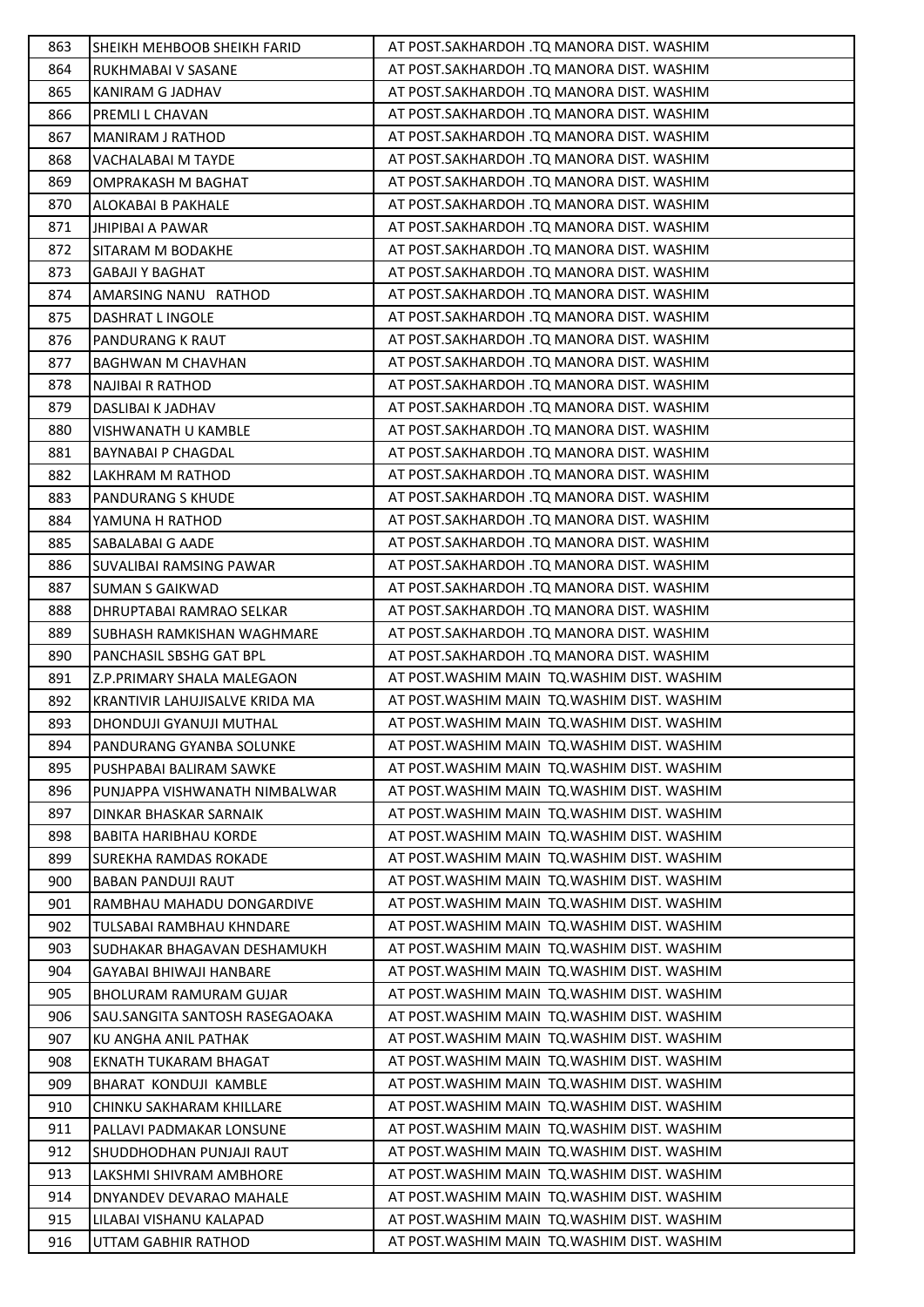| 863 | SHEIKH MEHBOOB SHEIKH FARID | AT POST.SAKHARDOH .TQ MANORA DIST. WASHIM |
|---|---|---|
| 864 | RUKHMABAI V SASANE | AT POST.SAKHARDOH .TQ MANORA DIST. WASHIM |
| 865 | KANIRAM G JADHAV | AT POST.SAKHARDOH .TQ MANORA DIST. WASHIM |
| 866 | PREMLI L CHAVAN | AT POST.SAKHARDOH .TQ MANORA DIST. WASHIM |
| 867 | MANIRAM J RATHOD | AT POST.SAKHARDOH .TQ MANORA DIST. WASHIM |
| 868 | VACHALABAI M TAYDE | AT POST.SAKHARDOH .TQ MANORA DIST. WASHIM |
| 869 | OMPRAKASH M BAGHAT | AT POST.SAKHARDOH .TQ MANORA DIST. WASHIM |
| 870 | ALOKABAI B PAKHALE | AT POST.SAKHARDOH .TQ MANORA DIST. WASHIM |
| 871 | JHIPIBAI A PAWAR | AT POST.SAKHARDOH .TQ MANORA DIST. WASHIM |
| 872 | SITARAM M BODAKHE | AT POST.SAKHARDOH .TQ MANORA DIST. WASHIM |
| 873 | GABAJI Y BAGHAT | AT POST.SAKHARDOH .TQ MANORA DIST. WASHIM |
| 874 | AMARSING NANU RATHOD | AT POST.SAKHARDOH .TQ MANORA DIST. WASHIM |
| 875 | DASHRAT L INGOLE | AT POST.SAKHARDOH .TQ MANORA DIST. WASHIM |
| 876 | PANDURANG K RAUT | AT POST.SAKHARDOH .TQ MANORA DIST. WASHIM |
| 877 | BAGHWAN M CHAVHAN | AT POST.SAKHARDOH .TQ MANORA DIST. WASHIM |
| 878 | NAJIBAI R RATHOD | AT POST.SAKHARDOH .TQ MANORA DIST. WASHIM |
| 879 | DASLIBAI K JADHAV | AT POST.SAKHARDOH .TQ MANORA DIST. WASHIM |
| 880 | VISHWANATH U KAMBLE | AT POST.SAKHARDOH .TQ MANORA DIST. WASHIM |
| 881 | BAYNABAI P CHAGDAL | AT POST.SAKHARDOH .TQ MANORA DIST. WASHIM |
| 882 | LAKHRAM M RATHOD | AT POST.SAKHARDOH .TQ MANORA DIST. WASHIM |
| 883 | PANDURANG S KHUDE | AT POST.SAKHARDOH .TQ MANORA DIST. WASHIM |
| 884 | YAMUNA H RATHOD | AT POST.SAKHARDOH .TQ MANORA DIST. WASHIM |
| 885 | SABALABAI G AADE | AT POST.SAKHARDOH .TQ MANORA DIST. WASHIM |
| 886 | SUVALIBAI RAMSING PAWAR | AT POST.SAKHARDOH .TQ MANORA DIST. WASHIM |
| 887 | SUMAN S GAIKWAD | AT POST.SAKHARDOH .TQ MANORA DIST. WASHIM |
| 888 | DHRUPTABAI RAMRAO SELKAR | AT POST.SAKHARDOH .TQ MANORA DIST. WASHIM |
| 889 | SUBHASH RAMKISHAN WAGHMARE | AT POST.SAKHARDOH .TQ MANORA DIST. WASHIM |
| 890 | PANCHASIL SBSHG GAT BPL | AT POST.SAKHARDOH .TQ MANORA DIST. WASHIM |
| 891 | Z.P.PRIMARY SHALA MALEGAON | AT POST.WASHIM MAIN TQ.WASHIM DIST. WASHIM |
| 892 | KRANTIVIR LAHUJISALVE KRIDA MA | AT POST.WASHIM MAIN TQ.WASHIM DIST. WASHIM |
| 893 | DHONDUJI GYANUJI MUTHAL | AT POST.WASHIM MAIN TQ.WASHIM DIST. WASHIM |
| 894 | PANDURANG GYANBA SOLUNKE | AT POST.WASHIM MAIN TQ.WASHIM DIST. WASHIM |
| 895 | PUSHPABAI BALIRAM SAWKE | AT POST.WASHIM MAIN TQ.WASHIM DIST. WASHIM |
| 896 | PUNJAPPA VISHWANATH NIMBALWAR | AT POST.WASHIM MAIN TQ.WASHIM DIST. WASHIM |
| 897 | DINKAR BHASKAR SARNAIK | AT POST.WASHIM MAIN TQ.WASHIM DIST. WASHIM |
| 898 | BABITA HARIBHAU KORDE | AT POST.WASHIM MAIN TQ.WASHIM DIST. WASHIM |
| 899 | SUREKHA RAMDAS ROKADE | AT POST.WASHIM MAIN TQ.WASHIM DIST. WASHIM |
| 900 | BABAN PANDUJI RAUT | AT POST.WASHIM MAIN TQ.WASHIM DIST. WASHIM |
| 901 | RAMBHAU MAHADU DONGARDIVE | AT POST.WASHIM MAIN TQ.WASHIM DIST. WASHIM |
| 902 | TULSABAI RAMBHAU KHNDARE | AT POST.WASHIM MAIN TQ.WASHIM DIST. WASHIM |
| 903 | SUDHAKAR BHAGAVAN DESHAMUKH | AT POST.WASHIM MAIN TQ.WASHIM DIST. WASHIM |
| 904 | GAYABAI BHIWAJI HANBARE | AT POST.WASHIM MAIN TQ.WASHIM DIST. WASHIM |
| 905 | BHOLURAM RAMURAM GUJAR | AT POST.WASHIM MAIN TQ.WASHIM DIST. WASHIM |
| 906 | SAU.SANGITA SANTOSH RASEGAOAKA | AT POST.WASHIM MAIN TQ.WASHIM DIST. WASHIM |
| 907 | KU ANGHA ANIL PATHAK | AT POST.WASHIM MAIN TQ.WASHIM DIST. WASHIM |
| 908 | EKNATH TUKARAM BHAGAT | AT POST.WASHIM MAIN TQ.WASHIM DIST. WASHIM |
| 909 | BHARAT KONDUJI KAMBLE | AT POST.WASHIM MAIN TQ.WASHIM DIST. WASHIM |
| 910 | CHINKU SAKHARAM KHILLARE | AT POST.WASHIM MAIN TQ.WASHIM DIST. WASHIM |
| 911 | PALLAVI PADMAKAR LONSUNE | AT POST.WASHIM MAIN TQ.WASHIM DIST. WASHIM |
| 912 | SHUDDHODHAN PUNJAJI RAUT | AT POST.WASHIM MAIN TQ.WASHIM DIST. WASHIM |
| 913 | LAKSHMI SHIVRAM AMBHORE | AT POST.WASHIM MAIN TQ.WASHIM DIST. WASHIM |
| 914 | DNYANDEV DEVARAO MAHALE | AT POST.WASHIM MAIN TQ.WASHIM DIST. WASHIM |
| 915 | LILABAI VISHANU KALAPAD | AT POST.WASHIM MAIN TQ.WASHIM DIST. WASHIM |
| 916 | UTTAM GABHIR RATHOD | AT POST.WASHIM MAIN TQ.WASHIM DIST. WASHIM |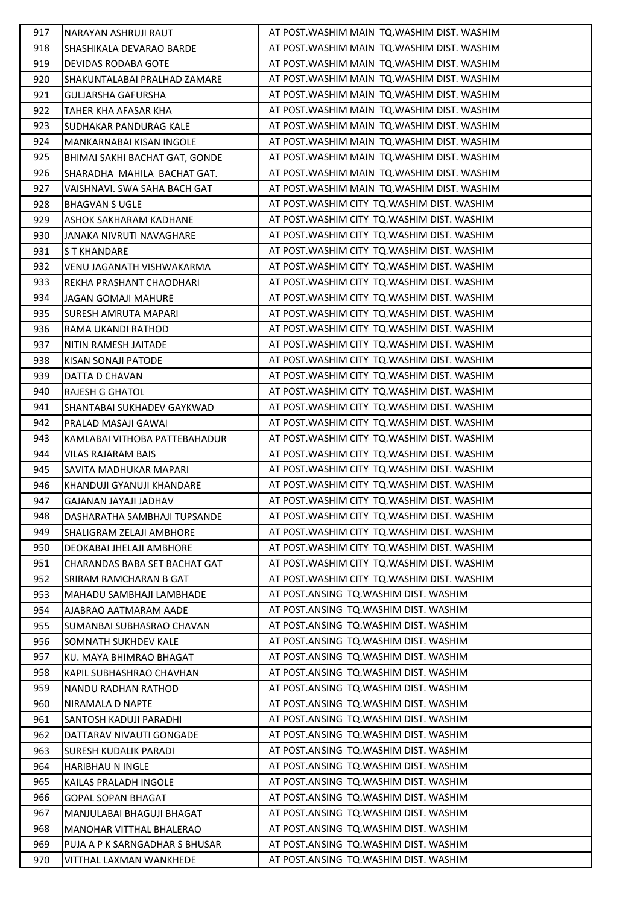| 917 | NARAYAN ASHRUJI RAUT | AT POST.WASHIM MAIN TQ.WASHIM DIST. WASHIM |
|---|---|---|
| 918 | SHASHIKALA DEVARAO BARDE | AT POST.WASHIM MAIN TQ.WASHIM DIST. WASHIM |
| 919 | DEVIDAS RODABA GOTE | AT POST.WASHIM MAIN TQ.WASHIM DIST. WASHIM |
| 920 | SHAKUNTALABAI PRALHAD ZAMARE | AT POST.WASHIM MAIN TQ.WASHIM DIST. WASHIM |
| 921 | GULJARSHA GAFURSHA | AT POST.WASHIM MAIN TQ.WASHIM DIST. WASHIM |
| 922 | TAHER KHA AFASAR KHA | AT POST.WASHIM MAIN TQ.WASHIM DIST. WASHIM |
| 923 | SUDHAKAR PANDURAG KALE | AT POST.WASHIM MAIN TQ.WASHIM DIST. WASHIM |
| 924 | MANKARNABAI KISAN INGOLE | AT POST.WASHIM MAIN TQ.WASHIM DIST. WASHIM |
| 925 | BHIMAI SAKHI BACHAT GAT, GONDE | AT POST.WASHIM MAIN TQ.WASHIM DIST. WASHIM |
| 926 | SHARADHA MAHILA BACHAT GAT. | AT POST.WASHIM MAIN TQ.WASHIM DIST. WASHIM |
| 927 | VAISHNAVI. SWA SAHA BACH GAT | AT POST.WASHIM MAIN TQ.WASHIM DIST. WASHIM |
| 928 | BHAGVAN S UGLE | AT POST.WASHIM CITY TQ.WASHIM DIST. WASHIM |
| 929 | ASHOK SAKHARAM KADHANE | AT POST.WASHIM CITY TQ.WASHIM DIST. WASHIM |
| 930 | JANAKA NIVRUTI NAVAGHARE | AT POST.WASHIM CITY TQ.WASHIM DIST. WASHIM |
| 931 | S T KHANDARE | AT POST.WASHIM CITY TQ.WASHIM DIST. WASHIM |
| 932 | VENU JAGANATH VISHWAKARMA | AT POST.WASHIM CITY TQ.WASHIM DIST. WASHIM |
| 933 | REKHA PRASHANT CHAODHARI | AT POST.WASHIM CITY TQ.WASHIM DIST. WASHIM |
| 934 | JAGAN GOMAJI MAHURE | AT POST.WASHIM CITY TQ.WASHIM DIST. WASHIM |
| 935 | SURESH AMRUTA MAPARI | AT POST.WASHIM CITY TQ.WASHIM DIST. WASHIM |
| 936 | RAMA UKANDI RATHOD | AT POST.WASHIM CITY TQ.WASHIM DIST. WASHIM |
| 937 | NITIN RAMESH JAITADE | AT POST.WASHIM CITY TQ.WASHIM DIST. WASHIM |
| 938 | KISAN SONAJI PATODE | AT POST.WASHIM CITY TQ.WASHIM DIST. WASHIM |
| 939 | DATTA D CHAVAN | AT POST.WASHIM CITY TQ.WASHIM DIST. WASHIM |
| 940 | RAJESH G GHATOL | AT POST.WASHIM CITY TQ.WASHIM DIST. WASHIM |
| 941 | SHANTABAI SUKHADEV GAYKWAD | AT POST.WASHIM CITY TQ.WASHIM DIST. WASHIM |
| 942 | PRALAD MASAJI GAWAI | AT POST.WASHIM CITY TQ.WASHIM DIST. WASHIM |
| 943 | KAMLABAI VITHOBA PATTEBAHADUR | AT POST.WASHIM CITY TQ.WASHIM DIST. WASHIM |
| 944 | VILAS RAJARAM BAIS | AT POST.WASHIM CITY TQ.WASHIM DIST. WASHIM |
| 945 | SAVITA MADHUKAR MAPARI | AT POST.WASHIM CITY TQ.WASHIM DIST. WASHIM |
| 946 | KHANDUJI GYANUJI KHANDARE | AT POST.WASHIM CITY TQ.WASHIM DIST. WASHIM |
| 947 | GAJANAN JAYAJI JADHAV | AT POST.WASHIM CITY TQ.WASHIM DIST. WASHIM |
| 948 | DASHARATHA SAMBHAJI TUPSANDE | AT POST.WASHIM CITY TQ.WASHIM DIST. WASHIM |
| 949 | SHALIGRAM ZELAJI AMBHORE | AT POST.WASHIM CITY TQ.WASHIM DIST. WASHIM |
| 950 | DEOKABAI JHELAJI AMBHORE | AT POST.WASHIM CITY TQ.WASHIM DIST. WASHIM |
| 951 | CHARANDAS BABA SET BACHAT GAT | AT POST.WASHIM CITY TQ.WASHIM DIST. WASHIM |
| 952 | SRIRAM RAMCHARAN B GAT | AT POST.WASHIM CITY TQ.WASHIM DIST. WASHIM |
| 953 | MAHADU SAMBHAJI LAMBHADE | AT POST.ANSING TQ.WASHIM DIST. WASHIM |
| 954 | AJABRAO AATMARAM AADE | AT POST.ANSING TQ.WASHIM DIST. WASHIM |
| 955 | SUMANBAI SUBHASRAO CHAVAN | AT POST.ANSING TQ.WASHIM DIST. WASHIM |
| 956 | SOMNATH SUKHDEV KALE | AT POST.ANSING TQ.WASHIM DIST. WASHIM |
| 957 | KU. MAYA BHIMRAO BHAGAT | AT POST.ANSING TQ.WASHIM DIST. WASHIM |
| 958 | KAPIL SUBHASHRAO CHAVHAN | AT POST.ANSING TQ.WASHIM DIST. WASHIM |
| 959 | NANDU RADHAN RATHOD | AT POST.ANSING TQ.WASHIM DIST. WASHIM |
| 960 | NIRAMALA D NAPTE | AT POST.ANSING TQ.WASHIM DIST. WASHIM |
| 961 | SANTOSH KADUJI PARADHI | AT POST.ANSING TQ.WASHIM DIST. WASHIM |
| 962 | DATTARAV NIVAUTI GONGADE | AT POST.ANSING TQ.WASHIM DIST. WASHIM |
| 963 | SURESH KUDALIK PARADI | AT POST.ANSING TQ.WASHIM DIST. WASHIM |
| 964 | HARIBHAU N INGLE | AT POST.ANSING TQ.WASHIM DIST. WASHIM |
| 965 | KAILAS PRALADH INGOLE | AT POST.ANSING TQ.WASHIM DIST. WASHIM |
| 966 | GOPAL SOPAN BHAGAT | AT POST.ANSING TQ.WASHIM DIST. WASHIM |
| 967 | MANJULABAI BHAGUJI BHAGAT | AT POST.ANSING TQ.WASHIM DIST. WASHIM |
| 968 | MANOHAR VITTHAL BHALERAO | AT POST.ANSING TQ.WASHIM DIST. WASHIM |
| 969 | PUJA A P K SARNGADHAR S BHUSAR | AT POST.ANSING TQ.WASHIM DIST. WASHIM |
| 970 | VITTHAL LAXMAN WANKHEDE | AT POST.ANSING TQ.WASHIM DIST. WASHIM |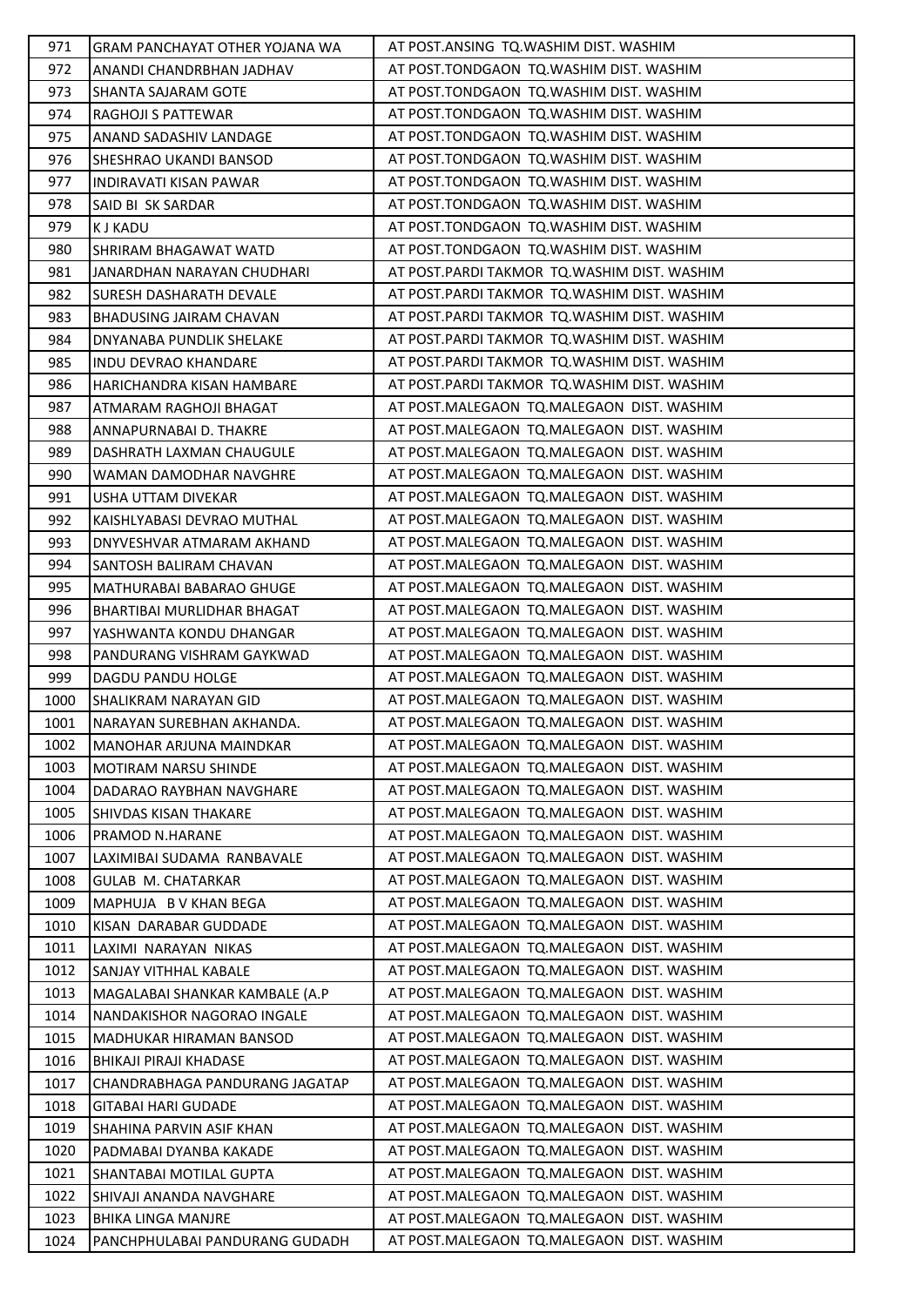| 971 | GRAM PANCHAYAT OTHER YOJANA WA | AT POST.ANSING TQ.WASHIM DIST. WASHIM |
|---|---|---|
| 972 | ANANDI CHANDRBHAN JADHAV | AT POST.TONDGAON TQ.WASHIM DIST. WASHIM |
| 973 | SHANTA SAJARAM GOTE | AT POST.TONDGAON TQ.WASHIM DIST. WASHIM |
| 974 | RAGHOJI S PATTEWAR | AT POST.TONDGAON TQ.WASHIM DIST. WASHIM |
| 975 | ANAND SADASHIV LANDAGE | AT POST.TONDGAON TQ.WASHIM DIST. WASHIM |
| 976 | SHESHRAO UKANDI BANSOD | AT POST.TONDGAON TQ.WASHIM DIST. WASHIM |
| 977 | INDIRAVATI KISAN PAWAR | AT POST.TONDGAON TQ.WASHIM DIST. WASHIM |
| 978 | SAID BI SK SARDAR | AT POST.TONDGAON TQ.WASHIM DIST. WASHIM |
| 979 | K J KADU | AT POST.TONDGAON TQ.WASHIM DIST. WASHIM |
| 980 | SHRIRAM BHAGAWAT WATD | AT POST.TONDGAON TQ.WASHIM DIST. WASHIM |
| 981 | JANARDHAN NARAYAN CHUDHARI | AT POST.PARDI TAKMOR TQ.WASHIM DIST. WASHIM |
| 982 | SURESH DASHARATH DEVALE | AT POST.PARDI TAKMOR TQ.WASHIM DIST. WASHIM |
| 983 | BHADUSING JAIRAM CHAVAN | AT POST.PARDI TAKMOR TQ.WASHIM DIST. WASHIM |
| 984 | DNYANABA PUNDLIK SHELAKE | AT POST.PARDI TAKMOR TQ.WASHIM DIST. WASHIM |
| 985 | INDU DEVRAO KHANDARE | AT POST.PARDI TAKMOR TQ.WASHIM DIST. WASHIM |
| 986 | HARICHANDRA KISAN HAMBARE | AT POST.PARDI TAKMOR TQ.WASHIM DIST. WASHIM |
| 987 | ATMARAM RAGHOJI BHAGAT | AT POST.MALEGAON TQ.MALEGAON DIST. WASHIM |
| 988 | ANNAPURNABAI D. THAKRE | AT POST.MALEGAON TQ.MALEGAON DIST. WASHIM |
| 989 | DASHRATH LAXMAN CHAUGULE | AT POST.MALEGAON TQ.MALEGAON DIST. WASHIM |
| 990 | WAMAN DAMODHAR NAVGHRE | AT POST.MALEGAON TQ.MALEGAON DIST. WASHIM |
| 991 | USHA UTTAM DIVEKAR | AT POST.MALEGAON TQ.MALEGAON DIST. WASHIM |
| 992 | KAISHLYABASI DEVRAO MUTHAL | AT POST.MALEGAON TQ.MALEGAON DIST. WASHIM |
| 993 | DNYVESHVAR ATMARAM AKHAND | AT POST.MALEGAON TQ.MALEGAON DIST. WASHIM |
| 994 | SANTOSH BALIRAM CHAVAN | AT POST.MALEGAON TQ.MALEGAON DIST. WASHIM |
| 995 | MATHURABAI BABARAO GHUGE | AT POST.MALEGAON TQ.MALEGAON DIST. WASHIM |
| 996 | BHARTIBAI MURLIDHAR BHAGAT | AT POST.MALEGAON TQ.MALEGAON DIST. WASHIM |
| 997 | YASHWANTA KONDU DHANGAR | AT POST.MALEGAON TQ.MALEGAON DIST. WASHIM |
| 998 | PANDURANG VISHRAM GAYKWAD | AT POST.MALEGAON TQ.MALEGAON DIST. WASHIM |
| 999 | DAGDU PANDU HOLGE | AT POST.MALEGAON TQ.MALEGAON DIST. WASHIM |
| 1000 | SHALIKRAM NARAYAN GID | AT POST.MALEGAON TQ.MALEGAON DIST. WASHIM |
| 1001 | NARAYAN SUREBHAN AKHANDA. | AT POST.MALEGAON TQ.MALEGAON DIST. WASHIM |
| 1002 | MANOHAR ARJUNA MAINDKAR | AT POST.MALEGAON TQ.MALEGAON DIST. WASHIM |
| 1003 | MOTIRAM NARSU SHINDE | AT POST.MALEGAON TQ.MALEGAON DIST. WASHIM |
| 1004 | DADARAO RAYBHAN NAVGHARE | AT POST.MALEGAON TQ.MALEGAON DIST. WASHIM |
| 1005 | SHIVDAS KISAN THAKARE | AT POST.MALEGAON TQ.MALEGAON DIST. WASHIM |
| 1006 | PRAMOD N.HARANE | AT POST.MALEGAON TQ.MALEGAON DIST. WASHIM |
| 1007 | LAXIMIBAI SUDAMA RANBAVALE | AT POST.MALEGAON TQ.MALEGAON DIST. WASHIM |
| 1008 | GULAB M. CHATARKAR | AT POST.MALEGAON TQ.MALEGAON DIST. WASHIM |
| 1009 | MAPHUJA B V KHAN BEGA | AT POST.MALEGAON TQ.MALEGAON DIST. WASHIM |
| 1010 | KISAN DARABAR GUDDADE | AT POST.MALEGAON TQ.MALEGAON DIST. WASHIM |
| 1011 | LAXIMI NARAYAN NIKAS | AT POST.MALEGAON TQ.MALEGAON DIST. WASHIM |
| 1012 | SANJAY VITHHAL KABALE | AT POST.MALEGAON TQ.MALEGAON DIST. WASHIM |
| 1013 | MAGALABAI SHANKAR KAMBALE (A.P | AT POST.MALEGAON TQ.MALEGAON DIST. WASHIM |
| 1014 | NANDAKISHOR NAGORAO INGALE | AT POST.MALEGAON TQ.MALEGAON DIST. WASHIM |
| 1015 | MADHUKAR HIRAMAN BANSOD | AT POST.MALEGAON TQ.MALEGAON DIST. WASHIM |
| 1016 | BHIKAJI PIRAJI KHADASE | AT POST.MALEGAON TQ.MALEGAON DIST. WASHIM |
| 1017 | CHANDRABHAGA PANDURANG JAGATAP | AT POST.MALEGAON TQ.MALEGAON DIST. WASHIM |
| 1018 | GITABAI HARI GUDADE | AT POST.MALEGAON TQ.MALEGAON DIST. WASHIM |
| 1019 | SHAHINA PARVIN ASIF KHAN | AT POST.MALEGAON TQ.MALEGAON DIST. WASHIM |
| 1020 | PADMABAI DYANBA KAKADE | AT POST.MALEGAON TQ.MALEGAON DIST. WASHIM |
| 1021 | SHANTABAI MOTILAL GUPTA | AT POST.MALEGAON TQ.MALEGAON DIST. WASHIM |
| 1022 | SHIVAJI ANANDA NAVGHARE | AT POST.MALEGAON TQ.MALEGAON DIST. WASHIM |
| 1023 | BHIKA LINGA MANJRE | AT POST.MALEGAON TQ.MALEGAON DIST. WASHIM |
| 1024 | PANCHPHULABAI PANDURANG GUDADH | AT POST.MALEGAON TQ.MALEGAON DIST. WASHIM |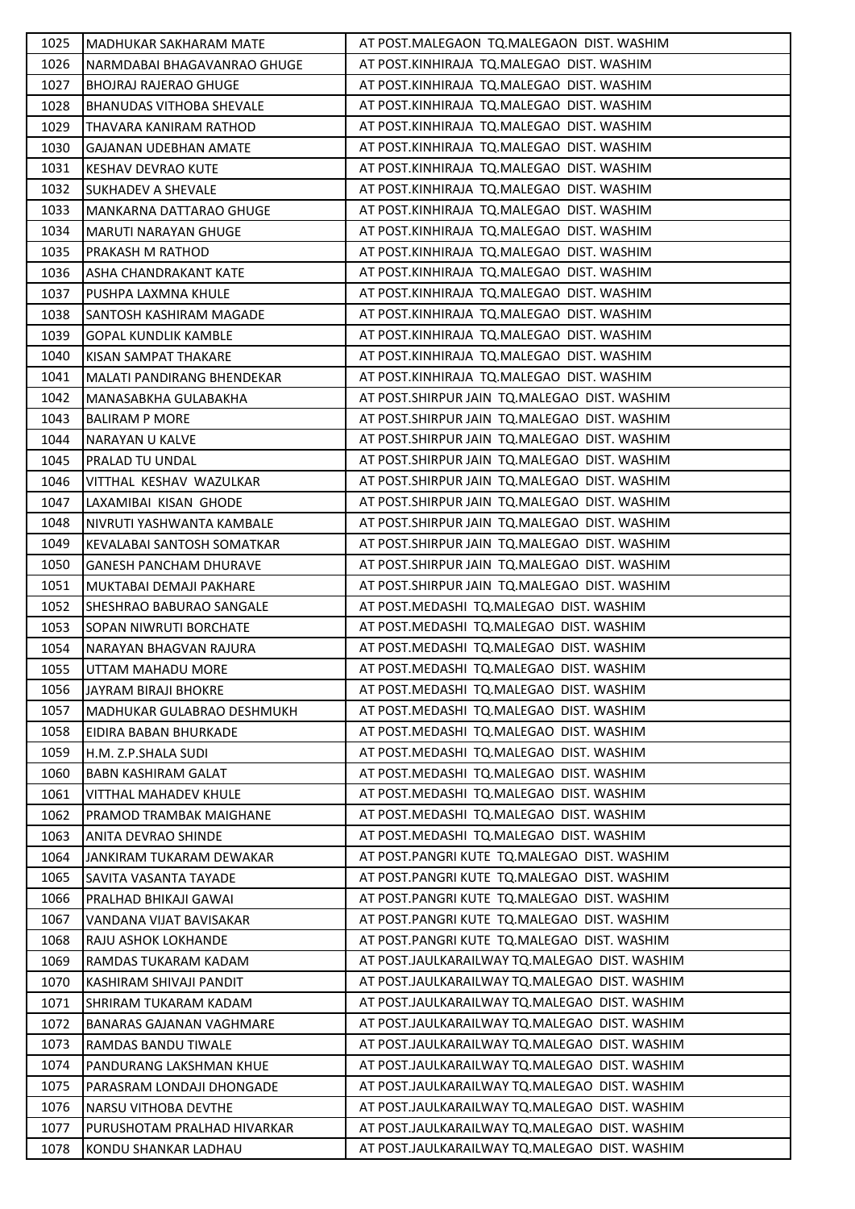| 1025 | MADHUKAR SAKHARAM MATE | AT POST.MALEGAON TQ.MALEGAON DIST. WASHIM |
|---|---|---|
| 1026 | NARMDABAI BHAGAVANRAO GHUGE | AT POST.KINHIRAJA TQ.MALEGAO DIST. WASHIM |
| 1027 | BHOJRAJ RAJERAO GHUGE | AT POST.KINHIRAJA TQ.MALEGAO DIST. WASHIM |
| 1028 | BHANUDAS VITHOBA SHEVALE | AT POST.KINHIRAJA TQ.MALEGAO DIST. WASHIM |
| 1029 | THAVARA KANIRAM RATHOD | AT POST.KINHIRAJA TQ.MALEGAO DIST. WASHIM |
| 1030 | GAJANAN UDEBHAN AMATE | AT POST.KINHIRAJA TQ.MALEGAO DIST. WASHIM |
| 1031 | KESHAV DEVRAO KUTE | AT POST.KINHIRAJA TQ.MALEGAO DIST. WASHIM |
| 1032 | SUKHADEV A SHEVALE | AT POST.KINHIRAJA TQ.MALEGAO DIST. WASHIM |
| 1033 | MANKARNA DATTARAO GHUGE | AT POST.KINHIRAJA TQ.MALEGAO DIST. WASHIM |
| 1034 | MARUTI NARAYAN GHUGE | AT POST.KINHIRAJA TQ.MALEGAO DIST. WASHIM |
| 1035 | PRAKASH M RATHOD | AT POST.KINHIRAJA TQ.MALEGAO DIST. WASHIM |
| 1036 | ASHA CHANDRAKANT KATE | AT POST.KINHIRAJA TQ.MALEGAO DIST. WASHIM |
| 1037 | PUSHPA LAXMNA KHULE | AT POST.KINHIRAJA TQ.MALEGAO DIST. WASHIM |
| 1038 | SANTOSH KASHIRAM MAGADE | AT POST.KINHIRAJA TQ.MALEGAO DIST. WASHIM |
| 1039 | GOPAL KUNDLIK KAMBLE | AT POST.KINHIRAJA TQ.MALEGAO DIST. WASHIM |
| 1040 | KISAN SAMPAT THAKARE | AT POST.KINHIRAJA TQ.MALEGAO DIST. WASHIM |
| 1041 | MALATI PANDIRANG BHENDEKAR | AT POST.KINHIRAJA TQ.MALEGAO DIST. WASHIM |
| 1042 | MANASABKHA GULABAKHA | AT POST.SHIRPUR JAIN TQ.MALEGAO DIST. WASHIM |
| 1043 | BALIRAM P MORE | AT POST.SHIRPUR JAIN TQ.MALEGAO DIST. WASHIM |
| 1044 | NARAYAN U KALVE | AT POST.SHIRPUR JAIN TQ.MALEGAO DIST. WASHIM |
| 1045 | PRALAD TU UNDAL | AT POST.SHIRPUR JAIN TQ.MALEGAO DIST. WASHIM |
| 1046 | VITTHAL KESHAV WAZULKAR | AT POST.SHIRPUR JAIN TQ.MALEGAO DIST. WASHIM |
| 1047 | LAXAMIBAI KISAN GHODE | AT POST.SHIRPUR JAIN TQ.MALEGAO DIST. WASHIM |
| 1048 | NIVRUTI YASHWANTA KAMBALE | AT POST.SHIRPUR JAIN TQ.MALEGAO DIST. WASHIM |
| 1049 | KEVALABAI SANTOSH SOMATKAR | AT POST.SHIRPUR JAIN TQ.MALEGAO DIST. WASHIM |
| 1050 | GANESH PANCHAM DHURAVE | AT POST.SHIRPUR JAIN TQ.MALEGAO DIST. WASHIM |
| 1051 | MUKTABAI DEMAJI PAKHARE | AT POST.SHIRPUR JAIN TQ.MALEGAO DIST. WASHIM |
| 1052 | SHESHRAO BABURAO SANGALE | AT POST.MEDASHI TQ.MALEGAO DIST. WASHIM |
| 1053 | SOPAN NIWRUTI BORCHATE | AT POST.MEDASHI TQ.MALEGAO DIST. WASHIM |
| 1054 | NARAYAN BHAGVAN RAJURA | AT POST.MEDASHI TQ.MALEGAO DIST. WASHIM |
| 1055 | UTTAM MAHADU MORE | AT POST.MEDASHI TQ.MALEGAO DIST. WASHIM |
| 1056 | JAYRAM BIRAJI BHOKRE | AT POST.MEDASHI TQ.MALEGAO DIST. WASHIM |
| 1057 | MADHUKAR GULABRAO DESHMUKH | AT POST.MEDASHI TQ.MALEGAO DIST. WASHIM |
| 1058 | EIDIRA BABAN BHURKADE | AT POST.MEDASHI TQ.MALEGAO DIST. WASHIM |
| 1059 | H.M. Z.P.SHALA SUDI | AT POST.MEDASHI TQ.MALEGAO DIST. WASHIM |
| 1060 | BABN KASHIRAM GALAT | AT POST.MEDASHI TQ.MALEGAO DIST. WASHIM |
| 1061 | VITTHAL MAHADEV KHULE | AT POST.MEDASHI TQ.MALEGAO DIST. WASHIM |
| 1062 | PRAMOD TRAMBAK MAIGHANE | AT POST.MEDASHI TQ.MALEGAO DIST. WASHIM |
| 1063 | ANITA DEVRAO SHINDE | AT POST.MEDASHI TQ.MALEGAO DIST. WASHIM |
| 1064 | JANKIRAM TUKARAM DEWAKAR | AT POST.PANGRI KUTE TQ.MALEGAO DIST. WASHIM |
| 1065 | SAVITA VASANTA TAYADE | AT POST.PANGRI KUTE TQ.MALEGAO DIST. WASHIM |
| 1066 | PRALHAD BHIKAJI GAWAI | AT POST.PANGRI KUTE TQ.MALEGAO DIST. WASHIM |
| 1067 | VANDANA VIJAT BAVISAKAR | AT POST.PANGRI KUTE TQ.MALEGAO DIST. WASHIM |
| 1068 | RAJU ASHOK LOKHANDE | AT POST.PANGRI KUTE TQ.MALEGAO DIST. WASHIM |
| 1069 | RAMDAS TUKARAM KADAM | AT POST.JAULKARAILWAY TQ.MALEGAO DIST. WASHIM |
| 1070 | KASHIRAM SHIVAJI PANDIT | AT POST.JAULKARAILWAY TQ.MALEGAO DIST. WASHIM |
| 1071 | SHRIRAM TUKARAM KADAM | AT POST.JAULKARAILWAY TQ.MALEGAO DIST. WASHIM |
| 1072 | BANARAS GAJANAN VAGHMARE | AT POST.JAULKARAILWAY TQ.MALEGAO DIST. WASHIM |
| 1073 | RAMDAS BANDU TIWALE | AT POST.JAULKARAILWAY TQ.MALEGAO DIST. WASHIM |
| 1074 | PANDURANG LAKSHMAN KHUE | AT POST.JAULKARAILWAY TQ.MALEGAO DIST. WASHIM |
| 1075 | PARASRAM LONDAJI DHONGADE | AT POST.JAULKARAILWAY TQ.MALEGAO DIST. WASHIM |
| 1076 | NARSU VITHOBA DEVTHE | AT POST.JAULKARAILWAY TQ.MALEGAO DIST. WASHIM |
| 1077 | PURUSHOTAM PRALHAD HIVARKAR | AT POST.JAULKARAILWAY TQ.MALEGAO DIST. WASHIM |
| 1078 | KONDU SHANKAR LADHAU | AT POST.JAULKARAILWAY TQ.MALEGAO DIST. WASHIM |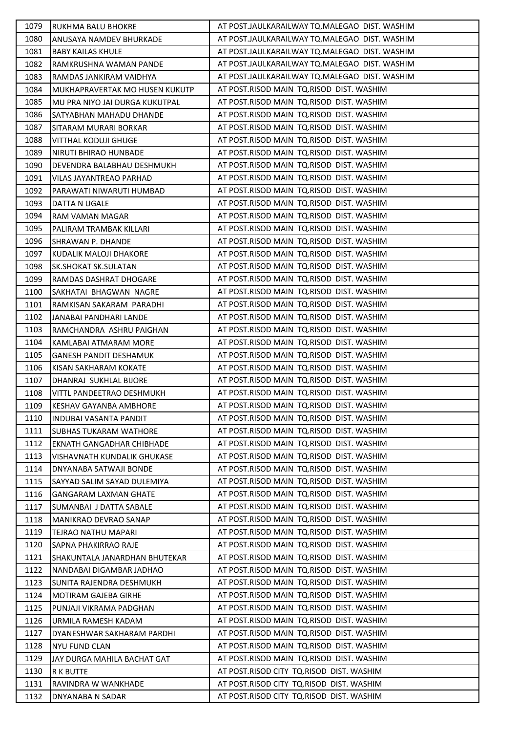| 1079 | RUKHMA BALU BHOKRE | AT POST.JAULKARAILWAY TQ.MALEGAO DIST. WASHIM |
|---|---|---|
| 1080 | ANUSAYA NAMDEV BHURKADE | AT POST.JAULKARAILWAY TQ.MALEGAO DIST. WASHIM |
| 1081 | BABY KAILAS KHULE | AT POST.JAULKARAILWAY TQ.MALEGAO DIST. WASHIM |
| 1082 | RAMKRUSHNA WAMAN PANDE | AT POST.JAULKARAILWAY TQ.MALEGAO DIST. WASHIM |
| 1083 | RAMDAS JANKIRAM VAIDHYA | AT POST.JAULKARAILWAY TQ.MALEGAO DIST. WASHIM |
| 1084 | MUKHAPRAVERTAK MO HUSEN KUKUTP | AT POST.RISOD MAIN TQ.RISOD DIST. WASHIM |
| 1085 | MU PRA NIYO JAI DURGA KUKUTPAL | AT POST.RISOD MAIN TQ.RISOD DIST. WASHIM |
| 1086 | SATYABHAN MAHADU DHANDE | AT POST.RISOD MAIN TQ.RISOD DIST. WASHIM |
| 1087 | SITARAM MURARI BORKAR | AT POST.RISOD MAIN TQ.RISOD DIST. WASHIM |
| 1088 | VITTHAL KODUJI GHUGE | AT POST.RISOD MAIN TQ.RISOD DIST. WASHIM |
| 1089 | NIRUTI BHIRAO HUNBADE | AT POST.RISOD MAIN TQ.RISOD DIST. WASHIM |
| 1090 | DEVENDRA BALABHAU DESHMUKH | AT POST.RISOD MAIN TQ.RISOD DIST. WASHIM |
| 1091 | VILAS JAYANTREAO PARHAD | AT POST.RISOD MAIN TQ.RISOD DIST. WASHIM |
| 1092 | PARAWATI NIWARUTI HUMBAD | AT POST.RISOD MAIN TQ.RISOD DIST. WASHIM |
| 1093 | DATTA N UGALE | AT POST.RISOD MAIN TQ.RISOD DIST. WASHIM |
| 1094 | RAM VAMAN MAGAR | AT POST.RISOD MAIN TQ.RISOD DIST. WASHIM |
| 1095 | PALIRAM TRAMBAK KILLARI | AT POST.RISOD MAIN TQ.RISOD DIST. WASHIM |
| 1096 | SHRAWAN P. DHANDE | AT POST.RISOD MAIN TQ.RISOD DIST. WASHIM |
| 1097 | KUDALIK MALOJI DHAKORE | AT POST.RISOD MAIN TQ.RISOD DIST. WASHIM |
| 1098 | SK.SHOKAT SK.SULATAN | AT POST.RISOD MAIN TQ.RISOD DIST. WASHIM |
| 1099 | RAMDAS DASHRAT DHOGARE | AT POST.RISOD MAIN TQ.RISOD DIST. WASHIM |
| 1100 | SAKHATAI BHAGWAN NAGRE | AT POST.RISOD MAIN TQ.RISOD DIST. WASHIM |
| 1101 | RAMKISAN SAKARAM PARADHI | AT POST.RISOD MAIN TQ.RISOD DIST. WASHIM |
| 1102 | JANABAI PANDHARI LANDE | AT POST.RISOD MAIN TQ.RISOD DIST. WASHIM |
| 1103 | RAMCHANDRA ASHRU PAIGHAN | AT POST.RISOD MAIN TQ.RISOD DIST. WASHIM |
| 1104 | KAMLABAI ATMARAM MORE | AT POST.RISOD MAIN TQ.RISOD DIST. WASHIM |
| 1105 | GANESH PANDIT DESHAMUK | AT POST.RISOD MAIN TQ.RISOD DIST. WASHIM |
| 1106 | KISAN SAKHARAM KOKATE | AT POST.RISOD MAIN TQ.RISOD DIST. WASHIM |
| 1107 | DHANRAJ SUKHLAL BIJORE | AT POST.RISOD MAIN TQ.RISOD DIST. WASHIM |
| 1108 | VITTL PANDEETRAO DESHMUKH | AT POST.RISOD MAIN TQ.RISOD DIST. WASHIM |
| 1109 | KESHAV GAYANBA AMBHORE | AT POST.RISOD MAIN TQ.RISOD DIST. WASHIM |
| 1110 | INDUBAI VASANTA PANDIT | AT POST.RISOD MAIN TQ.RISOD DIST. WASHIM |
| 1111 | SUBHAS TUKARAM WATHORE | AT POST.RISOD MAIN TQ.RISOD DIST. WASHIM |
| 1112 | EKNATH GANGADHAR CHIBHADE | AT POST.RISOD MAIN TQ.RISOD DIST. WASHIM |
| 1113 | VISHAVNATH KUNDALIK GHUKASE | AT POST.RISOD MAIN TQ.RISOD DIST. WASHIM |
| 1114 | DNYANABA SATWAJI BONDE | AT POST.RISOD MAIN TQ.RISOD DIST. WASHIM |
| 1115 | SAYYAD SALIM SAYAD DULEMIYA | AT POST.RISOD MAIN TQ.RISOD DIST. WASHIM |
| 1116 | GANGARAM LAXMAN GHATE | AT POST.RISOD MAIN TQ.RISOD DIST. WASHIM |
| 1117 | SUMANBAI J DATTA SABALE | AT POST.RISOD MAIN TQ.RISOD DIST. WASHIM |
| 1118 | MANIKRAO DEVRAO SANAP | AT POST.RISOD MAIN TQ.RISOD DIST. WASHIM |
| 1119 | TEJRAO NATHU MAPARI | AT POST.RISOD MAIN TQ.RISOD DIST. WASHIM |
| 1120 | SAPNA PHAKIRRAO RAJE | AT POST.RISOD MAIN TQ.RISOD DIST. WASHIM |
| 1121 | SHAKUNTALA JANARDHAN BHUTEKAR | AT POST.RISOD MAIN TQ.RISOD DIST. WASHIM |
| 1122 | NANDABAI DIGAMBAR JADHAO | AT POST.RISOD MAIN TQ.RISOD DIST. WASHIM |
| 1123 | SUNITA RAJENDRA DESHMUKH | AT POST.RISOD MAIN TQ.RISOD DIST. WASHIM |
| 1124 | MOTIRAM GAJEBA GIRHE | AT POST.RISOD MAIN TQ.RISOD DIST. WASHIM |
| 1125 | PUNJAJI VIKRAMA PADGHAN | AT POST.RISOD MAIN TQ.RISOD DIST. WASHIM |
| 1126 | URMILA RAMESH KADAM | AT POST.RISOD MAIN TQ.RISOD DIST. WASHIM |
| 1127 | DYANESHWAR SAKHARAM PARDHI | AT POST.RISOD MAIN TQ.RISOD DIST. WASHIM |
| 1128 | NYU FUND CLAN | AT POST.RISOD MAIN TQ.RISOD DIST. WASHIM |
| 1129 | JAY DURGA MAHILA BACHAT GAT | AT POST.RISOD MAIN TQ.RISOD DIST. WASHIM |
| 1130 | R K BUTTE | AT POST.RISOD CITY TQ.RISOD DIST. WASHIM |
| 1131 | RAVINDRA W WANKHADE | AT POST.RISOD CITY TQ.RISOD DIST. WASHIM |
| 1132 | DNYANABA N SADAR | AT POST.RISOD CITY TQ.RISOD DIST. WASHIM |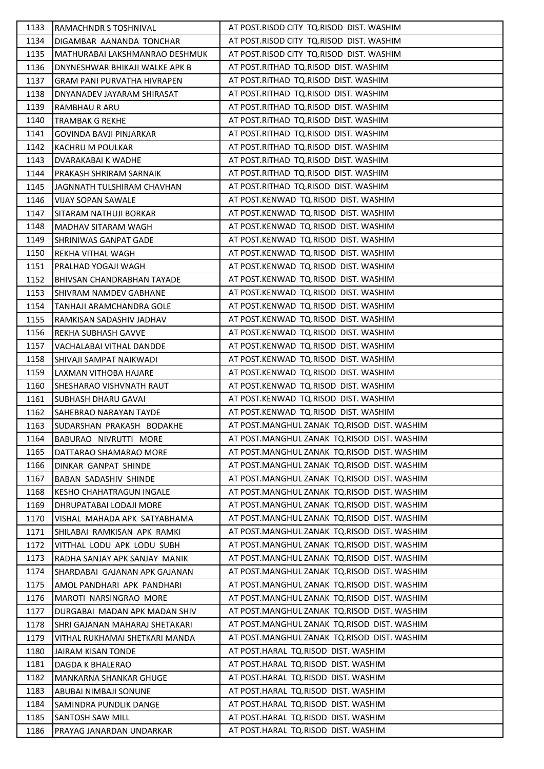| 1133 | RAMACHNDR S TOSHNIVAL | AT POST.RISOD CITY TQ.RISOD DIST. WASHIM |
|---|---|---|
| 1134 | DIGAMBAR AANANDA TONCHAR | AT POST.RISOD CITY TQ.RISOD DIST. WASHIM |
| 1135 | MATHURABAI LAKSHMANRAO DESHMUK | AT POST.RISOD CITY TQ.RISOD DIST. WASHIM |
| 1136 | DNYNESHWAR BHIKAJI WALKE APK B | AT POST.RITHAD TQ.RISOD DIST. WASHIM |
| 1137 | GRAM PANI PURVATHA HIVRAPEN | AT POST.RITHAD TQ.RISOD DIST. WASHIM |
| 1138 | DNYANADEV JAYARAM SHIRASAT | AT POST.RITHAD TQ.RISOD DIST. WASHIM |
| 1139 | RAMBHAU R ARU | AT POST.RITHAD TQ.RISOD DIST. WASHIM |
| 1140 | TRAMBAK G REKHE | AT POST.RITHAD TQ.RISOD DIST. WASHIM |
| 1141 | GOVINDA BAVJI PINJARKAR | AT POST.RITHAD TQ.RISOD DIST. WASHIM |
| 1142 | KACHRU M POULKAR | AT POST.RITHAD TQ.RISOD DIST. WASHIM |
| 1143 | DVARAKABAI K WADHE | AT POST.RITHAD TQ.RISOD DIST. WASHIM |
| 1144 | PRAKASH SHRIRAM SARNAIK | AT POST.RITHAD TQ.RISOD DIST. WASHIM |
| 1145 | JAGNNATH TULSHIRAM CHAVHAN | AT POST.RITHAD TQ.RISOD DIST. WASHIM |
| 1146 | VIJAY SOPAN SAWALE | AT POST.KENWAD TQ.RISOD DIST. WASHIM |
| 1147 | SITARAM NATHUJI BORKAR | AT POST.KENWAD TQ.RISOD DIST. WASHIM |
| 1148 | MADHAV SITARAM WAGH | AT POST.KENWAD TQ.RISOD DIST. WASHIM |
| 1149 | SHRINIWAS GANPAT GADE | AT POST.KENWAD TQ.RISOD DIST. WASHIM |
| 1150 | REKHA VITHAL WAGH | AT POST.KENWAD TQ.RISOD DIST. WASHIM |
| 1151 | PRALHAD YOGAJI WAGH | AT POST.KENWAD TQ.RISOD DIST. WASHIM |
| 1152 | BHIVSAN CHANDRABHAN TAYADE | AT POST.KENWAD TQ.RISOD DIST. WASHIM |
| 1153 | SHIVRAM NAMDEV GABHANE | AT POST.KENWAD TQ.RISOD DIST. WASHIM |
| 1154 | TANHAJI ARAMCHANDRA GOLE | AT POST.KENWAD TQ.RISOD DIST. WASHIM |
| 1155 | RAMKISAN SADASHIV JADHAV | AT POST.KENWAD TQ.RISOD DIST. WASHIM |
| 1156 | REKHA SUBHASH GAVVE | AT POST.KENWAD TQ.RISOD DIST. WASHIM |
| 1157 | VACHALABAI VITHAL DANDDE | AT POST.KENWAD TQ.RISOD DIST. WASHIM |
| 1158 | SHIVAJI SAMPAT NAIKWADI | AT POST.KENWAD TQ.RISOD DIST. WASHIM |
| 1159 | LAXMAN VITHOBA HAJARE | AT POST.KENWAD TQ.RISOD DIST. WASHIM |
| 1160 | SHESHARAO VISHVNATH RAUT | AT POST.KENWAD TQ.RISOD DIST. WASHIM |
| 1161 | SUBHASH DHARU GAVAI | AT POST.KENWAD TQ.RISOD DIST. WASHIM |
| 1162 | SAHEBRAO NARAYAN TAYDE | AT POST.KENWAD TQ.RISOD DIST. WASHIM |
| 1163 | SUDARSHAN PRAKASH BODAKHE | AT POST.MANGHUL ZANAK TQ.RISOD DIST. WASHIM |
| 1164 | BABURAO NIVRUTTI MORE | AT POST.MANGHUL ZANAK TQ.RISOD DIST. WASHIM |
| 1165 | DATTARAO SHAMARAO MORE | AT POST.MANGHUL ZANAK TQ.RISOD DIST. WASHIM |
| 1166 | DINKAR GANPAT SHINDE | AT POST.MANGHUL ZANAK TQ.RISOD DIST. WASHIM |
| 1167 | BABAN SADASHIV SHINDE | AT POST.MANGHUL ZANAK TQ.RISOD DIST. WASHIM |
| 1168 | KESHO CHAHATRAGUN INGALE | AT POST.MANGHUL ZANAK TQ.RISOD DIST. WASHIM |
| 1169 | DHRUPATABAI LODAJI MORE | AT POST.MANGHUL ZANAK TQ.RISOD DIST. WASHIM |
| 1170 | VISHAL MAHADA APK SATYABHAMA | AT POST.MANGHUL ZANAK TQ.RISOD DIST. WASHIM |
| 1171 | SHILABAI RAMKISAN APK RAMKI | AT POST.MANGHUL ZANAK TQ.RISOD DIST. WASHIM |
| 1172 | VITTHAL LODU APK LODU SUBH | AT POST.MANGHUL ZANAK TQ.RISOD DIST. WASHIM |
| 1173 | RADHA SANJAY APK SANJAY MANIK | AT POST.MANGHUL ZANAK TQ.RISOD DIST. WASHIM |
| 1174 | SHARDABAI GAJANAN APK GAJANAN | AT POST.MANGHUL ZANAK TQ.RISOD DIST. WASHIM |
| 1175 | AMOL PANDHARI APK PANDHARI | AT POST.MANGHUL ZANAK TQ.RISOD DIST. WASHIM |
| 1176 | MAROTI NARSINGRAO MORE | AT POST.MANGHUL ZANAK TQ.RISOD DIST. WASHIM |
| 1177 | DURGABAI MADAN APK MADAN SHIV | AT POST.MANGHUL ZANAK TQ.RISOD DIST. WASHIM |
| 1178 | SHRI GAJANAN MAHARAJ SHETAKARI | AT POST.MANGHUL ZANAK TQ.RISOD DIST. WASHIM |
| 1179 | VITHAL RUKHAMAI SHETKARI MANDA | AT POST.MANGHUL ZANAK TQ.RISOD DIST. WASHIM |
| 1180 | JAIRAM KISAN TONDE | AT POST.HARAL TQ.RISOD DIST. WASHIM |
| 1181 | DAGDA K BHALERAO | AT POST.HARAL TQ.RISOD DIST. WASHIM |
| 1182 | MANKARNA SHANKAR GHUGE | AT POST.HARAL TQ.RISOD DIST. WASHIM |
| 1183 | ABUBAI NIMBAJI SONUNE | AT POST.HARAL TQ.RISOD DIST. WASHIM |
| 1184 | SAMINDRA PUNDLIK DANGE | AT POST.HARAL TQ.RISOD DIST. WASHIM |
| 1185 | SANTOSH SAW MILL | AT POST.HARAL TQ.RISOD DIST. WASHIM |
| 1186 | PRAYAG JANARDAN UNDARKAR | AT POST.HARAL TQ.RISOD DIST. WASHIM |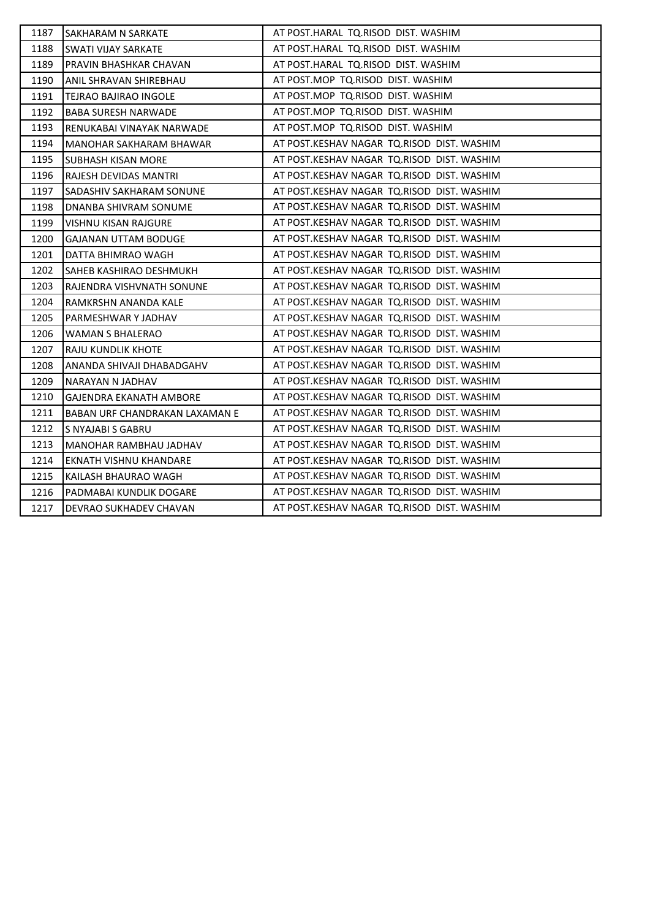| | | |
|---|---|---|
| 1187 | SAKHARAM N SARKATE | AT POST.HARAL TQ.RISOD DIST. WASHIM |
| 1188 | SWATI VIJAY SARKATE | AT POST.HARAL TQ.RISOD DIST. WASHIM |
| 1189 | PRAVIN BHASHKAR CHAVAN | AT POST.HARAL TQ.RISOD DIST. WASHIM |
| 1190 | ANIL SHRAVAN SHIREBHAU | AT POST.MOP TQ.RISOD DIST. WASHIM |
| 1191 | TEJRAO BAJIRAO INGOLE | AT POST.MOP TQ.RISOD DIST. WASHIM |
| 1192 | BABA SURESH NARWADE | AT POST.MOP TQ.RISOD DIST. WASHIM |
| 1193 | RENUKABAI VINAYAK NARWADE | AT POST.MOP TQ.RISOD DIST. WASHIM |
| 1194 | MANOHAR SAKHARAM BHAWAR | AT POST.KESHAV NAGAR TQ.RISOD DIST. WASHIM |
| 1195 | SUBHASH KISAN MORE | AT POST.KESHAV NAGAR TQ.RISOD DIST. WASHIM |
| 1196 | RAJESH DEVIDAS MANTRI | AT POST.KESHAV NAGAR TQ.RISOD DIST. WASHIM |
| 1197 | SADASHIV SAKHARAM SONUNE | AT POST.KESHAV NAGAR TQ.RISOD DIST. WASHIM |
| 1198 | DNANBA SHIVRAM SONUME | AT POST.KESHAV NAGAR TQ.RISOD DIST. WASHIM |
| 1199 | VISHNU KISAN RAJGURE | AT POST.KESHAV NAGAR TQ.RISOD DIST. WASHIM |
| 1200 | GAJANAN UTTAM BODUGE | AT POST.KESHAV NAGAR TQ.RISOD DIST. WASHIM |
| 1201 | DATTA BHIMRAO WAGH | AT POST.KESHAV NAGAR TQ.RISOD DIST. WASHIM |
| 1202 | SAHEB KASHIRAO DESHMUKH | AT POST.KESHAV NAGAR TQ.RISOD DIST. WASHIM |
| 1203 | RAJENDRA VISHVNATH SONUNE | AT POST.KESHAV NAGAR TQ.RISOD DIST. WASHIM |
| 1204 | RAMKRSHN ANANDA KALE | AT POST.KESHAV NAGAR TQ.RISOD DIST. WASHIM |
| 1205 | PARMESHWAR Y JADHAV | AT POST.KESHAV NAGAR TQ.RISOD DIST. WASHIM |
| 1206 | WAMAN S BHALERAO | AT POST.KESHAV NAGAR TQ.RISOD DIST. WASHIM |
| 1207 | RAJU KUNDLIK KHOTE | AT POST.KESHAV NAGAR TQ.RISOD DIST. WASHIM |
| 1208 | ANANDA SHIVAJI DHABADGAHV | AT POST.KESHAV NAGAR TQ.RISOD DIST. WASHIM |
| 1209 | NARAYAN N JADHAV | AT POST.KESHAV NAGAR TQ.RISOD DIST. WASHIM |
| 1210 | GAJENDRA EKANATH AMBORE | AT POST.KESHAV NAGAR TQ.RISOD DIST. WASHIM |
| 1211 | BABAN URF CHANDRAKAN LAXAMAN E | AT POST.KESHAV NAGAR TQ.RISOD DIST. WASHIM |
| 1212 | S NYAJABI S GABRU | AT POST.KESHAV NAGAR TQ.RISOD DIST. WASHIM |
| 1213 | MANOHAR RAMBHAU JADHAV | AT POST.KESHAV NAGAR TQ.RISOD DIST. WASHIM |
| 1214 | EKNATH VISHNU KHANDARE | AT POST.KESHAV NAGAR TQ.RISOD DIST. WASHIM |
| 1215 | KAILASH BHAURAO WAGH | AT POST.KESHAV NAGAR TQ.RISOD DIST. WASHIM |
| 1216 | PADMABAI KUNDLIK DOGARE | AT POST.KESHAV NAGAR TQ.RISOD DIST. WASHIM |
| 1217 | DEVRAO SUKHADEV CHAVAN | AT POST.KESHAV NAGAR TQ.RISOD DIST. WASHIM |